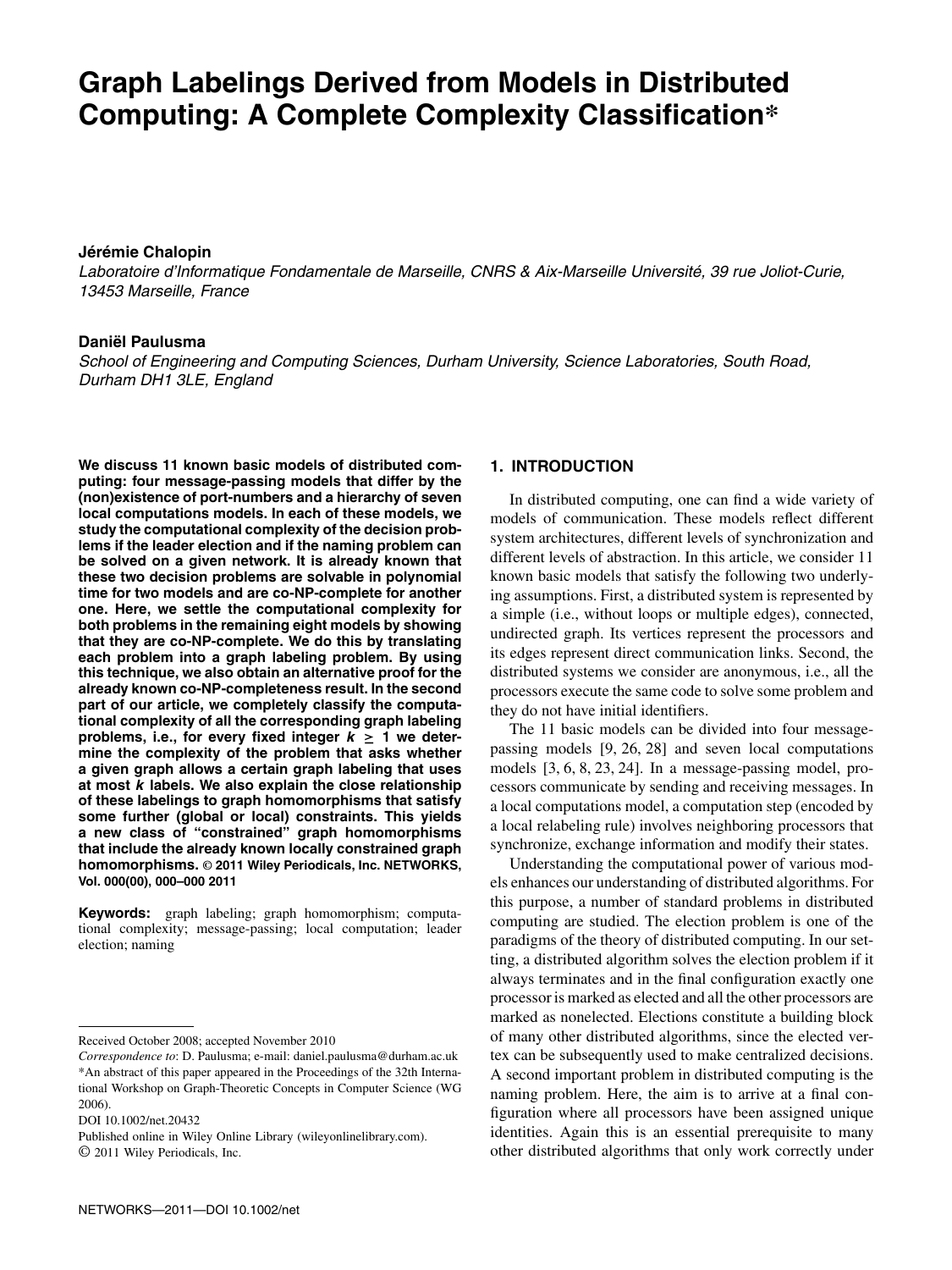# Graph Labelings Derived from Models in Distributed Computing: A Complete Complexity Classification*

**Jérémie Chalopin**

*Laboratoire d'Informatique Fondamentale de Marseille, CNRS & Aix-Marseille Université, 39 rue Joliot-Curie, 13453 Marseille, France*

**Daniël Paulusma**

*School of Engineering and Computing Sciences, Durham University, Science Laboratories, South Road, Durham DH1 3LE, England*

**We discuss 11 known basic models of distributed computing: four message-passing models that differ by the (non)existence of port-numbers and a hierarchy of seven local computations models. In each of these models, we study the computational complexity of the decision problems if the leader election and if the naming problem can be solved on a given network. It is already known that these two decision problems are solvable in polynomial time for two models and are co-NP-complete for another one. Here, we settle the computational complexity for both problems in the remaining eight models by showing that they are co-NP-complete. We do this by translating each problem into a graph labeling problem. By using this technique, we also obtain an alternative proof for the already known co-NP-completeness result. In the second part of our article, we completely classify the computational complexity of all the corresponding graph labeling problems, i.e., for every fixed integer $k \geq 1$ we determine the complexity of the problem that asks whether a given graph allows a certain graph labeling that uses at most $k$ labels. We also explain the close relationship of these labelings to graph homomorphisms that satisfy some further (global or local) constraints. This yields a new class of "constrained" graph homomorphisms that include the already known locally constrained graph homomorphisms. © 2011 Wiley Periodicals, Inc. NETWORKS, Vol. 000(00), 000–000 2011**

**Keywords:** graph labeling; graph homomorphism; computational complexity; message-passing; local computation; leader election; naming

Received October 2008; accepted November 2010

*Correspondence to*: D. Paulusma; e-mail: daniel.paulusma@durham.ac.uk

*An abstract of this paper appeared in the Proceedings of the 32th International Workshop on Graph-Theoretic Concepts in Computer Science (WG 2006).

DOI 10.1002/net.20432

Published online in Wiley Online Library (wileyonlinelibrary.com).

© 2011 Wiley Periodicals, Inc.

## 1. INTRODUCTION

In distributed computing, one can find a wide variety of models of communication. These models reflect different system architectures, different levels of synchronization and different levels of abstraction. In this article, we consider 11 known basic models that satisfy the following two underlying assumptions. First, a distributed system is represented by a simple (i.e., without loops or multiple edges), connected, undirected graph. Its vertices represent the processors and its edges represent direct communication links. Second, the distributed systems we consider are anonymous, i.e., all the processors execute the same code to solve some problem and they do not have initial identifiers.

The 11 basic models can be divided into four message-passing models [9, 26, 28] and seven local computations models [3, 6, 8, 23, 24]. In a message-passing model, processors communicate by sending and receiving messages. In a local computations model, a computation step (encoded by a local relabeling rule) involves neighboring processors that synchronize, exchange information and modify their states.

Understanding the computational power of various models enhances our understanding of distributed algorithms. For this purpose, a number of standard problems in distributed computing are studied. The election problem is one of the paradigms of the theory of distributed computing. In our setting, a distributed algorithm solves the election problem if it always terminates and in the final configuration exactly one processor is marked as elected and all the other processors are marked as nonelected. Elections constitute a building block of many other distributed algorithms, since the elected vertex can be subsequently used to make centralized decisions. A second important problem in distributed computing is the naming problem. Here, the aim is to arrive at a final configuration where all processors have been assigned unique identities. Again this is an essential prerequisite to many other distributed algorithms that only work correctly under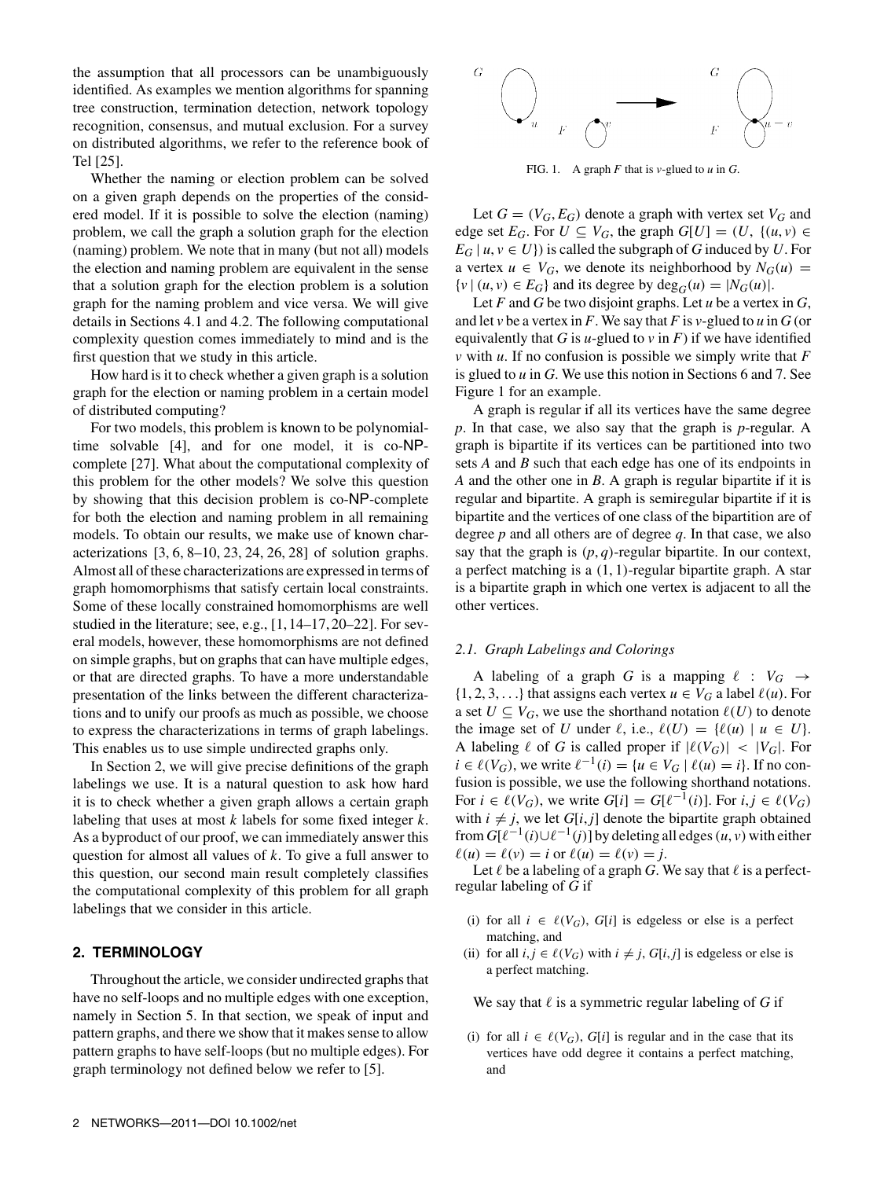the assumption that all processors can be unambiguously identified. As examples we mention algorithms for spanning tree construction, termination detection, network topology recognition, consensus, and mutual exclusion. For a survey on distributed algorithms, we refer to the reference book of Tel [25].

Whether the naming or election problem can be solved on a given graph depends on the properties of the considered model. If it is possible to solve the election (naming) problem, we call the graph a solution graph for the election (naming) problem. We note that in many (but not all) models the election and naming problem are equivalent in the sense that a solution graph for the election problem is a solution graph for the naming problem and vice versa. We will give details in Sections 4.1 and 4.2. The following computational complexity question comes immediately to mind and is the first question that we study in this article.

How hard is it to check whether a given graph is a solution graph for the election or naming problem in a certain model of distributed computing?

For two models, this problem is known to be polynomial-time solvable [4], and for one model, it is co-NP-complete [27]. What about the computational complexity of this problem for the other models? We solve this question by showing that this decision problem is co-NP-complete for both the election and naming problem in all remaining models. To obtain our results, we make use of known characterizations [3, 6, 8–10, 23, 24, 26, 28] of solution graphs. Almost all of these characterizations are expressed in terms of graph homomorphisms that satisfy certain local constraints. Some of these locally constrained homomorphisms are well studied in the literature; see, e.g., [1, 14–17, 20–22]. For several models, however, these homomorphisms are not defined on simple graphs, but on graphs that can have multiple edges, or that are directed graphs. To have a more understandable presentation of the links between the different characterizations and to unify our proofs as much as possible, we choose to express the characterizations in terms of graph labelings. This enables us to use simple undirected graphs only.

In Section 2, we will give precise definitions of the graph labelings we use. It is a natural question to ask how hard it is to check whether a given graph allows a certain graph labeling that uses at most $k$ labels for some fixed integer $k$. As a byproduct of our proof, we can immediately answer this question for almost all values of $k$. To give a full answer to this question, our second main result completely classifies the computational complexity of this problem for all graph labelings that we consider in this article.

## 2. TERMINOLOGY

Throughout the article, we consider undirected graphs that have no self-loops and no multiple edges with one exception, namely in Section 5. In that section, we speak of input and pattern graphs, and there we show that it makes sense to allow pattern graphs to have self-loops (but no multiple edges). For graph terminology not defined below we refer to [5].

FIG. 1. A graph $F$ that is $v$-glued to $u$ in $G$.

Let $G = (V_G, E_G)$ denote a graph with vertex set $V_G$ and edge set $E_G$. For $U \subseteq V_G$, the graph $G[U] = (U, \{(u, v) \in E_G \mid u, v \in U\})$ is called the subgraph of $G$ induced by $U$. For a vertex $u \in V_G$, we denote its neighborhood by $N_G(u) = \{v \mid (u, v) \in E_G\}$ and its degree by $\deg_G(u) = |N_G(u)|$.

Let $F$ and $G$ be two disjoint graphs. Let $u$ be a vertex in $G$, and let $v$ be a vertex in $F$. We say that $F$ is $v$-glued to $u$ in $G$ (or equivalently that $G$ is $u$-glued to $v$ in $F$) if we have identified $v$ with $u$. If no confusion is possible we simply write that $F$ is glued to $u$ in $G$. We use this notion in Sections 6 and 7. See Figure 1 for an example.

A graph is regular if all its vertices have the same degree $p$. In that case, we also say that the graph is $p$-regular. A graph is bipartite if its vertices can be partitioned into two sets $A$ and $B$ such that each edge has one of its endpoints in $A$ and the other one in $B$. A graph is regular bipartite if it is regular and bipartite. A graph is semiregular bipartite if it is bipartite and the vertices of one class of the bipartition are of degree $p$ and all others are of degree $q$. In that case, we also say that the graph is $(p, q)$-regular bipartite. In our context, a perfect matching is a $(1, 1)$-regular bipartite graph. A star is a bipartite graph in which one vertex is adjacent to all the other vertices.

### 2.1. Graph Labelings and Colorings

A labeling of a graph $G$ is a mapping $\ell : V_G \to \{1, 2, 3, \ldots\}$ that assigns each vertex $u \in V_G$ a label $\ell(u)$. For a set $U \subseteq V_G$, we use the shorthand notation $\ell(U)$ to denote the image set of $U$ under $\ell$, i.e., $\ell(U) = \{\ell(u) \mid u \in U\}$. A labeling $\ell$ of $G$ is called proper if $|\ell(V_G)| < |V_G|$. For $i \in \ell(V_G)$, we write $\ell^{-1}(i) = \{u \in V_G \mid \ell(u) = i\}$. If no confusion is possible, we use the following shorthand notations. For $i \in \ell(V_G)$, we write $G[i] = G[\ell^{-1}(i)]$. For $i, j \in \ell(V_G)$ with $i \neq j$, we let $G[i, j]$ denote the bipartite graph obtained from $G[\ell^{-1}(i) \cup \ell^{-1}(j)]$ by deleting all edges $(u, v)$ with either $\ell(u) = \ell(v) = i$ or $\ell(u) = \ell(v) = j$.

Let $\ell$ be a labeling of a graph $G$. We say that $\ell$ is a perfect-regular labeling of $G$ if

(i) for all $i \in \ell(V_G)$, $G[i]$ is edgeless or else is a perfect matching, and
(ii) for all $i, j \in \ell(V_G)$ with $i \neq j$, $G[i, j]$ is edgeless or else is a perfect matching.

We say that $\ell$ is a symmetric regular labeling of $G$ if

(i) for all $i \in \ell(V_G)$, $G[i]$ is regular and in the case that its vertices have odd degree it contains a perfect matching, and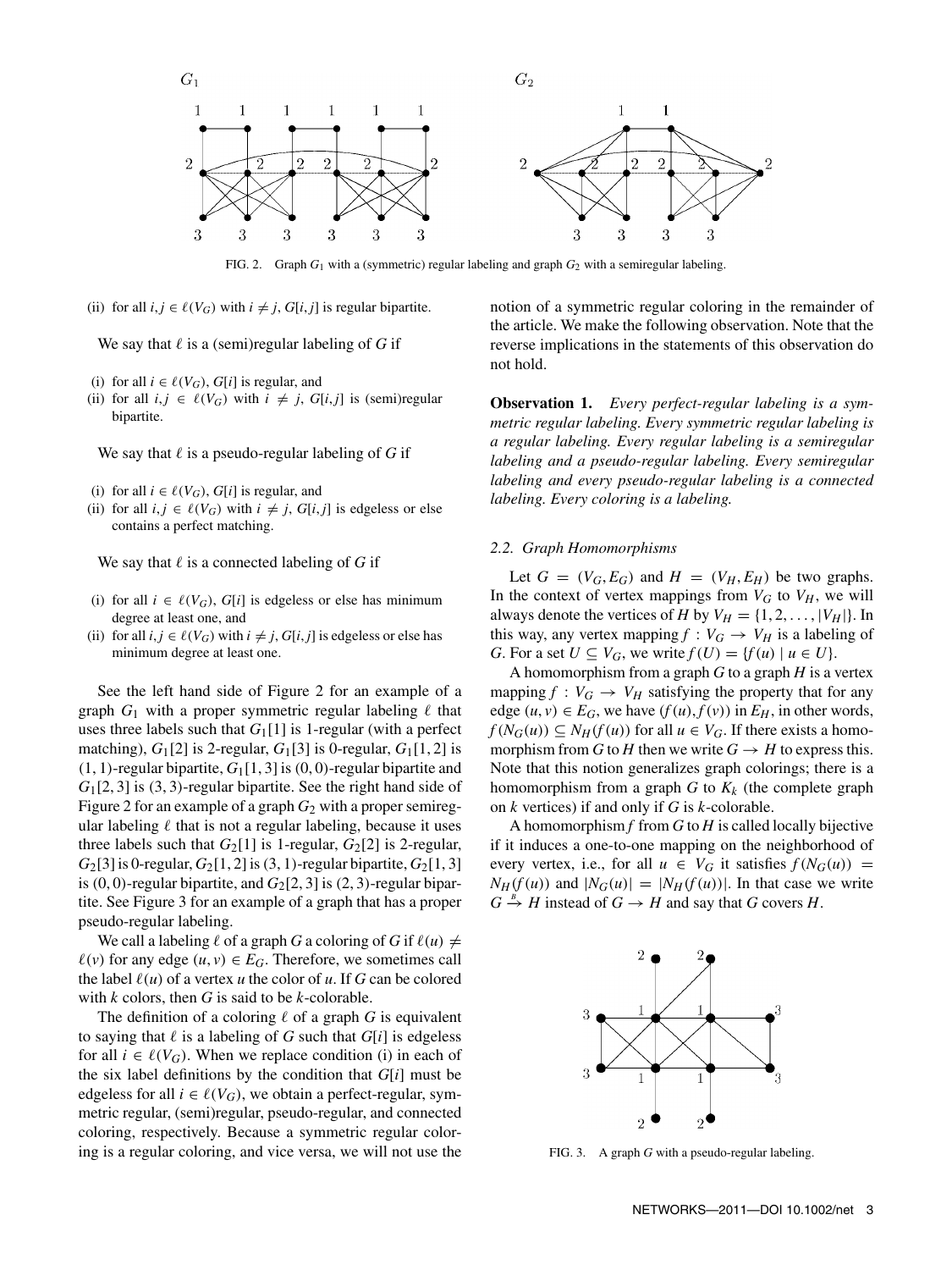FIG. 2. Graph $G_1$ with a (symmetric) regular labeling and graph $G_2$ with a semiregular labeling.

(ii) for all $i,j \in \ell(V_G)$ with $i \neq j$, $G[i,j]$ is regular bipartite.

We say that $\ell$ is a (semi)regular labeling of $G$ if

(i) for all $i \in \ell(V_G)$, $G[i]$ is regular, and
(ii) for all $i,j \in \ell(V_G)$ with $i \neq j$, $G[i,j]$ is (semi)regular bipartite.

We say that $\ell$ is a pseudo-regular labeling of $G$ if

(i) for all $i \in \ell(V_G)$, $G[i]$ is regular, and
(ii) for all $i,j \in \ell(V_G)$ with $i \neq j$, $G[i,j]$ is edgeless or else contains a perfect matching.

We say that $\ell$ is a connected labeling of $G$ if

(i) for all $i \in \ell(V_G)$, $G[i]$ is edgeless or else has minimum degree at least one, and
(ii) for all $i,j \in \ell(V_G)$ with $i \neq j$, $G[i,j]$ is edgeless or else has minimum degree at least one.

See the left hand side of Figure 2 for an example of a graph $G_1$ with a proper symmetric regular labeling $\ell$ that uses three labels such that $G_1[1]$ is 1-regular (with a perfect matching), $G_1[2]$ is 2-regular, $G_1[3]$ is 0-regular, $G_1[1,2]$ is $(1,1)$-regular bipartite, $G_1[1,3]$ is $(0,0)$-regular bipartite and $G_1[2,3]$ is $(3,3)$-regular bipartite. See the right hand side of Figure 2 for an example of a graph $G_2$ with a proper semiregular labeling $\ell$ that is not a regular labeling, because it uses three labels such that $G_2[1]$ is 1-regular, $G_2[2]$ is 2-regular, $G_2[3]$ is 0-regular, $G_2[1,2]$ is $(3,1)$-regular bipartite, $G_2[1,3]$ is $(0,0)$-regular bipartite, and $G_2[2,3]$ is $(2,3)$-regular bipartite. See Figure 3 for an example of a graph that has a proper pseudo-regular labeling.

We call a labeling $\ell$ of a graph $G$ a coloring of $G$ if $\ell(u) \neq \ell(v)$ for any edge $(u,v) \in E_G$. Therefore, we sometimes call the label $\ell(u)$ of a vertex $u$ the color of $u$. If $G$ can be colored with $k$ colors, then $G$ is said to be $k$-colorable.

The definition of a coloring $\ell$ of a graph $G$ is equivalent to saying that $\ell$ is a labeling of $G$ such that $G[i]$ is edgeless for all $i \in \ell(V_G)$. When we replace condition (i) in each of the six label definitions by the condition that $G[i]$ must be edgeless for all $i \in \ell(V_G)$, we obtain a perfect-regular, symmetric regular, (semi)regular, pseudo-regular, and connected coloring, respectively. Because a symmetric regular coloring is a regular coloring, and vice versa, we will not use the notion of a symmetric regular coloring in the remainder of the article. We make the following observation. Note that the reverse implications in the statements of this observation do not hold.

**Observation 1.** *Every perfect-regular labeling is a symmetric regular labeling. Every symmetric regular labeling is a regular labeling. Every regular labeling is a semiregular labeling and a pseudo-regular labeling. Every semiregular labeling and every pseudo-regular labeling is a connected labeling. Every coloring is a labeling.*

### 2.2. Graph Homomorphisms

Let $G = (V_G, E_G)$ and $H = (V_H, E_H)$ be two graphs. In the context of vertex mappings from $V_G$ to $V_H$, we will always denote the vertices of $H$ by $V_H = \{1, 2, \ldots, |V_H|\}$. In this way, any vertex mapping $f : V_G \to V_H$ is a labeling of $G$. For a set $U \subseteq V_G$, we write $f(U) = \{f(u) \mid u \in U\}$.

A homomorphism from a graph $G$ to a graph $H$ is a vertex mapping $f : V_G \to V_H$ satisfying the property that for any edge $(u,v) \in E_G$, we have $(f(u), f(v))$ in $E_H$, in other words, $f(N_G(u)) \subseteq N_H(f(u))$ for all $u \in V_G$. If there exists a homomorphism from $G$ to $H$ then we write $G \to H$ to express this. Note that this notion generalizes graph colorings; there is a homomorphism from a graph $G$ to $K_k$ (the complete graph on $k$ vertices) if and only if $G$ is $k$-colorable.

A homomorphism $f$ from $G$ to $H$ is called locally bijective if it induces a one-to-one mapping on the neighborhood of every vertex, i.e., for all $u \in V_G$ it satisfies $f(N_G(u)) = N_H(f(u))$ and $|N_G(u)| = |N_H(f(u))|$. In that case we write $G \xrightarrow{B} H$ instead of $G \to H$ and say that $G$ covers $H$.

FIG. 3. A graph $G$ with a pseudo-regular labeling.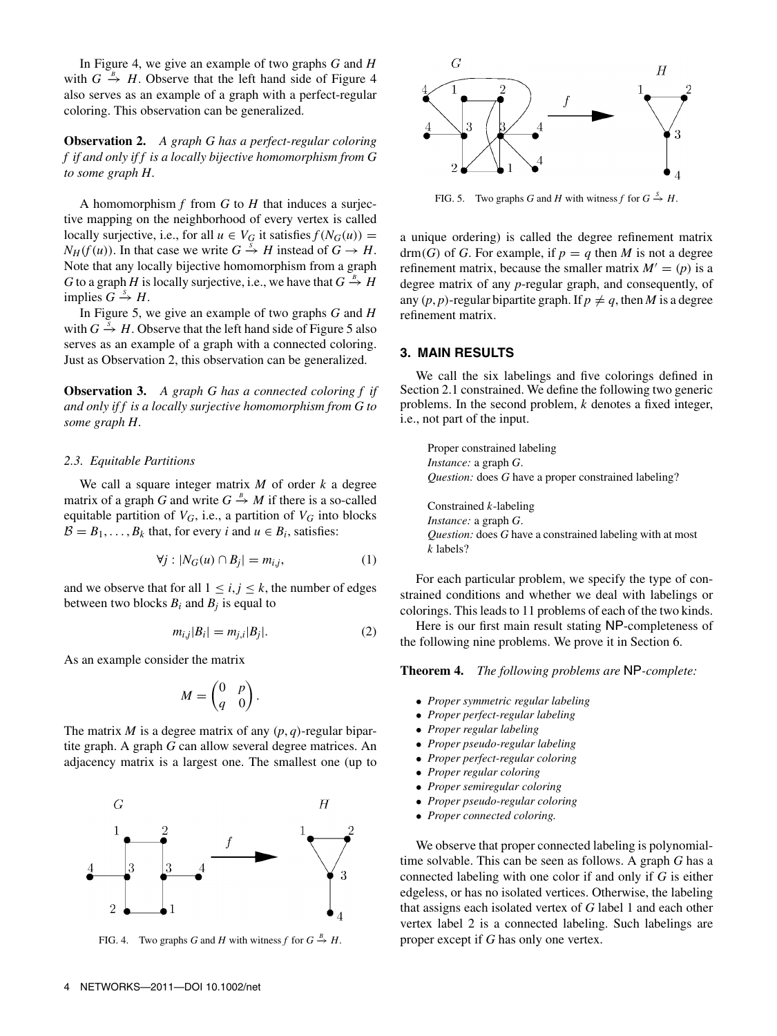In Figure 4, we give an example of two graphs $G$ and $H$ with $G \xrightarrow{B} H$. Observe that the left hand side of Figure 4 also serves as an example of a graph with a perfect-regular coloring. This observation can be generalized.

**Observation 2.** *A graph $G$ has a perfect-regular coloring $f$ if and only if $f$ is a locally bijective homomorphism from $G$ to some graph $H$.*

A homomorphism $f$ from $G$ to $H$ that induces a surjective mapping on the neighborhood of every vertex is called locally surjective, i.e., for all $u \in V_G$ it satisfies $f(N_G(u)) = N_H(f(u))$. In that case we write $G \xrightarrow{S} H$ instead of $G \to H$. Note that any locally bijective homomorphism from a graph $G$ to a graph $H$ is locally surjective, i.e., we have that $G \xrightarrow{B} H$ implies $G \xrightarrow{S} H$.

In Figure 5, we give an example of two graphs $G$ and $H$ with $G \xrightarrow{S} H$. Observe that the left hand side of Figure 5 also serves as an example of a graph with a connected coloring. Just as Observation 2, this observation can be generalized.

**Observation 3.** *A graph $G$ has a connected coloring $f$ if and only if $f$ is a locally surjective homomorphism from $G$ to some graph $H$.*

### 2.3. Equitable Partitions

We call a square integer matrix $M$ of order $k$ a degree matrix of a graph $G$ and write $G \xrightarrow{B} M$ if there is a so-called equitable partition of $V_G$, i.e., a partition of $V_G$ into blocks $\mathcal{B} = B_1, \ldots, B_k$ that, for every $i$ and $u \in B_i$, satisfies:

$$\forall j : |N_G(u) \cap B_j| = m_{i,j}, \tag{1}$$

and we observe that for all $1 \leq i, j \leq k$, the number of edges between two blocks $B_i$ and $B_j$ is equal to

$$m_{i,j}|B_i| = m_{j,i}|B_j|. \tag{2}$$

As an example consider the matrix

$$M = \begin{pmatrix} 0 & p \\ q & 0 \end{pmatrix}.$$

The matrix $M$ is a degree matrix of any $(p,q)$-regular bipartite graph. A graph $G$ can allow several degree matrices. An adjacency matrix is a largest one. The smallest one (up to a unique ordering) is called the degree refinement matrix $\text{drm}(G)$ of $G$. For example, if $p = q$ then $M$ is not a degree refinement matrix, because the smaller matrix $M' = (p)$ is a degree matrix of any $p$-regular graph, and consequently, of any $(p,p)$-regular bipartite graph. If $p \neq q$, then $M$ is a degree refinement matrix.

FIG. 4. Two graphs $G$ and $H$ with witness $f$ for $G \xrightarrow{B} H$.

FIG. 5. Two graphs $G$ and $H$ with witness $f$ for $G \xrightarrow{S} H$.

## 3. MAIN RESULTS

We call the six labelings and five colorings defined in Section 2.1 constrained. We define the following two generic problems. In the second problem, $k$ denotes a fixed integer, i.e., not part of the input.

> Proper constrained labeling
> *Instance:* a graph $G$.
> *Question:* does $G$ have a proper constrained labeling?
>
> Constrained $k$-labeling
> *Instance:* a graph $G$.
> *Question:* does $G$ have a constrained labeling with at most $k$ labels?

For each particular problem, we specify the type of constrained conditions and whether we deal with labelings or colorings. This leads to 11 problems of each of the two kinds.

Here is our first main result stating NP-completeness of the following nine problems. We prove it in Section 6.

**Theorem 4.** *The following problems are* NP*-complete:*

- *Proper symmetric regular labeling*
- *Proper perfect-regular labeling*
- *Proper regular labeling*
- *Proper pseudo-regular labeling*
- *Proper perfect-regular coloring*
- *Proper regular coloring*
- *Proper semiregular coloring*
- *Proper pseudo-regular coloring*
- *Proper connected coloring.*

We observe that proper connected labeling is polynomial-time solvable. This can be seen as follows. A graph $G$ has a connected labeling with one color if and only if $G$ is either edgeless, or has no isolated vertices. Otherwise, the labeling that assigns each isolated vertex of $G$ label 1 and each other vertex label 2 is a connected labeling. Such labelings are proper except if $G$ has only one vertex.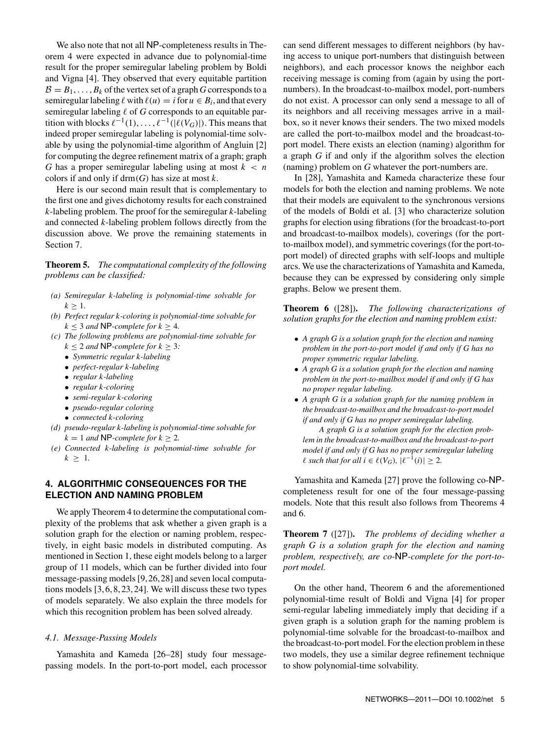We also note that not all NP-completeness results in Theorem 4 were expected in advance due to polynomial-time result for the proper semiregular labeling problem by Boldi and Vigna [4]. They observed that every equitable partition $\mathcal{B} = B_1, \ldots, B_k$ of the vertex set of a graph $G$ corresponds to a semiregular labeling $\ell$ with $\ell(u) = i$ for $u \in B_i$, and that every semiregular labeling $\ell$ of $G$ corresponds to an equitable partition with blocks $\ell^{-1}(1), \ldots, \ell^{-1}(|\ell(V_G)|)$. This means that indeed proper semiregular labeling is polynomial-time solvable by using the polynomial-time algorithm of Angluin [2] for computing the degree refinement matrix of a graph; graph $G$ has a proper semiregular labeling using at most $k < n$ colors if and only if $\text{drm}(G)$ has size at most $k$.

Here is our second main result that is complementary to the first one and gives dichotomy results for each constrained $k$-labeling problem. The proof for the semiregular $k$-labeling and connected $k$-labeling problem follows directly from the discussion above. We prove the remaining statements in Section 7.

**Theorem 5.** *The computational complexity of the following problems can be classified:*

- *(a) Semiregular $k$-labeling is polynomial-time solvable for $k \geq 1$.*
- *(b) Perfect regular $k$-coloring is polynomial-time solvable for $k \leq 3$ and NP-complete for $k \geq 4$.*
- *(c) The following problems are polynomial-time solvable for $k \leq 2$ and NP-complete for $k \geq 3$:*
  - *Symmetric regular $k$-labeling*
  - *perfect-regular $k$-labeling*
  - *regular $k$-labeling*
  - *regular $k$-coloring*
  - *semi-regular $k$-coloring*
  - *pseudo-regular coloring*
  - *connected $k$-coloring*
- *(d) pseudo-regular $k$-labeling is polynomial-time solvable for $k = 1$ and NP-complete for $k \geq 2$.*
- *(e) Connected $k$-labeling is polynomial-time solvable for $k \geq 1$.*

## 4. ALGORITHMIC CONSEQUENCES FOR THE ELECTION AND NAMING PROBLEM

We apply Theorem 4 to determine the computational complexity of the problems that ask whether a given graph is a solution graph for the election or naming problem, respectively, in eight basic models in distributed computing. As mentioned in Section 1, these eight models belong to a larger group of 11 models, which can be further divided into four message-passing models [9, 26, 28] and seven local computations models [3, 6, 8, 23, 24]. We will discuss these two types of models separately. We also explain the three models for which this recognition problem has been solved already.

### 4.1. Message-Passing Models

Yamashita and Kameda [26–28] study four message-passing models. In the port-to-port model, each processor can send different messages to different neighbors (by having access to unique port-numbers that distinguish between neighbors), and each processor knows the neighbor each receiving message is coming from (again by using the port-numbers). In the broadcast-to-mailbox model, port-numbers do not exist. A processor can only send a message to all of its neighbors and all receiving messages arrive in a mailbox, so it never knows their senders. The two mixed models are called the port-to-mailbox model and the broadcast-to-port model. There exists an election (naming) algorithm for a graph $G$ if and only if the algorithm solves the election (naming) problem on $G$ whatever the port-numbers are.

In [28], Yamashita and Kameda characterize these four models for both the election and naming problems. We note that their models are equivalent to the synchronous versions of the models of Boldi et al. [3] who characterize solution graphs for election using fibrations (for the broadcast-to-port and broadcast-to-mailbox models), coverings (for the port-to-mailbox model), and symmetric coverings (for the port-to-port model) of directed graphs with self-loops and multiple arcs. We use the characterizations of Yamashita and Kameda, because they can be expressed by considering only simple graphs. Below we present them.

**Theorem 6** ([28]). *The following characterizations of solution graphs for the election and naming problem exist:*

- *A graph $G$ is a solution graph for the election and naming problem in the port-to-port model if and only if $G$ has no proper symmetric regular labeling.*
- *A graph $G$ is a solution graph for the election and naming problem in the port-to-mailbox model if and only if $G$ has no proper regular labeling.*
- *A graph $G$ is a solution graph for the naming problem in the broadcast-to-mailbox and the broadcast-to-port model if and only if $G$ has no proper semiregular labeling.*

  *A graph $G$ is a solution graph for the election problem in the broadcast-to-mailbox and the broadcast-to-port model if and only if $G$ has no proper semiregular labeling $\ell$ such that for all $i \in \ell(V_G)$, $|\ell^{-1}(i)| \geq 2$.*

Yamashita and Kameda [27] prove the following co-NP-completeness result for one of the four message-passing models. Note that this result also follows from Theorems 4 and 6.

**Theorem 7** ([27]). *The problems of deciding whether a graph $G$ is a solution graph for the election and naming problem, respectively, are co-NP-complete for the port-to-port model.*

On the other hand, Theorem 6 and the aforementioned polynomial-time result of Boldi and Vigna [4] for proper semi-regular labeling immediately imply that deciding if a given graph is a solution graph for the naming problem is polynomial-time solvable for the broadcast-to-mailbox and the broadcast-to-port model. For the election problem in these two models, they use a similar degree refinement technique to show polynomial-time solvability.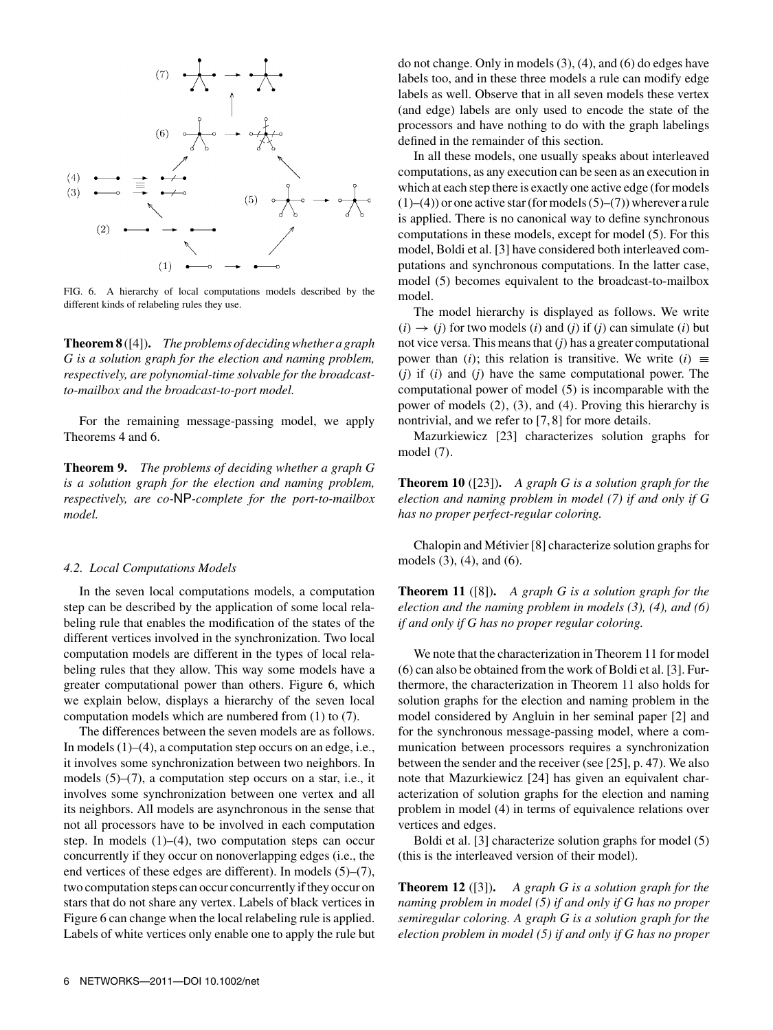FIG. 6. A hierarchy of local computations models described by the different kinds of relabeling rules they use.

**Theorem 8** ([4]). *The problems of deciding whether a graph G is a solution graph for the election and naming problem, respectively, are polynomial-time solvable for the broadcast-to-mailbox and the broadcast-to-port model.*

For the remaining message-passing model, we apply Theorems 4 and 6.

**Theorem 9.** *The problems of deciding whether a graph G is a solution graph for the election and naming problem, respectively, are co-NP-complete for the port-to-mailbox model.*

### 4.2. Local Computations Models

In the seven local computations models, a computation step can be described by the application of some local relabeling rule that enables the modification of the states of the different vertices involved in the synchronization. Two local computation models are different in the types of local relabeling rules that they allow. This way some models have a greater computational power than others. Figure 6, which we explain below, displays a hierarchy of the seven local computation models which are numbered from (1) to (7).

The differences between the seven models are as follows. In models (1)–(4), a computation step occurs on an edge, i.e., it involves some synchronization between two neighbors. In models (5)–(7), a computation step occurs on a star, i.e., it involves some synchronization between one vertex and all its neighbors. All models are asynchronous in the sense that not all processors have to be involved in each computation step. In models (1)–(4), two computation steps can occur concurrently if they occur on nonoverlapping edges (i.e., the end vertices of these edges are different). In models (5)–(7), two computation steps can occur concurrently if they occur on stars that do not share any vertex. Labels of black vertices in Figure 6 can change when the local relabeling rule is applied. Labels of white vertices only enable one to apply the rule but do not change. Only in models (3), (4), and (6) do edges have labels too, and in these three models a rule can modify edge labels as well. Observe that in all seven models these vertex (and edge) labels are only used to encode the state of the processors and have nothing to do with the graph labelings defined in the remainder of this section.

In all these models, one usually speaks about interleaved computations, as any execution can be seen as an execution in which at each step there is exactly one active edge (for models (1)–(4)) or one active star (for models (5)–(7)) wherever a rule is applied. There is no canonical way to define synchronous computations in these models, except for model (5). For this model, Boldi et al. [3] have considered both interleaved computations and synchronous computations. In the latter case, model (5) becomes equivalent to the broadcast-to-mailbox model.

The model hierarchy is displayed as follows. We write $(i) \to (j)$ for two models $(i)$ and $(j)$ if $(j)$ can simulate $(i)$ but not vice versa. This means that $(j)$ has a greater computational power than $(i)$; this relation is transitive. We write $(i) \equiv (j)$ if $(i)$ and $(j)$ have the same computational power. The computational power of model (5) is incomparable with the power of models (2), (3), and (4). Proving this hierarchy is nontrivial, and we refer to [7, 8] for more details.

Mazurkiewicz [23] characterizes solution graphs for model (7).

**Theorem 10** ([23]). *A graph G is a solution graph for the election and naming problem in model (7) if and only if G has no proper perfect-regular coloring.*

Chalopin and Métivier [8] characterize solution graphs for models (3), (4), and (6).

**Theorem 11** ([8]). *A graph G is a solution graph for the election and the naming problem in models (3), (4), and (6) if and only if G has no proper regular coloring.*

We note that the characterization in Theorem 11 for model (6) can also be obtained from the work of Boldi et al. [3]. Furthermore, the characterization in Theorem 11 also holds for solution graphs for the election and naming problem in the model considered by Angluin in her seminal paper [2] and for the synchronous message-passing model, where a communication between processors requires a synchronization between the sender and the receiver (see [25], p. 47). We also note that Mazurkiewicz [24] has given an equivalent characterization of solution graphs for the election and naming problem in model (4) in terms of equivalence relations over vertices and edges.

Boldi et al. [3] characterize solution graphs for model (5) (this is the interleaved version of their model).

**Theorem 12** ([3]). *A graph G is a solution graph for the naming problem in model (5) if and only if G has no proper semiregular coloring. A graph G is a solution graph for the election problem in model (5) if and only if G has no proper*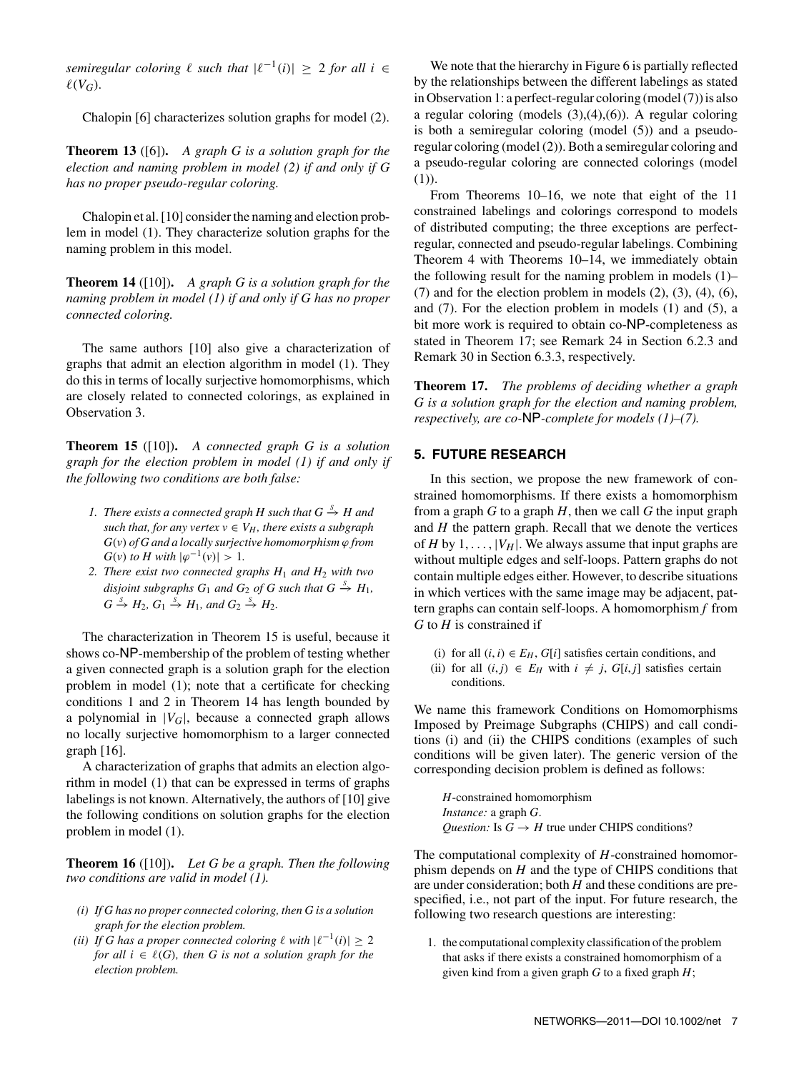*semiregular coloring $\ell$ such that $|\ell^{-1}(i)| \geq 2$ for all $i \in \ell(V_G)$.*

Chalopin [6] characterizes solution graphs for model (2).

**Theorem 13** ([6]). *A graph G is a solution graph for the election and naming problem in model (2) if and only if G has no proper pseudo-regular coloring.*

Chalopin et al. [10] consider the naming and election problem in model (1). They characterize solution graphs for the naming problem in this model.

**Theorem 14** ([10]). *A graph G is a solution graph for the naming problem in model (1) if and only if G has no proper connected coloring.*

The same authors [10] also give a characterization of graphs that admit an election algorithm in model (1). They do this in terms of locally surjective homomorphisms, which are closely related to connected colorings, as explained in Observation 3.

**Theorem 15** ([10]). *A connected graph G is a solution graph for the election problem in model (1) if and only if the following two conditions are both false:*

1. *There exists a connected graph H such that $G \xrightarrow{S} H$ and such that, for any vertex $v \in V_H$, there exists a subgraph $G(v)$ of G and a locally surjective homomorphism $\varphi$ from $G(v)$ to H with $|\varphi^{-1}(v)| > 1$.*
2. *There exist two connected graphs $H_1$ and $H_2$ with two disjoint subgraphs $G_1$ and $G_2$ of G such that $G \xrightarrow{S} H_1$, $G \xrightarrow{S} H_2$, $G_1 \xrightarrow{S} H_1$, and $G_2 \xrightarrow{S} H_2$.*

The characterization in Theorem 15 is useful, because it shows co-NP-membership of the problem of testing whether a given connected graph is a solution graph for the election problem in model (1); note that a certificate for checking conditions 1 and 2 in Theorem 14 has length bounded by a polynomial in $|V_G|$, because a connected graph allows no locally surjective homomorphism to a larger connected graph [16].

A characterization of graphs that admits an election algorithm in model (1) that can be expressed in terms of graphs labelings is not known. Alternatively, the authors of [10] give the following conditions on solution graphs for the election problem in model (1).

**Theorem 16** ([10]). *Let G be a graph. Then the following two conditions are valid in model (1).*

*(i) If G has no proper connected coloring, then G is a solution graph for the election problem.*

*(ii) If G has a proper connected coloring $\ell$ with $|\ell^{-1}(i)| \geq 2$ for all $i \in \ell(G)$, then G is not a solution graph for the election problem.*

We note that the hierarchy in Figure 6 is partially reflected by the relationships between the different labelings as stated in Observation 1: a perfect-regular coloring (model (7)) is also a regular coloring (models (3),(4),(6)). A regular coloring is both a semiregular coloring (model (5)) and a pseudo-regular coloring (model (2)). Both a semiregular coloring and a pseudo-regular coloring are connected colorings (model (1)).

From Theorems 10–16, we note that eight of the 11 constrained labelings and colorings correspond to models of distributed computing; the three exceptions are perfect-regular, connected and pseudo-regular labelings. Combining Theorem 4 with Theorems 10–14, we immediately obtain the following result for the naming problem in models (1)–(7) and for the election problem in models (2), (3), (4), (6), and (7). For the election problem in models (1) and (5), a bit more work is required to obtain co-NP-completeness as stated in Theorem 17; see Remark 24 in Section 6.2.3 and Remark 30 in Section 6.3.3, respectively.

**Theorem 17.** *The problems of deciding whether a graph G is a solution graph for the election and naming problem, respectively, are co-NP-complete for models (1)–(7).*

## 5. FUTURE RESEARCH

In this section, we propose the new framework of constrained homomorphisms. If there exists a homomorphism from a graph $G$ to a graph $H$, then we call $G$ the input graph and $H$ the pattern graph. Recall that we denote the vertices of $H$ by $1, \ldots, |V_H|$. We always assume that input graphs are without multiple edges and self-loops. Pattern graphs do not contain multiple edges either. However, to describe situations in which vertices with the same image may be adjacent, pattern graphs can contain self-loops. A homomorphism $f$ from $G$ to $H$ is constrained if

(i) for all $(i,i) \in E_H$, $G[i]$ satisfies certain conditions, and
(ii) for all $(i,j) \in E_H$ with $i \neq j$, $G[i,j]$ satisfies certain conditions.

We name this framework Conditions on Homomorphisms Imposed by Preimage Subgraphs (CHIPS) and call conditions (i) and (ii) the CHIPS conditions (examples of such conditions will be given later). The generic version of the corresponding decision problem is defined as follows:

> *H*-constrained homomorphism
> *Instance:* a graph $G$.
> *Question:* Is $G \rightarrow H$ true under CHIPS conditions?

The computational complexity of $H$-constrained homomorphism depends on $H$ and the type of CHIPS conditions that are under consideration; both $H$ and these conditions are prespecified, i.e., not part of the input. For future research, the following two research questions are interesting:

1. the computational complexity classification of the problem that asks if there exists a constrained homomorphism of a given kind from a given graph $G$ to a fixed graph $H$;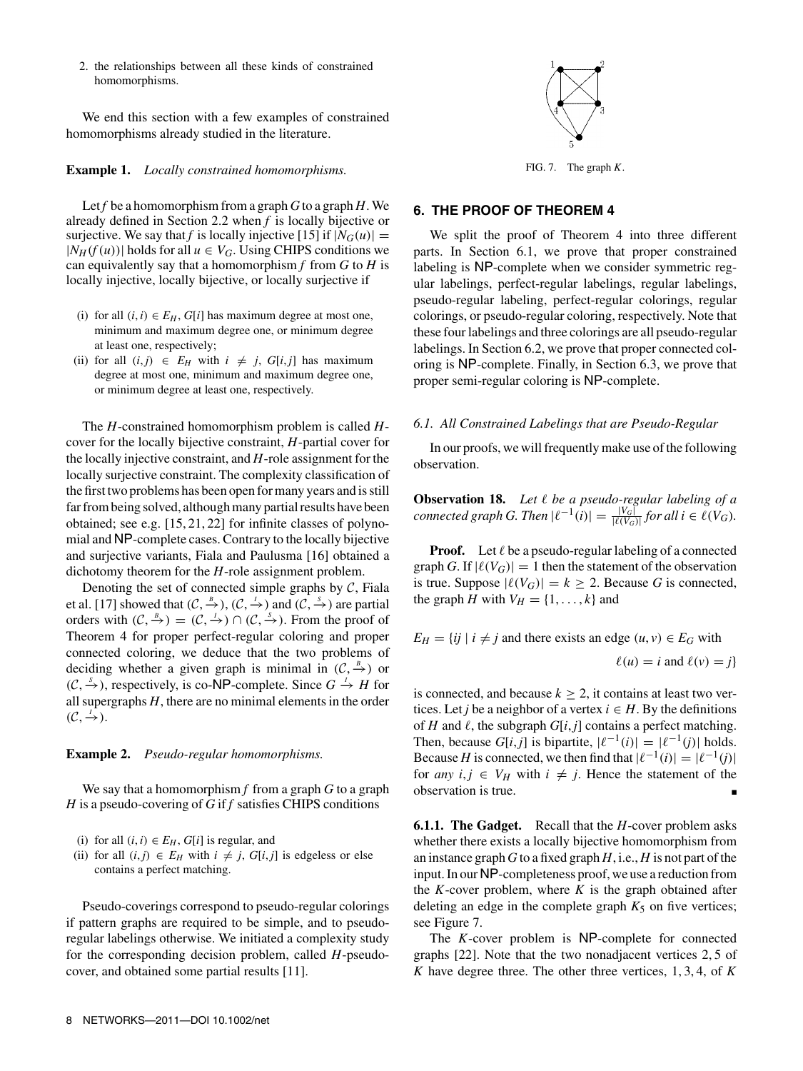2. the relationships between all these kinds of constrained homomorphisms.

We end this section with a few examples of constrained homomorphisms already studied in the literature.

**Example 1.** *Locally constrained homomorphisms.*

Let $f$ be a homomorphism from a graph $G$ to a graph $H$. We already defined in Section 2.2 when $f$ is locally bijective or surjective. We say that $f$ is locally injective [15] if $|N_G(u)| = |N_H(f(u))|$ holds for all $u \in V_G$. Using CHIPS conditions we can equivalently say that a homomorphism $f$ from $G$ to $H$ is locally injective, locally bijective, or locally surjective if

- (i) for all $(i, i) \in E_H$, $G[i]$ has maximum degree at most one, minimum and maximum degree one, or minimum degree at least one, respectively;
- (ii) for all $(i, j) \in E_H$ with $i \neq j$, $G[i, j]$ has maximum degree at most one, minimum and maximum degree one, or minimum degree at least one, respectively.

The $H$-constrained homomorphism problem is called $H$-cover for the locally bijective constraint, $H$-partial cover for the locally injective constraint, and $H$-role assignment for the locally surjective constraint. The complexity classification of the first two problems has been open for many years and is still far from being solved, although many partial results have been obtained; see e.g. [15, 21, 22] for infinite classes of polynomial and NP-complete cases. Contrary to the locally bijective and surjective variants, Fiala and Paulusma [16] obtained a dichotomy theorem for the $H$-role assignment problem.

Denoting the set of connected simple graphs by $\mathcal{C}$, Fiala et al. [17] showed that $(\mathcal{C}, \xrightarrow{B})$, $(\mathcal{C}, \xrightarrow{I})$ and $(\mathcal{C}, \xrightarrow{S})$ are partial orders with $(\mathcal{C}, \xrightarrow{B}) = (\mathcal{C}, \xrightarrow{I}) \cap (\mathcal{C}, \xrightarrow{S})$. From the proof of Theorem 4 for proper perfect-regular coloring and proper connected coloring, we deduce that the two problems of deciding whether a given graph is minimal in $(\mathcal{C}, \xrightarrow{B})$ or $(\mathcal{C}, \xrightarrow{S})$, respectively, is co-NP-complete. Since $G \xrightarrow{I} H$ for all supergraphs $H$, there are no minimal elements in the order $(\mathcal{C}, \xrightarrow{I})$.

**Example 2.** *Pseudo-regular homomorphisms.*

We say that a homomorphism $f$ from a graph $G$ to a graph $H$ is a pseudo-covering of $G$ if $f$ satisfies CHIPS conditions

- (i) for all $(i, i) \in E_H$, $G[i]$ is regular, and
- (ii) for all $(i, j) \in E_H$ with $i \neq j$, $G[i, j]$ is edgeless or else contains a perfect matching.

Pseudo-coverings correspond to pseudo-regular colorings if pattern graphs are required to be simple, and to pseudo-regular labelings otherwise. We initiated a complexity study for the corresponding decision problem, called $H$-pseudo-cover, and obtained some partial results [11].

FIG. 7. The graph $K$.

## 6. THE PROOF OF THEOREM 4

We split the proof of Theorem 4 into three different parts. In Section 6.1, we prove that proper constrained labeling is NP-complete when we consider symmetric regular labelings, perfect-regular labelings, regular labelings, pseudo-regular labeling, perfect-regular colorings, regular colorings, or pseudo-regular coloring, respectively. Note that these four labelings and three colorings are all pseudo-regular labelings. In Section 6.2, we prove that proper connected coloring is NP-complete. Finally, in Section 6.3, we prove that proper semi-regular coloring is NP-complete.

### 6.1. All Constrained Labelings that are Pseudo-Regular

In our proofs, we will frequently make use of the following observation.

**Observation 18.** *Let $\ell$ be a pseudo-regular labeling of a connected graph $G$. Then $|\ell^{-1}(i)| = \frac{|V_G|}{|\ell(V_G)|}$ for all $i \in \ell(V_G)$.*

**Proof.** Let $\ell$ be a pseudo-regular labeling of a connected graph $G$. If $|\ell(V_G)| = 1$ then the statement of the observation is true. Suppose $|\ell(V_G)| = k \geq 2$. Because $G$ is connected, the graph $H$ with $V_H = \{1, \ldots, k\}$ and

$$E_H = \{ij \mid i \neq j \text{ and there exists an edge } (u, v) \in E_G \text{ with } \ell(u) = i \text{ and } \ell(v) = j\}$$

is connected, and because $k \geq 2$, it contains at least two vertices. Let $j$ be a neighbor of a vertex $i \in H$. By the definitions of $H$ and $\ell$, the subgraph $G[i, j]$ contains a perfect matching. Then, because $G[i, j]$ is bipartite, $|\ell^{-1}(i)| = |\ell^{-1}(j)|$ holds. Because $H$ is connected, we then find that $|\ell^{-1}(i)| = |\ell^{-1}(j)|$ for *any* $i, j \in V_H$ with $i \neq j$. Hence the statement of the observation is true. ∎

**6.1.1. The Gadget.** Recall that the $H$-cover problem asks whether there exists a locally bijective homomorphism from an instance graph $G$ to a fixed graph $H$, i.e., $H$ is not part of the input. In our NP-completeness proof, we use a reduction from the $K$-cover problem, where $K$ is the graph obtained after deleting an edge in the complete graph $K_5$ on five vertices; see Figure 7.

The $K$-cover problem is NP-complete for connected graphs [22]. Note that the two nonadjacent vertices 2, 5 of $K$ have degree three. The other three vertices, 1, 3, 4, of $K$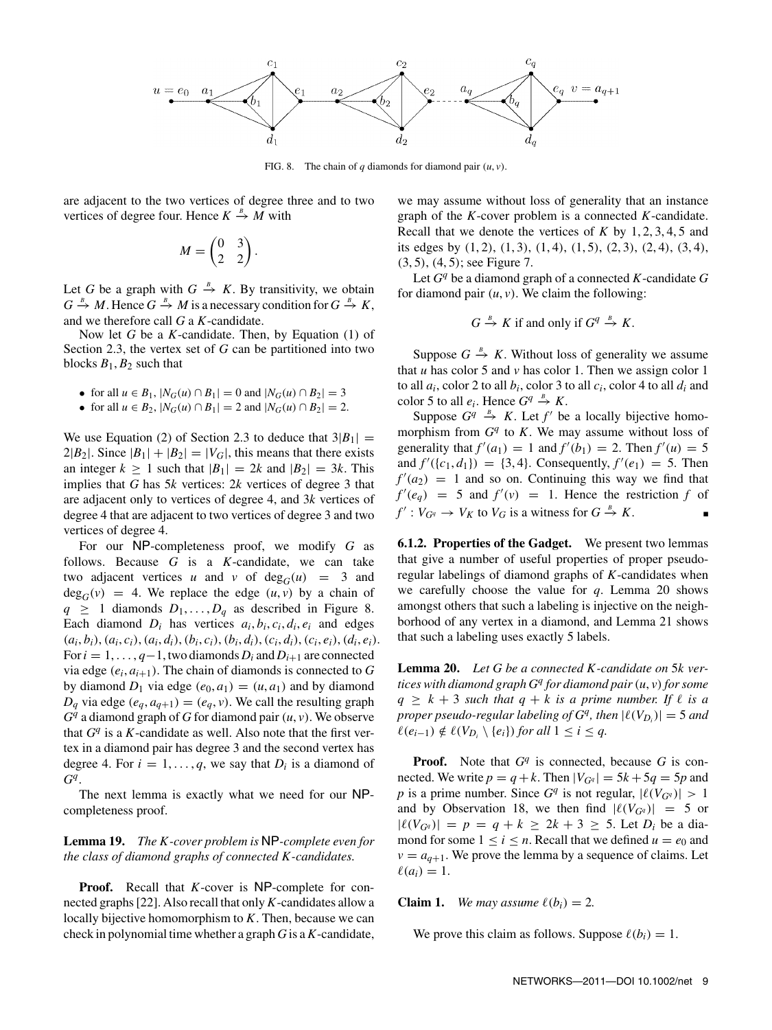FIG. 8. The chain of $q$ diamonds for diamond pair $(u, v)$.

are adjacent to the two vertices of degree three and to two vertices of degree four. Hence $K \xrightarrow{B} M$ with

$$M = \begin{pmatrix} 0 & 3 \\ 2 & 2 \end{pmatrix}.$$

Let $G$ be a graph with $G \xrightarrow{B} K$. By transitivity, we obtain $G \xrightarrow{B} M$. Hence $G \xrightarrow{B} M$ is a necessary condition for $G \xrightarrow{B} K$, and we therefore call $G$ a $K$-candidate.

Now let $G$ be a $K$-candidate. Then, by Equation (1) of Section 2.3, the vertex set of $G$ can be partitioned into two blocks $B_1, B_2$ such that

- for all $u \in B_1$, $|N_G(u) \cap B_1| = 0$ and $|N_G(u) \cap B_2| = 3$
- for all $u \in B_2$, $|N_G(u) \cap B_1| = 2$ and $|N_G(u) \cap B_2| = 2$.

We use Equation (2) of Section 2.3 to deduce that $3|B_1| = 2|B_2|$. Since $|B_1| + |B_2| = |V_G|$, this means that there exists an integer $k \geq 1$ such that $|B_1| = 2k$ and $|B_2| = 3k$. This implies that $G$ has $5k$ vertices: $2k$ vertices of degree 3 that are adjacent only to vertices of degree 4, and $3k$ vertices of degree 4 that are adjacent to two vertices of degree 3 and two vertices of degree 4.

For our NP-completeness proof, we modify $G$ as follows. Because $G$ is a $K$-candidate, we can take two adjacent vertices $u$ and $v$ of $\deg_G(u) = 3$ and $\deg_G(v) = 4$. We replace the edge $(u, v)$ by a chain of $q \geq 1$ diamonds $D_1, \ldots, D_q$ as described in Figure 8. Each diamond $D_i$ has vertices $a_i, b_i, c_i, d_i, e_i$ and edges $(a_i, b_i), (a_i, c_i), (a_i, d_i), (b_i, c_i), (b_i, d_i), (c_i, d_i), (c_i, e_i), (d_i, e_i)$. For $i = 1, \ldots, q-1$, two diamonds $D_i$ and $D_{i+1}$ are connected via edge $(e_i, a_{i+1})$. The chain of diamonds is connected to $G$ by diamond $D_1$ via edge $(e_0, a_1) = (u, a_1)$ and by diamond $D_q$ via edge $(e_q, a_{q+1}) = (e_q, v)$. We call the resulting graph $G^q$ a diamond graph of $G$ for diamond pair $(u, v)$. We observe that $G^q$ is a $K$-candidate as well. Also note that the first vertex in a diamond pair has degree 3 and the second vertex has degree 4. For $i = 1, \ldots, q$, we say that $D_i$ is a diamond of $G^q$.

The next lemma is exactly what we need for our NP-completeness proof.

**Lemma 19.** *The $K$-cover problem is NP-complete even for the class of diamond graphs of connected $K$-candidates.*

**Proof.** Recall that $K$-cover is NP-complete for connected graphs [22]. Also recall that only $K$-candidates allow a locally bijective homomorphism to $K$. Then, because we can check in polynomial time whether a graph $G$ is a $K$-candidate, we may assume without loss of generality that an instance graph of the $K$-cover problem is a connected $K$-candidate. Recall that we denote the vertices of $K$ by $1, 2, 3, 4, 5$ and its edges by $(1, 2)$, $(1, 3)$, $(1, 4)$, $(1, 5)$, $(2, 3)$, $(2, 4)$, $(3, 4)$, $(3, 5)$, $(4, 5)$; see Figure 7.

Let $G^q$ be a diamond graph of a connected $K$-candidate $G$ for diamond pair $(u, v)$. We claim the following:

$$G \xrightarrow{B} K \text{ if and only if } G^q \xrightarrow{B} K.$$

Suppose $G \xrightarrow{B} K$. Without loss of generality we assume that $u$ has color 5 and $v$ has color 1. Then we assign color 1 to all $a_i$, color 2 to all $b_i$, color 3 to all $c_i$, color 4 to all $d_i$ and color 5 to all $e_i$. Hence $G^q \xrightarrow{B} K$.

Suppose $G^q \xrightarrow{B} K$. Let $f'$ be a locally bijective homomorphism from $G^q$ to $K$. We may assume without loss of generality that $f'(a_1) = 1$ and $f'(b_1) = 2$. Then $f'(u) = 5$ and $f'(\{c_1, d_1\}) = \{3, 4\}$. Consequently, $f'(e_1) = 5$. Then $f'(a_2) = 1$ and so on. Continuing this way we find that $f'(e_q) = 5$ and $f'(v) = 1$. Hence the restriction $f$ of $f' : V_{G^q} \to V_K$ to $V_G$ is a witness for $G \xrightarrow{B} K$. ∎

### 6.1.2. Properties of the Gadget.

We present two lemmas that give a number of useful properties of proper pseudo-regular labelings of diamond graphs of $K$-candidates when we carefully choose the value for $q$. Lemma 20 shows amongst others that such a labeling is injective on the neighborhood of any vertex in a diamond, and Lemma 21 shows that such a labeling uses exactly 5 labels.

**Lemma 20.** *Let $G$ be a connected $K$-candidate on $5k$ vertices with diamond graph $G^q$ for diamond pair $(u, v)$ for some $q \geq k + 3$ such that $q + k$ is a prime number. If $\ell$ is a proper pseudo-regular labeling of $G^q$, then $|\ell(V_{D_i})| = 5$ and $\ell(e_{i-1}) \notin \ell(V_{D_i} \setminus \{e_i\})$ for all $1 \leq i \leq q$.*

**Proof.** Note that $G^q$ is connected, because $G$ is connected. We write $p = q + k$. Then $|V_{G^q}| = 5k + 5q = 5p$ and $p$ is a prime number. Since $G^q$ is not regular, $|\ell(V_{G^q})| > 1$ and by Observation 18, we then find $|\ell(V_{G^q})| = 5$ or $|\ell(V_{G^q})| = p = q + k \geq 2k + 3 \geq 5$. Let $D_i$ be a diamond for some $1 \leq i \leq n$. Recall that we defined $u = e_0$ and $v = a_{q+1}$. We prove the lemma by a sequence of claims. Let $\ell(a_i) = 1$.

**Claim 1.** *We may assume $\ell(b_i) = 2$.*

We prove this claim as follows. Suppose $\ell(b_i) = 1$.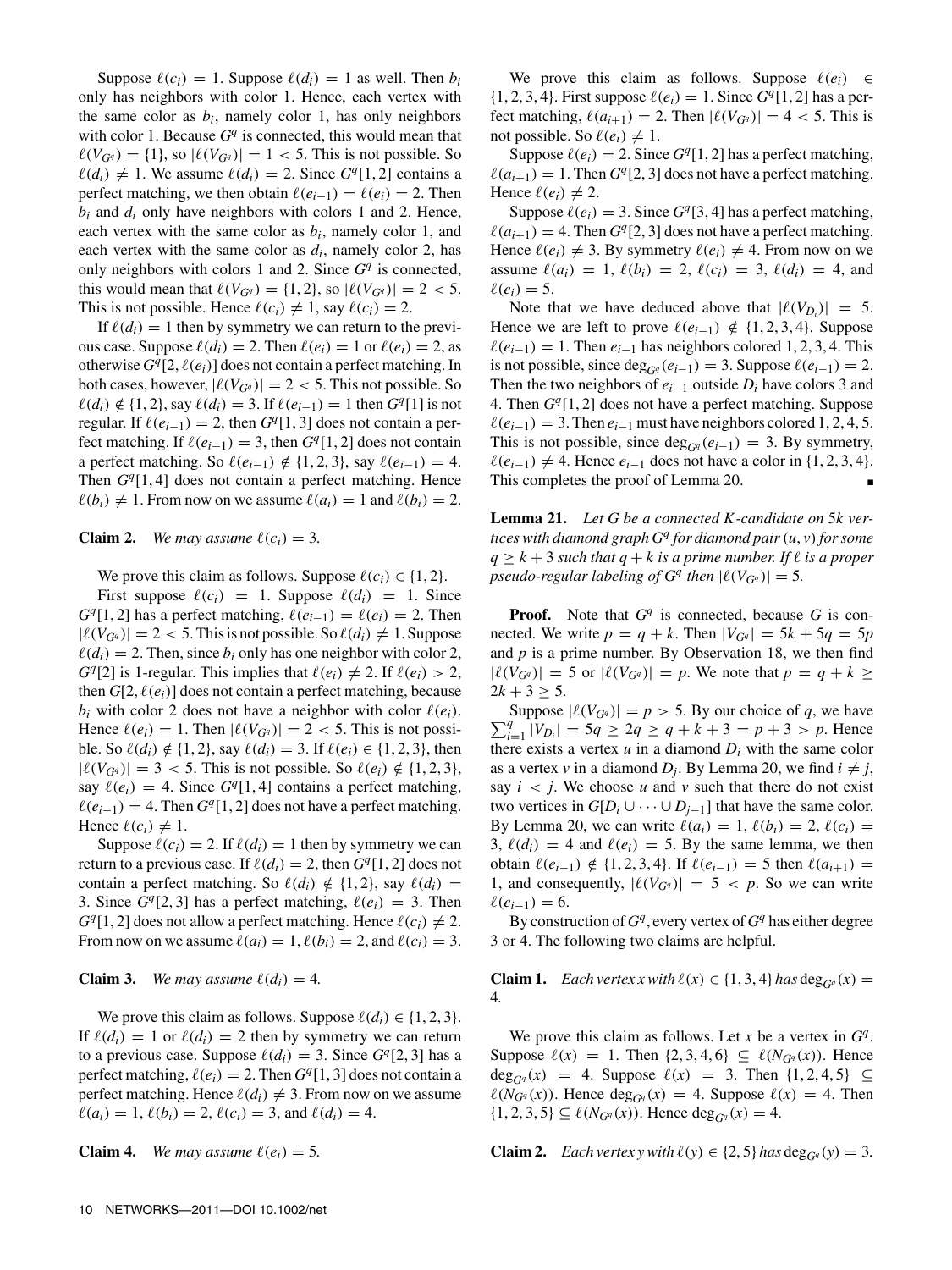Suppose $\ell(c_i) = 1$. Suppose $\ell(d_i) = 1$ as well. Then $b_i$ only has neighbors with color 1. Hence, each vertex with the same color as $b_i$, namely color 1, has only neighbors with color 1. Because $G^q$ is connected, this would mean that $\ell(V_{G^q}) = \{1\}$, so $|\ell(V_{G^q})| = 1 < 5$. This is not possible. So $\ell(d_i) \neq 1$. We assume $\ell(d_i) = 2$. Since $G^q[1, 2]$ contains a perfect matching, we then obtain $\ell(e_{i-1}) = \ell(e_i) = 2$. Then $b_i$ and $d_i$ only have neighbors with colors 1 and 2. Hence, each vertex with the same color as $b_i$, namely color 1, and each vertex with the same color as $d_i$, namely color 2, has only neighbors with colors 1 and 2. Since $G^q$ is connected, this would mean that $\ell(V_{G^q}) = \{1, 2\}$, so $|\ell(V_{G^q})| = 2 < 5$. This is not possible. Hence $\ell(c_i) \neq 1$, say $\ell(c_i) = 2$.

If $\ell(d_i) = 1$ then by symmetry we can return to the previous case. Suppose $\ell(d_i) = 2$. Then $\ell(e_i) = 1$ or $\ell(e_i) = 2$, as otherwise $G^q[2, \ell(e_i)]$ does not contain a perfect matching. In both cases, however, $|\ell(V_{G^q})| = 2 < 5$. This is not possible. So $\ell(d_i) \notin \{1, 2\}$, say $\ell(d_i) = 3$. If $\ell(e_{i-1}) = 1$ then $G^q[1]$ is not regular. If $\ell(e_{i-1}) = 2$, then $G^q[1, 3]$ does not contain a perfect matching. If $\ell(e_{i-1}) = 3$, then $G^q[1, 2]$ does not contain a perfect matching. So $\ell(e_{i-1}) \notin \{1, 2, 3\}$, say $\ell(e_{i-1}) = 4$. Then $G^q[1, 4]$ does not contain a perfect matching. Hence $\ell(b_i) \neq 1$. From now on we assume $\ell(a_i) = 1$ and $\ell(b_i) = 2$.

**Claim 2.** *We may assume $\ell(c_i) = 3$.*

We prove this claim as follows. Suppose $\ell(c_i) \in \{1, 2\}$.

First suppose $\ell(c_i) = 1$. Suppose $\ell(d_i) = 1$. Since $G^q[1, 2]$ has a perfect matching, $\ell(e_{i-1}) = \ell(e_i) = 2$. Then $|\ell(V_{G^q})| = 2 < 5$. This is not possible. So $\ell(d_i) \neq 1$. Suppose $\ell(d_i) = 2$. Then, since $b_i$ only has one neighbor with color 2, $G^q[2]$ is 1-regular. This implies that $\ell(e_i) \neq 2$. If $\ell(e_i) > 2$, then $G[2, \ell(e_i)]$ does not contain a perfect matching, because $b_i$ with color 2 does not have a neighbor with color $\ell(e_i)$. Hence $\ell(e_i) = 1$. Then $|\ell(V_{G^q})| = 2 < 5$. This is not possible. So $\ell(d_i) \notin \{1, 2\}$, say $\ell(d_i) = 3$. If $\ell(e_i) \in \{1, 2, 3\}$, then $|\ell(V_{G^q})| = 3 < 5$. This is not possible. So $\ell(e_i) \notin \{1, 2, 3\}$, say $\ell(e_i) = 4$. Since $G^q[1, 4]$ contains a perfect matching, $\ell(e_{i-1}) = 4$. Then $G^q[1, 2]$ does not have a perfect matching. Hence $\ell(c_i) \neq 1$.

Suppose $\ell(c_i) = 2$. If $\ell(d_i) = 1$ then by symmetry we can return to a previous case. If $\ell(d_i) = 2$, then $G^q[1, 2]$ does not contain a perfect matching. So $\ell(d_i) \notin \{1, 2\}$, say $\ell(d_i) = 3$. Since $G^q[2, 3]$ has a perfect matching, $\ell(e_i) = 3$. Then $G^q[1, 2]$ does not allow a perfect matching. Hence $\ell(c_i) \neq 2$. From now on we assume $\ell(a_i) = 1$, $\ell(b_i) = 2$, and $\ell(c_i) = 3$.

**Claim 3.** *We may assume $\ell(d_i) = 4$.*

We prove this claim as follows. Suppose $\ell(d_i) \in \{1, 2, 3\}$. If $\ell(d_i) = 1$ or $\ell(d_i) = 2$ then by symmetry we can return to a previous case. Suppose $\ell(d_i) = 3$. Since $G^q[2, 3]$ has a perfect matching, $\ell(e_i) = 2$. Then $G^q[1, 3]$ does not contain a perfect matching. Hence $\ell(d_i) \neq 3$. From now on we assume $\ell(a_i) = 1$, $\ell(b_i) = 2$, $\ell(c_i) = 3$, and $\ell(d_i) = 4$.

**Claim 4.** *We may assume $\ell(e_i) = 5$.*

We prove this claim as follows. Suppose $\ell(e_i) \in \{1, 2, 3, 4\}$. First suppose $\ell(e_i) = 1$. Since $G^q[1, 2]$ has a perfect matching, $\ell(a_{i+1}) = 2$. Then $|\ell(V_{G^q})| = 4 < 5$. This is not possible. So $\ell(e_i) \neq 1$.

Suppose $\ell(e_i) = 2$. Since $G^q[1, 2]$ has a perfect matching, $\ell(a_{i+1}) = 1$. Then $G^q[2, 3]$ does not have a perfect matching. Hence $\ell(e_i) \neq 2$.

Suppose $\ell(e_i) = 3$. Since $G^q[3, 4]$ has a perfect matching, $\ell(a_{i+1}) = 4$. Then $G^q[2, 3]$ does not have a perfect matching. Hence $\ell(e_i) \neq 3$. By symmetry $\ell(e_i) \neq 4$. From now on we assume $\ell(a_i) = 1$, $\ell(b_i) = 2$, $\ell(c_i) = 3$, $\ell(d_i) = 4$, and $\ell(e_i) = 5$.

Note that we have deduced above that $|\ell(V_{D_i})| = 5$. Hence we are left to prove $\ell(e_{i-1}) \notin \{1, 2, 3, 4\}$. Suppose $\ell(e_{i-1}) = 1$. Then $e_{i-1}$ has neighbors colored 1, 2, 3, 4. This is not possible, since $\deg_{G^q}(e_{i-1}) = 3$. Suppose $\ell(e_{i-1}) = 2$. Then the two neighbors of $e_{i-1}$ outside $D_i$ have colors 3 and 4. Then $G^q[1, 2]$ does not have a perfect matching. Suppose $\ell(e_{i-1}) = 3$. Then $e_{i-1}$ must have neighbors colored 1, 2, 4, 5. This is not possible, since $\deg_{G^q}(e_{i-1}) = 3$. By symmetry, $\ell(e_{i-1}) \neq 4$. Hence $e_{i-1}$ does not have a color in $\{1, 2, 3, 4\}$. This completes the proof of Lemma 20. ∎

**Lemma 21.** *Let $G$ be a connected $K$-candidate on $5k$ vertices with diamond graph $G^q$ for diamond pair $(u, v)$ for some $q \geq k + 3$ such that $q + k$ is a prime number. If $\ell$ is a proper pseudo-regular labeling of $G^q$ then $|\ell(V_{G^q})| = 5$.*

**Proof.** Note that $G^q$ is connected, because $G$ is connected. We write $p = q + k$. Then $|V_{G^q}| = 5k + 5q = 5p$ and $p$ is a prime number. By Observation 18, we then find $|\ell(V_{G^q})| = 5$ or $|\ell(V_{G^q})| = p$. We note that $p = q + k \geq 2k + 3 \geq 5$.

Suppose $|\ell(V_{G^q})| = p > 5$. By our choice of $q$, we have $\sum_{i=1}^{q} |V_{D_i}| = 5q \geq 2q \geq q + k + 3 = p + 3 > p$. Hence there exists a vertex $u$ in a diamond $D_i$ with the same color as a vertex $v$ in a diamond $D_j$. By Lemma 20, we find $i \neq j$, say $i < j$. We choose $u$ and $v$ such that there do not exist two vertices in $G[D_i \cup \cdots \cup D_{j-1}]$ that have the same color. By Lemma 20, we can write $\ell(a_i) = 1$, $\ell(b_i) = 2$, $\ell(c_i) = 3$, $\ell(d_i) = 4$ and $\ell(e_i) = 5$. By the same lemma, we then obtain $\ell(e_{i-1}) \notin \{1, 2, 3, 4\}$. If $\ell(e_{i-1}) = 5$ then $\ell(a_{i+1}) = 1$, and consequently, $|\ell(V_{G^q})| = 5 < p$. So we can write $\ell(e_{i-1}) = 6$.

By construction of $G^q$, every vertex of $G^q$ has either degree 3 or 4. The following two claims are helpful.

**Claim 1.** *Each vertex $x$ with $\ell(x) \in \{1, 3, 4\}$ has $\deg_{G^q}(x) = 4$.*

We prove this claim as follows. Let $x$ be a vertex in $G^q$. Suppose $\ell(x) = 1$. Then $\{2, 3, 4, 6\} \subseteq \ell(N_{G^q}(x))$. Hence $\deg_{G^q}(x) = 4$. Suppose $\ell(x) = 3$. Then $\{1, 2, 4, 5\} \subseteq \ell(N_{G^q}(x))$. Hence $\deg_{G^q}(x) = 4$. Suppose $\ell(x) = 4$. Then $\{1, 2, 3, 5\} \subseteq \ell(N_{G^q}(x))$. Hence $\deg_{G^q}(x) = 4$.

**Claim 2.** *Each vertex $y$ with $\ell(y) \in \{2, 5\}$ has $\deg_{G^q}(y) = 3$.*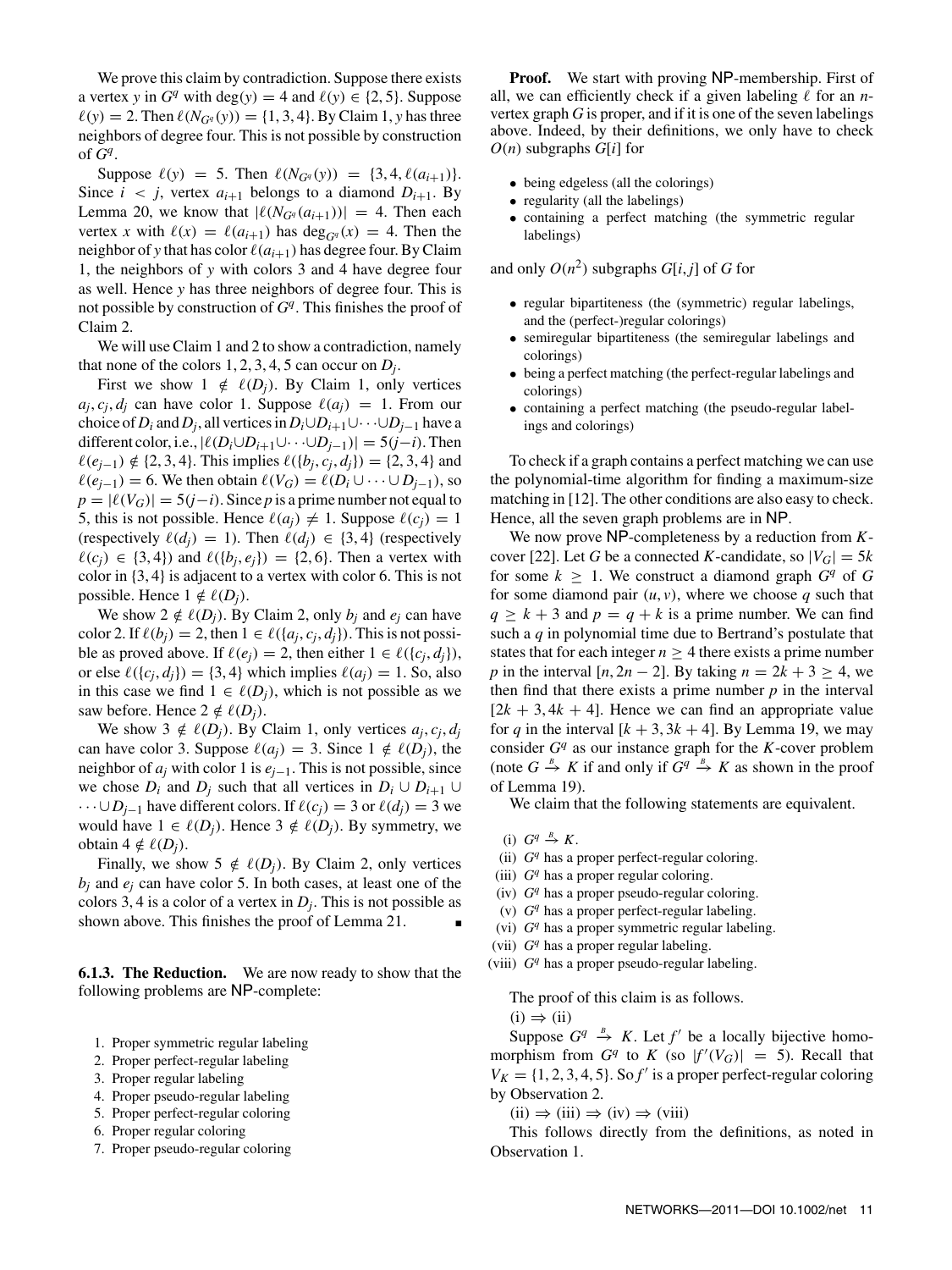We prove this claim by contradiction. Suppose there exists a vertex $y$ in $G^q$ with $\deg(y) = 4$ and $\ell(y) \in \{2, 5\}$. Suppose $\ell(y) = 2$. Then $\ell(N_{G^q}(y)) = \{1, 3, 4\}$. By Claim 1, $y$ has three neighbors of degree four. This is not possible by construction of $G^q$.

Suppose $\ell(y) = 5$. Then $\ell(N_{G^q}(y)) = \{3, 4, \ell(a_{i+1})\}$. Since $i < j$, vertex $a_{i+1}$ belongs to a diamond $D_{i+1}$. By Lemma 20, we know that $|\ell(N_{G^q}(a_{i+1}))| = 4$. Then each vertex $x$ with $\ell(x) = \ell(a_{i+1})$ has $\deg_{G^q}(x) = 4$. Then the neighbor of $y$ that has color $\ell(a_{i+1})$ has degree four. By Claim 1, the neighbors of $y$ with colors 3 and 4 have degree four as well. Hence $y$ has three neighbors of degree four. This is not possible by construction of $G^q$. This finishes the proof of Claim 2.

We will use Claim 1 and 2 to show a contradiction, namely that none of the colors $1, 2, 3, 4, 5$ can occur on $D_j$.

First we show $1 \notin \ell(D_j)$. By Claim 1, only vertices $a_j, c_j, d_j$ can have color 1. Suppose $\ell(a_j) = 1$. From our choice of $D_i$ and $D_j$, all vertices in $D_i \cup D_{i+1} \cup \cdots \cup D_{j-1}$ have a different color, i.e., $|\ell(D_i \cup D_{i+1} \cup \cdots \cup D_{j-1})| = 5(j-i)$. Then $\ell(e_{j-1}) \notin \{2, 3, 4\}$. This implies $\ell(\{b_j, c_j, d_j\}) = \{2, 3, 4\}$ and $\ell(e_{j-1}) = 6$. We then obtain $\ell(V_G) = \ell(D_i \cup \cdots \cup D_{j-1})$, so $p = |\ell(V_G)| = 5(j-i)$. Since $p$ is a prime number not equal to 5, this is not possible. Hence $\ell(a_j) \neq 1$. Suppose $\ell(c_j) = 1$ (respectively $\ell(d_j) = 1$). Then $\ell(d_j) \in \{3, 4\}$ (respectively $\ell(c_j) \in \{3, 4\}$) and $\ell(\{b_j, e_j\}) = \{2, 6\}$. Then a vertex with color in $\{3, 4\}$ is adjacent to a vertex with color 6. This is not possible. Hence $1 \notin \ell(D_j)$.

We show $2 \notin \ell(D_j)$. By Claim 2, only $b_j$ and $e_j$ can have color 2. If $\ell(b_j) = 2$, then $1 \in \ell(\{a_j, c_j, d_j\})$. This is not possible as proved above. If $\ell(e_j) = 2$, then either $1 \in \ell(\{c_j, d_j\})$, or else $\ell(\{c_j, d_j\}) = \{3, 4\}$ which implies $\ell(a_j) = 1$. So, also in this case we find $1 \in \ell(D_j)$, which is not possible as we saw before. Hence $2 \notin \ell(D_j)$.

We show $3 \notin \ell(D_j)$. By Claim 1, only vertices $a_j, c_j, d_j$ can have color 3. Suppose $\ell(a_j) = 3$. Since $1 \notin \ell(D_j)$, the neighbor of $a_j$ with color 1 is $e_{j-1}$. This is not possible, since we chose $D_i$ and $D_j$ such that all vertices in $D_i \cup D_{i+1} \cup \cdots \cup D_{j-1}$ have different colors. If $\ell(c_j) = 3$ or $\ell(d_j) = 3$ we would have $1 \in \ell(D_j)$. Hence $3 \notin \ell(D_j)$. By symmetry, we obtain $4 \notin \ell(D_j)$.

Finally, we show $5 \notin \ell(D_j)$. By Claim 2, only vertices $b_j$ and $e_j$ can have color 5. In both cases, at least one of the colors $3, 4$ is a color of a vertex in $D_j$. This is not possible as shown above. This finishes the proof of Lemma 21. ∎

#### 6.1.3. The Reduction.

We are now ready to show that the following problems are NP-complete:

1. Proper symmetric regular labeling
2. Proper perfect-regular labeling
3. Proper regular labeling
4. Proper pseudo-regular labeling
5. Proper perfect-regular coloring
6. Proper regular coloring
7. Proper pseudo-regular coloring

**Proof.** We start with proving NP-membership. First of all, we can efficiently check if a given labeling $\ell$ for an $n$-vertex graph $G$ is proper, and if it is one of the seven labelings above. Indeed, by their definitions, we only have to check $O(n)$ subgraphs $G[i]$ for

- being edgeless (all the colorings)
- regularity (all the labelings)
- containing a perfect matching (the symmetric regular labelings)

and only $O(n^2)$ subgraphs $G[i, j]$ of $G$ for

- regular bipartiteness (the (symmetric) regular labelings, and the (perfect-)regular colorings)
- semiregular bipartiteness (the semiregular labelings and colorings)
- being a perfect matching (the perfect-regular labelings and colorings)
- containing a perfect matching (the pseudo-regular labelings and colorings)

To check if a graph contains a perfect matching we can use the polynomial-time algorithm for finding a maximum-size matching in [12]. The other conditions are also easy to check. Hence, all the seven graph problems are in NP.

We now prove NP-completeness by a reduction from $K$-cover [22]. Let $G$ be a connected $K$-candidate, so $|V_G| = 5k$ for some $k \geq 1$. We construct a diamond graph $G^q$ of $G$ for some diamond pair $(u, v)$, where we choose $q$ such that $q \geq k + 3$ and $p = q + k$ is a prime number. We can find such a $q$ in polynomial time due to Bertrand's postulate that states that for each integer $n \geq 4$ there exists a prime number $p$ in the interval $[n, 2n - 2]$. By taking $n = 2k + 3 \geq 4$, we then find that there exists a prime number $p$ in the interval $[2k + 3, 4k + 4]$. Hence we can find an appropriate value for $q$ in the interval $[k + 3, 3k + 4]$. By Lemma 19, we may consider $G^q$ as our instance graph for the $K$-cover problem (note $G \xrightarrow{B} K$ if and only if $G^q \xrightarrow{B} K$ as shown in the proof of Lemma 19).

We claim that the following statements are equivalent.

(i) $G^q \xrightarrow{B} K$.
(ii) $G^q$ has a proper perfect-regular coloring.
(iii) $G^q$ has a proper regular coloring.
(iv) $G^q$ has a proper pseudo-regular coloring.
(v) $G^q$ has a proper perfect-regular labeling.
(vi) $G^q$ has a proper symmetric regular labeling.
(vii) $G^q$ has a proper regular labeling.
(viii) $G^q$ has a proper pseudo-regular labeling.

The proof of this claim is as follows.

(i) $\Rightarrow$ (ii)

Suppose $G^q \xrightarrow{B} K$. Let $f'$ be a locally bijective homomorphism from $G^q$ to $K$ (so $|f'(V_G)| = 5$). Recall that $V_K = \{1, 2, 3, 4, 5\}$. So $f'$ is a proper perfect-regular coloring by Observation 2.

(ii) $\Rightarrow$ (iii) $\Rightarrow$ (iv) $\Rightarrow$ (viii)

This follows directly from the definitions, as noted in Observation 1.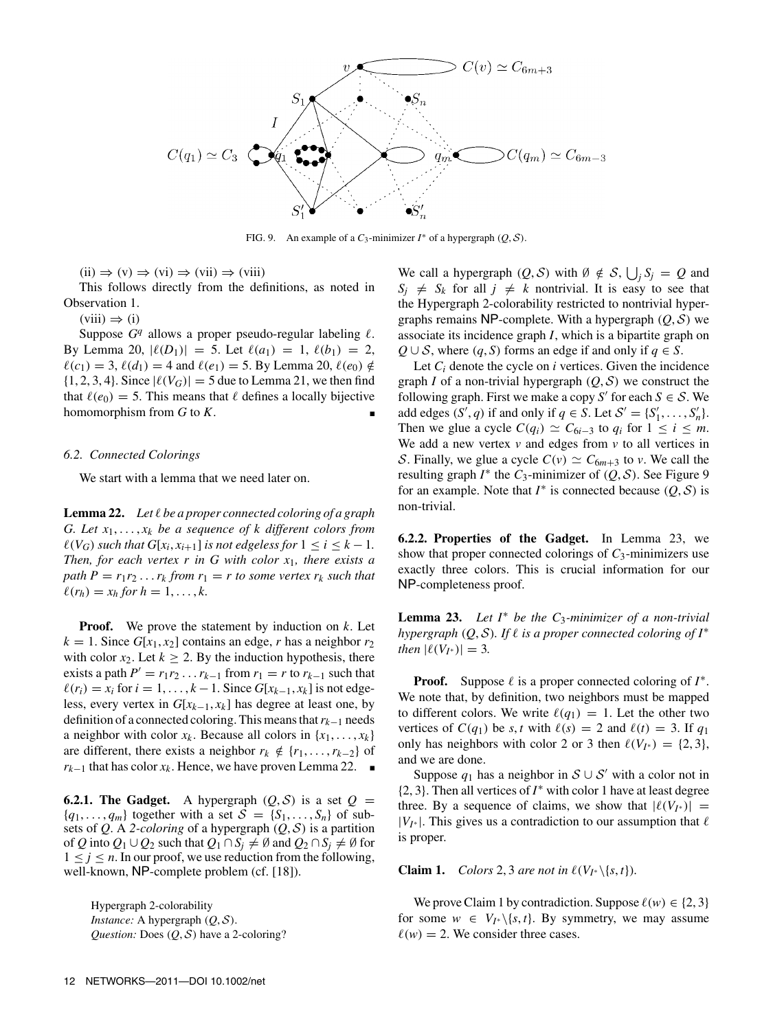FIG. 9. An example of a $C_3$-minimizer $I^*$ of a hypergraph $(Q, \mathcal{S})$.

(ii) $\Rightarrow$ (v) $\Rightarrow$ (vi) $\Rightarrow$ (vii) $\Rightarrow$ (viii)

This follows directly from the definitions, as noted in Observation 1.

(viii) $\Rightarrow$ (i)

Suppose $G^q$ allows a proper pseudo-regular labeling $\ell$. By Lemma 20, $|\ell(D_1)| = 5$. Let $\ell(a_1) = 1$, $\ell(b_1) = 2$, $\ell(c_1) = 3$, $\ell(d_1) = 4$ and $\ell(e_1) = 5$. By Lemma 20, $\ell(e_0) \notin \{1, 2, 3, 4\}$. Since $|\ell(V_G)| = 5$ due to Lemma 21, we then find that $\ell(e_0) = 5$. This means that $\ell$ defines a locally bijective homomorphism from $G$ to $K$. ∎

### 6.2. Connected Colorings

We start with a lemma that we need later on.

**Lemma 22.** *Let $\ell$ be a proper connected coloring of a graph $G$. Let $x_1, \ldots, x_k$ be a sequence of $k$ different colors from $\ell(V_G)$ such that $G[x_i, x_{i+1}]$ is not edgeless for $1 \leq i \leq k-1$. Then, for each vertex $r$ in $G$ with color $x_1$, there exists a path $P = r_1 r_2 \ldots r_k$ from $r_1 = r$ to some vertex $r_k$ such that $\ell(r_h) = x_h$ for $h = 1, \ldots, k$.*

**Proof.** We prove the statement by induction on $k$. Let $k = 1$. Since $G[x_1, x_2]$ contains an edge, $r$ has a neighbor $r_2$ with color $x_2$. Let $k \geq 2$. By the induction hypothesis, there exists a path $P' = r_1 r_2 \ldots r_{k-1}$ from $r_1 = r$ to $r_{k-1}$ such that $\ell(r_i) = x_i$ for $i = 1, \ldots, k-1$. Since $G[x_{k-1}, x_k]$ is not edgeless, every vertex in $G[x_{k-1}, x_k]$ has degree at least one, by definition of a connected coloring. This means that $r_{k-1}$ needs a neighbor with color $x_k$. Because all colors in $\{x_1, \ldots, x_k\}$ are different, there exists a neighbor $r_k \notin \{r_1, \ldots, r_{k-2}\}$ of $r_{k-1}$ that has color $x_k$. Hence, we have proven Lemma 22. ∎

**6.2.1. The Gadget.** A hypergraph $(Q, \mathcal{S})$ is a set $Q = \{q_1, \ldots, q_m\}$ together with a set $\mathcal{S} = \{S_1, \ldots, S_n\}$ of subsets of $Q$. A *2-coloring* of a hypergraph $(Q, \mathcal{S})$ is a partition of $Q$ into $Q_1 \cup Q_2$ such that $Q_1 \cap S_j \neq \emptyset$ and $Q_2 \cap S_j \neq \emptyset$ for $1 \leq j \leq n$. In our proof, we use reduction from the following, well-known, NP-complete problem (cf. [18]).

> Hypergraph 2-colorability
> *Instance:* A hypergraph $(Q, \mathcal{S})$.
> *Question:* Does $(Q, \mathcal{S})$ have a 2-coloring?

We call a hypergraph $(Q, \mathcal{S})$ with $\emptyset \notin \mathcal{S}$, $\bigcup_j S_j = Q$ and $S_j \neq S_k$ for all $j \neq k$ nontrivial. It is easy to see that the Hypergraph 2-colorability restricted to nontrivial hypergraphs remains NP-complete. With a hypergraph $(Q, \mathcal{S})$ we associate its incidence graph $I$, which is a bipartite graph on $Q \cup \mathcal{S}$, where $(q, S)$ forms an edge if and only if $q \in S$.

Let $C_i$ denote the cycle on $i$ vertices. Given the incidence graph $I$ of a non-trivial hypergraph $(Q, \mathcal{S})$ we construct the following graph. First we make a copy $S'$ for each $S \in \mathcal{S}$. We add edges $(S', q)$ if and only if $q \in S$. Let $\mathcal{S}' = \{S'_1, \ldots, S'_n\}$. Then we glue a cycle $C(q_i) \simeq C_{6i-3}$ to $q_i$ for $1 \leq i \leq m$. We add a new vertex $v$ and edges from $v$ to all vertices in $\mathcal{S}$. Finally, we glue a cycle $C(v) \simeq C_{6m+3}$ to $v$. We call the resulting graph $I^*$ the $C_3$-minimizer of $(Q, \mathcal{S})$. See Figure 9 for an example. Note that $I^*$ is connected because $(Q, \mathcal{S})$ is non-trivial.

**6.2.2. Properties of the Gadget.** In Lemma 23, we show that proper connected colorings of $C_3$-minimizers use exactly three colors. This is crucial information for our NP-completeness proof.

**Lemma 23.** *Let $I^*$ be the $C_3$-minimizer of a non-trivial hypergraph $(Q, \mathcal{S})$. If $\ell$ is a proper connected coloring of $I^*$ then $|\ell(V_{I^*})| = 3$.*

**Proof.** Suppose $\ell$ is a proper connected coloring of $I^*$. We note that, by definition, two neighbors must be mapped to different colors. We write $\ell(q_1) = 1$. Let the other two vertices of $C(q_1)$ be $s, t$ with $\ell(s) = 2$ and $\ell(t) = 3$. If $q_1$ only has neighbors with color 2 or 3 then $\ell(V_{I^*}) = \{2, 3\}$, and we are done.

Suppose $q_1$ has a neighbor in $\mathcal{S} \cup \mathcal{S}'$ with a color not in $\{2, 3\}$. Then all vertices of $I^*$ with color 1 have at least degree three. By a sequence of claims, we show that $|\ell(V_{I^*})| = |V_{I^*}|$. This gives us a contradiction to our assumption that $\ell$ is proper.

**Claim 1.** *Colors 2, 3 are not in $\ell(V_{I^*} \backslash \{s, t\})$.*

We prove Claim 1 by contradiction. Suppose $\ell(w) \in \{2, 3\}$ for some $w \in V_{I^*} \backslash \{s, t\}$. By symmetry, we may assume $\ell(w) = 2$. We consider three cases.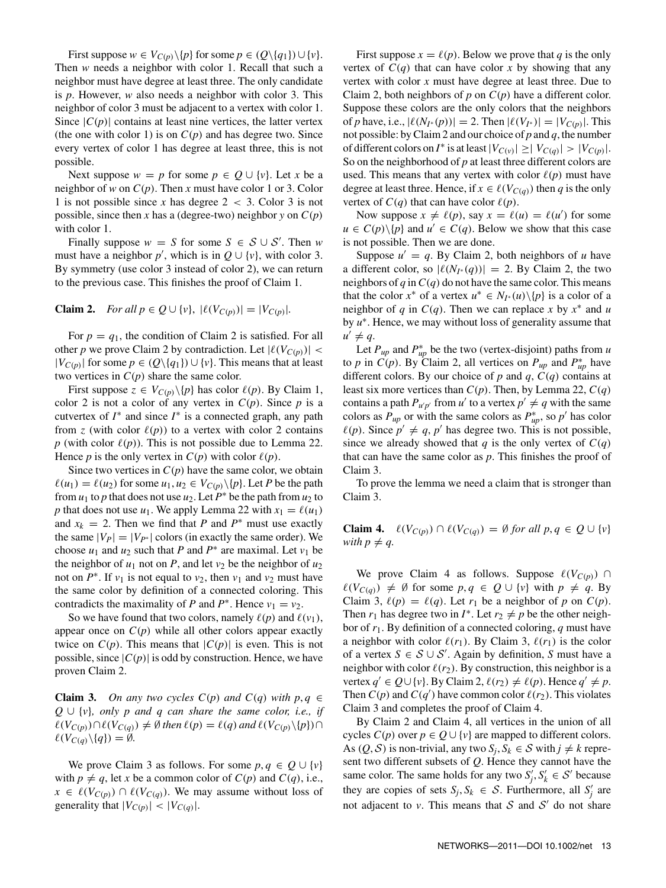First suppose $w \in V_{C(p)} \backslash \{p\}$ for some $p \in (Q \backslash \{q_1\}) \cup \{v\}$. Then $w$ needs a neighbor with color 1. Recall that such a neighbor must have degree at least three. The only candidate is $p$. However, $w$ also needs a neighbor with color 3. This neighbor of color 3 must be adjacent to a vertex with color 1. Since $|C(p)|$ contains at least nine vertices, the latter vertex (the one with color 1) is on $C(p)$ and has degree two. Since every vertex of color 1 has degree at least three, this is not possible.

Next suppose $w = p$ for some $p \in Q \cup \{v\}$. Let $x$ be a neighbor of $w$ on $C(p)$. Then $x$ must have color 1 or 3. Color 1 is not possible since $x$ has degree $2 < 3$. Color 3 is not possible, since then $x$ has a (degree-two) neighbor $y$ on $C(p)$ with color 1.

Finally suppose $w = S$ for some $S \in \mathcal{S} \cup \mathcal{S}'$. Then $w$ must have a neighbor $p'$, which is in $Q \cup \{v\}$, with color 3. By symmetry (use color 3 instead of color 2), we can return to the previous case. This finishes the proof of Claim 1.

**Claim 2.** *For all $p \in Q \cup \{v\}$, $|\ell(V_{C(p)})| = |V_{C(p)}|$.*

For $p = q_1$, the condition of Claim 2 is satisfied. For all other $p$ we prove Claim 2 by contradiction. Let $|\ell(V_{C(p)})| < |V_{C(p)}|$ for some $p \in (Q \backslash \{q_1\}) \cup \{v\}$. This means that at least two vertices in $C(p)$ share the same color.

First suppose $z \in V_{C(p)} \backslash \{p\}$ has color $\ell(p)$. By Claim 1, color 2 is not a color of any vertex in $C(p)$. Since $p$ is a cutvertex of $I^*$ and since $I^*$ is a connected graph, any path from $z$ (with color $\ell(p)$) to a vertex with color 2 contains $p$ (with color $\ell(p)$). This is not possible due to Lemma 22. Hence $p$ is the only vertex in $C(p)$ with color $\ell(p)$.

Since two vertices in $C(p)$ have the same color, we obtain $\ell(u_1) = \ell(u_2)$ for some $u_1, u_2 \in V_{C(p)} \backslash \{p\}$. Let $P$ be the path from $u_1$ to $p$ that does not use $u_2$. Let $P^*$ be the path from $u_2$ to $p$ that does not use $u_1$. We apply Lemma 22 with $x_1 = \ell(u_1)$ and $x_k = 2$. Then we find that $P$ and $P^*$ must use exactly the same $|V_P| = |V_{P^*}|$ colors (in exactly the same order). We choose $u_1$ and $u_2$ such that $P$ and $P^*$ are maximal. Let $v_1$ be the neighbor of $u_1$ not on $P$, and let $v_2$ be the neighbor of $u_2$ not on $P^*$. If $v_1$ is not equal to $v_2$, then $v_1$ and $v_2$ must have the same color by definition of a connected coloring. This contradicts the maximality of $P$ and $P^*$. Hence $v_1 = v_2$.

So we have found that two colors, namely $\ell(p)$ and $\ell(v_1)$, appear once on $C(p)$ while all other colors appear exactly twice on $C(p)$. This means that $|C(p)|$ is even. This is not possible, since $|C(p)|$ is odd by construction. Hence, we have proven Claim 2.

**Claim 3.** *On any two cycles $C(p)$ and $C(q)$ with $p, q \in Q \cup \{v\}$, only $p$ and $q$ can share the same color, i.e., if $\ell(V_{C(p)}) \cap \ell(V_{C(q)}) \neq \emptyset$ then $\ell(p) = \ell(q)$ and $\ell(V_{C(p)} \backslash \{p\}) \cap \ell(V_{C(q)} \backslash \{q\}) = \emptyset$.*

We prove Claim 3 as follows. For some $p, q \in Q \cup \{v\}$ with $p \neq q$, let $x$ be a common color of $C(p)$ and $C(q)$, i.e., $x \in \ell(V_{C(p)}) \cap \ell(V_{C(q)})$. We may assume without loss of generality that $|V_{C(p)}| < |V_{C(q)}|$.

First suppose $x = \ell(p)$. Below we prove that $q$ is the only vertex of $C(q)$ that can have color $x$ by showing that any vertex with color $x$ must have degree at least three. Due to Claim 2, both neighbors of $p$ on $C(p)$ have a different color. Suppose these colors are the only colors that the neighbors of $p$ have, i.e., $|\ell(N_{I^*}(p))| = 2$. Then $|\ell(V_{I^*})| = |V_{C(p)}|$. This not possible: by Claim 2 and our choice of $p$ and $q$, the number of different colors on $I^*$ is at least $|V_{C(v)}| \geq |V_{C(q)}| > |V_{C(p)}|$. So on the neighborhood of $p$ at least three different colors are used. This means that any vertex with color $\ell(p)$ must have degree at least three. Hence, if $x \in \ell(V_{C(q)})$ then $q$ is the only vertex of $C(q)$ that can have color $\ell(p)$.

Now suppose $x \neq \ell(p)$, say $x = \ell(u) = \ell(u')$ for some $u \in C(p) \backslash \{p\}$ and $u' \in C(q)$. Below we show that this case is not possible. Then we are done.

Suppose $u' = q$. By Claim 2, both neighbors of $u$ have a different color, so $|\ell(N_{I^*}(q))| = 2$. By Claim 2, the two neighbors of $q$ in $C(q)$ do not have the same color. This means that the color $x^*$ of a vertex $u^* \in N_{I^*}(u) \backslash \{p\}$ is a color of a neighbor of $q$ in $C(q)$. Then we can replace $x$ by $x^*$ and $u$ by $u^*$. Hence, we may without loss of generality assume that $u' \neq q$.

Let $P_{up}$ and $P_{up}^*$ be the two (vertex-disjoint) paths from $u$ to $p$ in $C(p)$. By Claim 2, all vertices on $P_{up}$ and $P_{up}^*$ have different colors. By our choice of $p$ and $q$, $C(q)$ contains at least six more vertices than $C(p)$. Then, by Lemma 22, $C(q)$ contains a path $P_{u'p'}$ from $u'$ to a vertex $p' \neq q$ with the same colors as $P_{up}$ or with the same colors as $P_{up}^*$, so $p'$ has color $\ell(p)$. Since $p' \neq q$, $p'$ has degree two. This is not possible, since we already showed that $q$ is the only vertex of $C(q)$ that can have the same color as $p$. This finishes the proof of Claim 3.

To prove the lemma we need a claim that is stronger than Claim 3.

**Claim 4.** *$\ell(V_{C(p)}) \cap \ell(V_{C(q)}) = \emptyset$ for all $p, q \in Q \cup \{v\}$ with $p \neq q$.*

We prove Claim 4 as follows. Suppose $\ell(V_{C(p)}) \cap \ell(V_{C(q)}) \neq \emptyset$ for some $p, q \in Q \cup \{v\}$ with $p \neq q$. By Claim 3, $\ell(p) = \ell(q)$. Let $r_1$ be a neighbor of $p$ on $C(p)$. Then $r_1$ has degree two in $I^*$. Let $r_2 \neq p$ be the other neighbor of $r_1$. By definition of a connected coloring, $q$ must have a neighbor with color $\ell(r_1)$. By Claim 3, $\ell(r_1)$ is the color of a vertex $S \in \mathcal{S} \cup \mathcal{S}'$. Again by definition, $S$ must have a neighbor with color $\ell(r_2)$. By construction, this neighbor is a vertex $q' \in Q \cup \{v\}$. By Claim 2, $\ell(r_2) \neq \ell(p)$. Hence $q' \neq p$. Then $C(p)$ and $C(q')$ have common color $\ell(r_2)$. This violates Claim 3 and completes the proof of Claim 4.

By Claim 2 and Claim 4, all vertices in the union of all cycles $C(p)$ over $p \in Q \cup \{v\}$ are mapped to different colors. As $(Q, \mathcal{S})$ is non-trivial, any two $S_j, S_k \in \mathcal{S}$ with $j \neq k$ represent two different subsets of $Q$. Hence they cannot have the same color. The same holds for any two $S_j', S_k' \in \mathcal{S}'$ because they are copies of sets $S_j, S_k \in \mathcal{S}$. Furthermore, all $S_j'$ are not adjacent to $v$. This means that $\mathcal{S}$ and $\mathcal{S}'$ do not share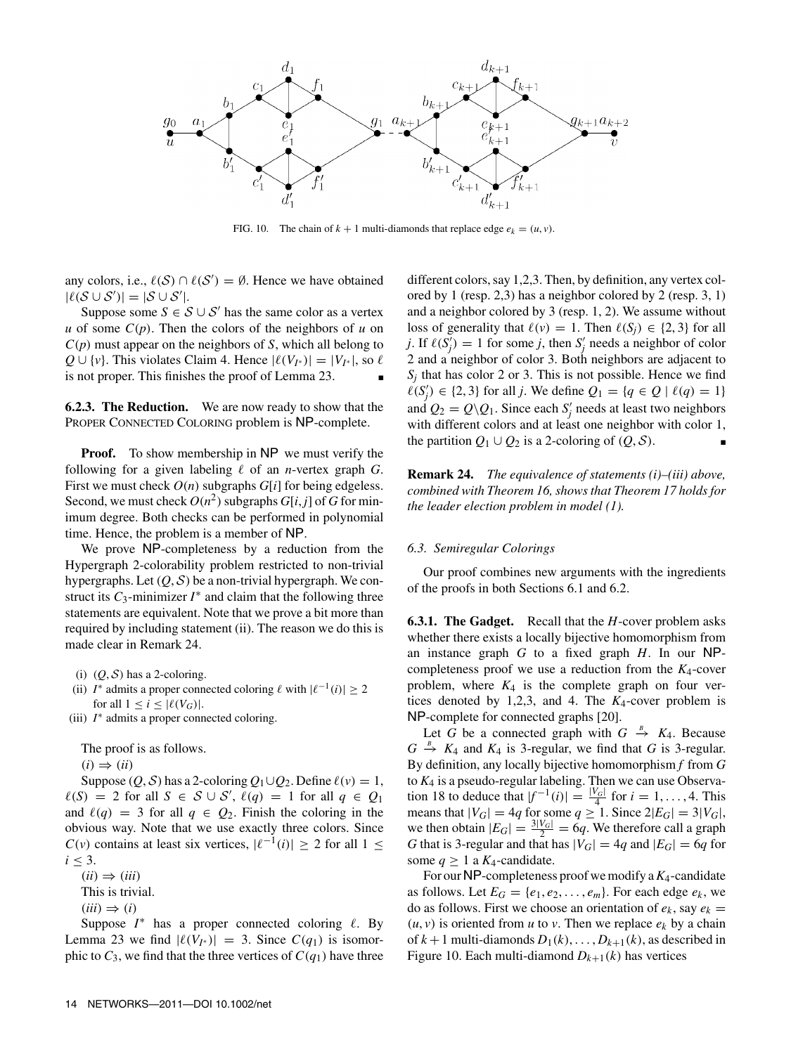FIG. 10. The chain of $k + 1$ multi-diamonds that replace edge $e_k = (u, v)$.

any colors, i.e., $\ell(\mathcal{S}) \cap \ell(\mathcal{S}') = \emptyset$. Hence we have obtained $|\ell(\mathcal{S} \cup \mathcal{S}')| = |\mathcal{S} \cup \mathcal{S}'|$.

Suppose some $S \in \mathcal{S} \cup \mathcal{S}'$ has the same color as a vertex $u$ of some $C(p)$. Then the colors of the neighbors of $u$ on $C(p)$ must appear on the neighbors of $S$, which all belong to $Q \cup \{v\}$. This violates Claim 4. Hence $|\ell(V_{I^*})| = |V_{I^*}|$, so $\ell$ is not proper. This finishes the proof of Lemma 23. ∎

**6.2.3. The Reduction.** We are now ready to show that the Proper Connected Coloring problem is NP-complete.

**Proof.** To show membership in NP we must verify the following for a given labeling $\ell$ of an $n$-vertex graph $G$. First we must check $O(n)$ subgraphs $G[i]$ for being edgeless. Second, we must check $O(n^2)$ subgraphs $G[i,j]$ of $G$ for minimum degree. Both checks can be performed in polynomial time. Hence, the problem is a member of NP.

We prove NP-completeness by a reduction from the Hypergraph 2-colorability problem restricted to non-trivial hypergraphs. Let $(Q, \mathcal{S})$ be a non-trivial hypergraph. We construct its $C_3$-minimizer $I^*$ and claim that the following three statements are equivalent. Note that we prove a bit more than required by including statement (ii). The reason we do this is made clear in Remark 24.

(i) $(Q, \mathcal{S})$ has a 2-coloring.
(ii) $I^*$ admits a proper connected coloring $\ell$ with $|\ell^{-1}(i)| \geq 2$ for all $1 \leq i \leq |\ell(V_G)|$.
(iii) $I^*$ admits a proper connected coloring.

The proof is as follows.

$(i) \Rightarrow (ii)$

Suppose $(Q, \mathcal{S})$ has a 2-coloring $Q_1 \cup Q_2$. Define $\ell(v) = 1$, $\ell(S) = 2$ for all $S \in \mathcal{S} \cup \mathcal{S}'$, $\ell(q) = 1$ for all $q \in Q_1$ and $\ell(q) = 3$ for all $q \in Q_2$. Finish the coloring in the obvious way. Note that we use exactly three colors. Since $C(v)$ contains at least six vertices, $|\ell^{-1}(i)| \geq 2$ for all $1 \leq i \leq 3$.

$(ii) \Rightarrow (iii)$

This is trivial.

$(iii) \Rightarrow (i)$

Suppose $I^*$ has a proper connected coloring $\ell$. By Lemma 23 we find $|\ell(V_{I^*})| = 3$. Since $C(q_1)$ is isomorphic to $C_3$, we find that the three vertices of $C(q_1)$ have three different colors, say 1,2,3. Then, by definition, any vertex colored by 1 (resp. 2,3) has a neighbor colored by 2 (resp. 3, 1) and a neighbor colored by 3 (resp. 1, 2). We assume without loss of generality that $\ell(v) = 1$. Then $\ell(S_j) \in \{2, 3\}$ for all $j$. If $\ell(S'_j) = 1$ for some $j$, then $S'_j$ needs a neighbor of color 2 and a neighbor of color 3. Both neighbors are adjacent to $S_j$ that has color 2 or 3. This is not possible. Hence we find $\ell(S'_j) \in \{2, 3\}$ for all $j$. We define $Q_1 = \{q \in Q \mid \ell(q) = 1\}$ and $Q_2 = Q \backslash Q_1$. Since each $S'_j$ needs at least two neighbors with different colors and at least one neighbor with color 1, the partition $Q_1 \cup Q_2$ is a 2-coloring of $(Q, \mathcal{S})$. ∎

**Remark 24.** *The equivalence of statements (i)–(iii) above, combined with Theorem 16, shows that Theorem 17 holds for the leader election problem in model (1).*

### 6.3. Semiregular Colorings

Our proof combines new arguments with the ingredients of the proofs in both Sections 6.1 and 6.2.

**6.3.1. The Gadget.** Recall that the $H$-cover problem asks whether there exists a locally bijective homomorphism from an instance graph $G$ to a fixed graph $H$. In our NP-completeness proof we use a reduction from the $K_4$-cover problem, where $K_4$ is the complete graph on four vertices denoted by 1,2,3, and 4. The $K_4$-cover problem is NP-complete for connected graphs [20].

Let $G$ be a connected graph with $G \xrightarrow{B} K_4$. Because $G \xrightarrow{B} K_4$ and $K_4$ is 3-regular, we find that $G$ is 3-regular. By definition, any locally bijective homomorphism $f$ from $G$ to $K_4$ is a pseudo-regular labeling. Then we can use Observation 18 to deduce that $|f^{-1}(i)| = \frac{|V_G|}{4}$ for $i = 1, \ldots, 4$. This means that $|V_G| = 4q$ for some $q \geq 1$. Since $2|E_G| = 3|V_G|$, we then obtain $|E_G| = \frac{3|V_G|}{2} = 6q$. We therefore call a graph $G$ that is 3-regular and that has $|V_G| = 4q$ and $|E_G| = 6q$ for some $q \geq 1$ a $K_4$-candidate.

For our NP-completeness proof we modify a $K_4$-candidate as follows. Let $E_G = \{e_1, e_2, \ldots, e_m\}$. For each edge $e_k$, we do as follows. First we choose an orientation of $e_k$, say $e_k = (u, v)$ is oriented from $u$ to $v$. Then we replace $e_k$ by a chain of $k+1$ multi-diamonds $D_1(k), \ldots, D_{k+1}(k)$, as described in Figure 10. Each multi-diamond $D_{k+1}(k)$ has vertices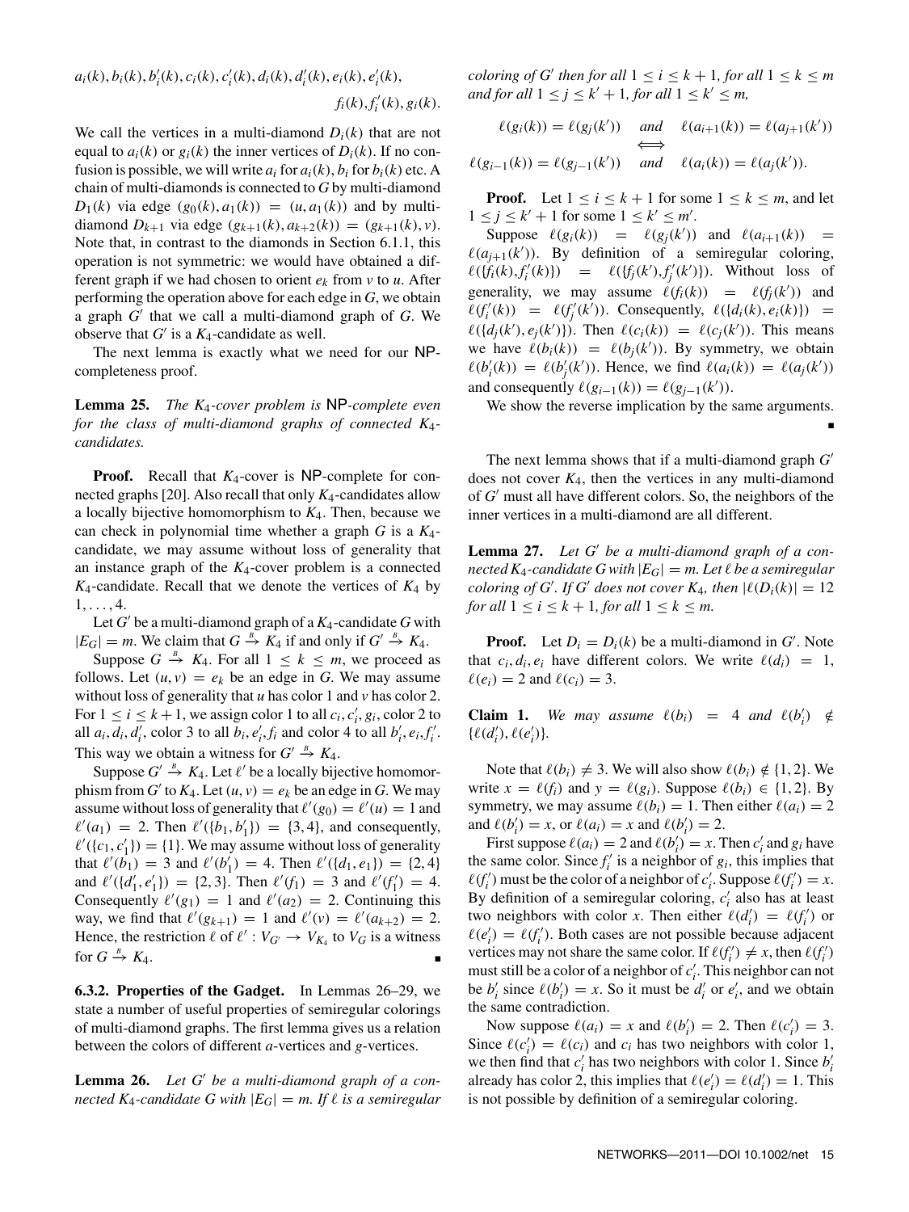$a_i(k), b_i(k), b_i'(k), c_i(k), c_i'(k), d_i(k), d_i'(k), e_i(k), e_i'(k),$
$f_i(k), f_i'(k), g_i(k).$

We call the vertices in a multi-diamond $D_i(k)$ that are not equal to $a_i(k)$ or $g_i(k)$ the inner vertices of $D_i(k)$. If no confusion is possible, we will write $a_i$ for $a_i(k)$, $b_i$ for $b_i(k)$ etc. A chain of multi-diamonds is connected to $G$ by multi-diamond $D_1(k)$ via edge $(g_0(k), a_1(k)) = (u, a_1(k))$ and by multi-diamond $D_{k+1}$ via edge $(g_{k+1}(k), a_{k+2}(k)) = (g_{k+1}(k), v)$. Note that, in contrast to the diamonds in Section 6.1.1, this operation is not symmetric: we would have obtained a different graph if we had chosen to orient $e_k$ from $v$ to $u$. After performing the operation above for each edge in $G$, we obtain a graph $G'$ that we call a multi-diamond graph of $G$. We observe that $G'$ is a $K_4$-candidate as well.

The next lemma is exactly what we need for our NP-completeness proof.

**Lemma 25.** *The $K_4$-cover problem is NP-complete even for the class of multi-diamond graphs of connected $K_4$-candidates.*

**Proof.** Recall that $K_4$-cover is NP-complete for connected graphs [20]. Also recall that only $K_4$-candidates allow a locally bijective homomorphism to $K_4$. Then, because we can check in polynomial time whether a graph $G$ is a $K_4$-candidate, we may assume without loss of generality that an instance graph of the $K_4$-cover problem is a connected $K_4$-candidate. Recall that we denote the vertices of $K_4$ by $1, \ldots, 4$.

Let $G'$ be a multi-diamond graph of a $K_4$-candidate $G$ with $|E_G| = m$. We claim that $G \xrightarrow{B} K_4$ if and only if $G' \xrightarrow{B} K_4$.

Suppose $G \xrightarrow{B} K_4$. For all $1 \leq k \leq m$, we proceed as follows. Let $(u, v) = e_k$ be an edge in $G$. We may assume without loss of generality that $u$ has color 1 and $v$ has color 2. For $1 \leq i \leq k+1$, we assign color 1 to all $c_i, c_i', g_i$, color 2 to all $a_i, d_i, d_i'$, color 3 to all $b_i, e_i', f_i$ and color 4 to all $b_i', e_i, f_i'$. This way we obtain a witness for $G' \xrightarrow{B} K_4$.

Suppose $G' \xrightarrow{B} K_4$. Let $\ell'$ be a locally bijective homomorphism from $G'$ to $K_4$. Let $(u, v) = e_k$ be an edge in $G$. We may assume without loss of generality that $\ell'(g_0) = \ell'(u) = 1$ and $\ell'(a_1) = 2$. Then $\ell'(\{b_1, b_1'\}) = \{3, 4\}$, and consequently, $\ell'(\{c_1, c_1'\}) = \{1\}$. We may assume without loss of generality that $\ell'(b_1) = 3$ and $\ell'(b_1') = 4$. Then $\ell'(\{d_1, e_1\}) = \{2, 4\}$ and $\ell'(\{d_1', e_1'\}) = \{2, 3\}$. Then $\ell'(f_1) = 3$ and $\ell'(f_1') = 4$. Consequently $\ell'(g_1) = 1$ and $\ell'(a_2) = 2$. Continuing this way, we find that $\ell'(g_{k+1}) = 1$ and $\ell'(v) = \ell'(a_{k+2}) = 2$. Hence, the restriction $\ell$ of $\ell' : V_{G'} \to V_{K_4}$ to $V_G$ is a witness for $G \xrightarrow{B} K_4$. ∎

**6.3.2. Properties of the Gadget.** In Lemmas 26–29, we state a number of useful properties of semiregular colorings of multi-diamond graphs. The first lemma gives us a relation between the colors of different $a$-vertices and $g$-vertices.

**Lemma 26.** *Let $G'$ be a multi-diamond graph of a connected $K_4$-candidate $G$ with $|E_G| = m$. If $\ell$ is a semiregular coloring of $G'$ then for all $1 \leq i \leq k+1$, for all $1 \leq k \leq m$ and for all $1 \leq j \leq k'+1$, for all $1 \leq k' \leq m$,*

$$\ell(g_i(k)) = \ell(g_j(k')) \quad \text{and} \quad \ell(a_{i+1}(k)) = \ell(a_{j+1}(k'))$$
$$\Longleftrightarrow$$
$$\ell(g_{i-1}(k)) = \ell(g_{j-1}(k')) \quad \text{and} \quad \ell(a_i(k)) = \ell(a_j(k')).$$

**Proof.** Let $1 \leq i \leq k+1$ for some $1 \leq k \leq m$, and let $1 \leq j \leq k'+1$ for some $1 \leq k' \leq m'$.

Suppose $\ell(g_i(k)) = \ell(g_j(k'))$ and $\ell(a_{i+1}(k)) = \ell(a_{j+1}(k'))$. By definition of a semiregular coloring, $\ell(\{f_i(k), f_i'(k)\}) = \ell(\{f_j(k'), f_j'(k')\})$. Without loss of generality, we may assume $\ell(f_i(k)) = \ell(f_j(k'))$ and $\ell(f_i'(k)) = \ell(f_j'(k'))$. Consequently, $\ell(\{d_i(k), e_i(k)\}) = \ell(\{d_j(k'), e_j(k')\})$. Then $\ell(c_i(k)) = \ell(c_j(k'))$. This means we have $\ell(b_i(k)) = \ell(b_j(k'))$. By symmetry, we obtain $\ell(b_i'(k)) = \ell(b_j'(k'))$. Hence, we find $\ell(a_i(k)) = \ell(a_j(k'))$ and consequently $\ell(g_{i-1}(k)) = \ell(g_{j-1}(k'))$.

We show the reverse implication by the same arguments. ∎

The next lemma shows that if a multi-diamond graph $G'$ does not cover $K_4$, then the vertices in any multi-diamond of $G'$ must all have different colors. So, the neighbors of the inner vertices in a multi-diamond are all different.

**Lemma 27.** *Let $G'$ be a multi-diamond graph of a connected $K_4$-candidate $G$ with $|E_G| = m$. Let $\ell$ be a semiregular coloring of $G'$. If $G'$ does not cover $K_4$, then $|\ell(D_i(k)| = 12$ for all $1 \leq i \leq k+1$, for all $1 \leq k \leq m$.*

**Proof.** Let $D_i = D_i(k)$ be a multi-diamond in $G'$. Note that $c_i, d_i, e_i$ have different colors. We write $\ell(d_i) = 1$, $\ell(e_i) = 2$ and $\ell(c_i) = 3$.

**Claim 1.** *We may assume $\ell(b_i) = 4$ and $\ell(b_i') \notin \{\ell(d_i'), \ell(e_i')\}$.*

Note that $\ell(b_i) \neq 3$. We will also show $\ell(b_i) \notin \{1, 2\}$. We write $x = \ell(f_i)$ and $y = \ell(g_i)$. Suppose $\ell(b_i) \in \{1, 2\}$. By symmetry, we may assume $\ell(b_i) = 1$. Then either $\ell(a_i) = 2$ and $\ell(b_i') = x$, or $\ell(a_i) = x$ and $\ell(b_i') = 2$.

First suppose $\ell(a_i) = 2$ and $\ell(b_i') = x$. Then $c_i'$ and $g_i$ have the same color. Since $f_i'$ is a neighbor of $g_i$, this implies that $\ell(f_i')$ must be the color of a neighbor of $c_i'$. Suppose $\ell(f_i') = x$. By definition of a semiregular coloring, $c_i'$ also has at least two neighbors with color $x$. Then either $\ell(d_i') = \ell(f_i')$ or $\ell(e_i') = \ell(f_i')$. Both cases are not possible because adjacent vertices may not share the same color. If $\ell(f_i') \neq x$, then $\ell(f_i')$ must still be a color of a neighbor of $c_i'$. This neighbor can not be $b_i'$ since $\ell(b_i') = x$. So it must be $d_i'$ or $e_i'$, and we obtain the same contradiction.

Now suppose $\ell(a_i) = x$ and $\ell(b_i') = 2$. Then $\ell(c_i') = 3$. Since $\ell(c_i') = \ell(c_i)$ and $c_i$ has two neighbors with color 1, we then find that $c_i'$ has two neighbors with color 1. Since $b_i'$ already has color 2, this implies that $\ell(e_i') = \ell(d_i') = 1$. This is not possible by definition of a semiregular coloring.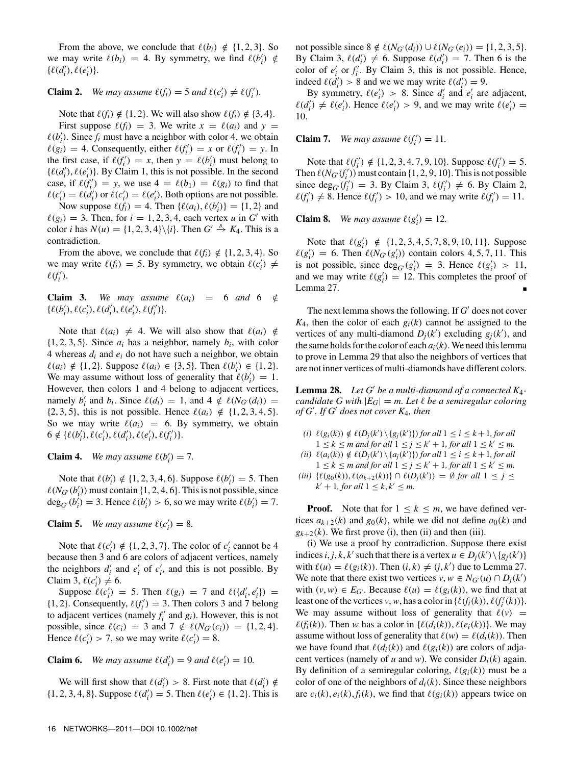From the above, we conclude that $\ell(b_i) \notin \{1, 2, 3\}$. So we may write $\ell(b_i) = 4$. By symmetry, we find $\ell(b_i') \notin \{\ell(d_i'), \ell(e_i')\}$.

**Claim 2.** *We may assume $\ell(f_i) = 5$ and $\ell(c_i') \neq \ell(f_i')$.*

Note that $\ell(f_i) \notin \{1, 2\}$. We will also show $\ell(f_i) \notin \{3, 4\}$.

First suppose $\ell(f_i) = 3$. We write $x = \ell(a_i)$ and $y = \ell(b_i')$. Since $f_i$ must have a neighbor with color 4, we obtain $\ell(g_i) = 4$. Consequently, either $\ell(f_i') = x$ or $\ell(f_i') = y$. In the first case, if $\ell(f_i') = x$, then $y = \ell(b_i')$ must belong to $\{\ell(d_i'), \ell(e_i')\}$. By Claim 1, this is not possible. In the second case, if $\ell(f_i') = y$, we use $4 = \ell(b_1) = \ell(g_i)$ to find that $\ell(c_i') = \ell(d_i')$ or $\ell(c_i') = \ell(e_i')$. Both options are not possible.

Now suppose $\ell(f_i) = 4$. Then $\{\ell(a_i), \ell(b_i')\} = \{1, 2\}$ and $\ell(g_i) = 3$. Then, for $i = 1, 2, 3, 4$, each vertex $u$ in $G'$ with color $i$ has $N(u) = \{1, 2, 3, 4\} \backslash \{i\}$. Then $G' \xrightarrow{B} K_4$. This is a contradiction.

From the above, we conclude that $\ell(f_i) \notin \{1, 2, 3, 4\}$. So we may write $\ell(f_i) = 5$. By symmetry, we obtain $\ell(c_i') \neq \ell(f_i')$.

**Claim 3.** *We may assume $\ell(a_i) = 6$ and $6 \notin \{\ell(b_i'), \ell(c_i'), \ell(d_i'), \ell(e_i'), \ell(f_i')\}$.*

Note that $\ell(a_i) \neq 4$. We will also show that $\ell(a_i) \notin \{1, 2, 3, 5\}$. Since $a_i$ has a neighbor, namely $b_i$, with color 4 whereas $d_i$ and $e_i$ do not have such a neighbor, we obtain $\ell(a_i) \notin \{1, 2\}$. Suppose $\ell(a_i) \in \{3, 5\}$. Then $\ell(b_i') \in \{1, 2\}$. We may assume without loss of generality that $\ell(b_i') = 1$. However, then colors 1 and 4 belong to adjacent vertices, namely $b_i'$ and $b_i$. Since $\ell(d_i) = 1$, and $4 \notin \ell(N_{G'}(d_i)) = \{2, 3, 5\}$, this is not possible. Hence $\ell(a_i) \notin \{1, 2, 3, 4, 5\}$. So we may write $\ell(a_i) = 6$. By symmetry, we obtain $6 \notin \{\ell(b_i'), \ell(c_i'), \ell(d_i'), \ell(e_i'), \ell(f_i')\}$.

**Claim 4.** *We may assume $\ell(b_i') = 7$.*

Note that $\ell(b_i') \notin \{1, 2, 3, 4, 6\}$. Suppose $\ell(b_i') = 5$. Then $\ell(N_{G'}(b_i'))$ must contain $\{1, 2, 4, 6\}$. This is not possible, since $\deg_{G'}(b_i') = 3$. Hence $\ell(b_i') > 6$, so we may write $\ell(b_i') = 7$.

**Claim 5.** *We may assume $\ell(c_i') = 8$.*

Note that $\ell(c_i') \notin \{1, 2, 3, 7\}$. The color of $c_i'$ cannot be 4 because then 3 and 6 are colors of adjacent vertices, namely the neighbors $d_i'$ and $e_i'$ of $c_i'$, and this is not possible. By Claim 3, $\ell(c_i') \neq 6$.

Suppose $\ell(c_i') = 5$. Then $\ell(g_i) = 7$ and $\ell(\{d_i', e_i'\}) = \{1, 2\}$. Consequently, $\ell(f_i') = 3$. Then colors 3 and 7 belong to adjacent vertices (namely $f_i'$ and $g_i$). However, this is not possible, since $\ell(c_i) = 3$ and $7 \notin \ell(N_{G'}(c_i)) = \{1, 2, 4\}$. Hence $\ell(c_i') > 7$, so we may write $\ell(c_i') = 8$.

**Claim 6.** *We may assume $\ell(d_i') = 9$ and $\ell(e_i') = 10$.*

We will first show that $\ell(d_i') > 8$. First note that $\ell(d_i') \notin \{1, 2, 3, 4, 8\}$. Suppose $\ell(d_i') = 5$. Then $\ell(e_i') \in \{1, 2\}$. This is not possible since $8 \notin \ell(N_{G'}(d_i)) \cup \ell(N_{G'}(e_i)) = \{1, 2, 3, 5\}$. By Claim 3, $\ell(d_i') \neq 6$. Suppose $\ell(d_i') = 7$. Then 6 is the color of $e_i'$ or $f_i'$. By Claim 3, this is not possible. Hence, indeed $\ell(d_i') > 8$ and we we may write $\ell(d_i') = 9$.

By symmetry, $\ell(e_i') > 8$. Since $d_i'$ and $e_i'$ are adjacent, $\ell(d_i') \neq \ell(e_i')$. Hence $\ell(e_i') > 9$, and we may write $\ell(e_i') = 10$.

**Claim 7.** *We may assume $\ell(f_i') = 11$.*

Note that $\ell(f_i') \notin \{1, 2, 3, 4, 7, 9, 10\}$. Suppose $\ell(f_i') = 5$. Then $\ell(N_{G'}(f_i'))$ must contain $\{1, 2, 9, 10\}$. This is not possible since $\deg_{G'}(f_i') = 3$. By Claim 3, $\ell(f_i') \neq 6$. By Claim 2, $\ell(f_i') \neq 8$. Hence $\ell(f_i') > 10$, and we may write $\ell(f_i') = 11$.

**Claim 8.** *We may assume $\ell(g_i') = 12$.*

Note that $\ell(g_i') \notin \{1, 2, 3, 4, 5, 7, 8, 9, 10, 11\}$. Suppose $\ell(g_i') = 6$. Then $\ell(N_{G'}(g_i'))$ contain colors 4, 5, 7, 11. This is not possible, since $\deg_{G'}(g_i') = 3$. Hence $\ell(g_i') > 11$, and we may write $\ell(g_i') = 12$. This completes the proof of Lemma 27. ∎

The next lemma shows the following. If $G'$ does not cover $K_4$, then the color of each $g_i(k)$ cannot be assigned to the vertices of any multi-diamond $D_j(k')$ excluding $g_j(k')$, and the same holds for the color of each $a_i(k)$. We need this lemma to prove in Lemma 29 that also the neighbors of vertices that are not inner vertices of multi-diamonds have different colors.

**Lemma 28.** *Let $G'$ be a multi-diamond of a connected $K_4$-candidate $G$ with $|E_G| = m$. Let $\ell$ be a semiregular coloring of $G'$. If $G'$ does not cover $K_4$, then*

*(i) $\ell(g_i(k)) \notin \ell(D_j(k') \setminus \{g_j(k')\})$ for all $1 \leq i \leq k+1$, for all $1 \leq k \leq m$ and for all $1 \leq j \leq k'+1$, for all $1 \leq k' \leq m$.*
*(ii) $\ell(a_i(k)) \notin \ell(D_j(k') \setminus \{a_j(k')\})$ for all $1 \leq i \leq k+1$, for all $1 \leq k \leq m$ and for all $1 \leq j \leq k'+1$, for all $1 \leq k' \leq m$.*
*(iii) $\{\ell(g_0(k)), \ell(a_{k+2}(k))\} \cap \ell(D_j(k')) = \emptyset$ for all $1 \leq j \leq k'+1$, for all $1 \leq k, k' \leq m$.*

**Proof.** Note that for $1 \leq k \leq m$, we have defined vertices $a_{k+2}(k)$ and $g_0(k)$, while we did not define $a_0(k)$ and $g_{k+2}(k)$. We first prove (i), then (ii) and then (iii).

(i) We use a proof by contradiction. Suppose there exist indices $i, j, k, k'$ such that there is a vertex $u \in D_j(k') \setminus \{g_j(k')\}$ with $\ell(u) = \ell(g_i(k))$. Then $(i, k) \neq (j, k')$ due to Lemma 27. We note that there exist two vertices $v, w \in N_{G'}(u) \cap D_j(k')$ with $(v, w) \in E_{G'}$. Because $\ell(u) = \ell(g_i(k))$, we find that at least one of the vertices $v, w$, has a color in $\{\ell(f_i(k)), \ell(f_i'(k))\}$. We may assume without loss of generality that $\ell(v) = \ell(f_i(k))$. Then $w$ has a color in $\{\ell(d_i(k)), \ell(e_i(k))\}$. We may assume without loss of generality that $\ell(w) = \ell(d_i(k))$. Then we have found that $\ell(d_i(k))$ and $\ell(g_i(k))$ are colors of adjacent vertices (namely of $u$ and $w$). We consider $D_i(k)$ again. By definition of a semiregular coloring, $\ell(g_i(k))$ must be a color of one of the neighbors of $d_i(k)$. Since these neighbors are $c_i(k), e_i(k), f_i(k)$, we find that $\ell(g_i(k))$ appears twice on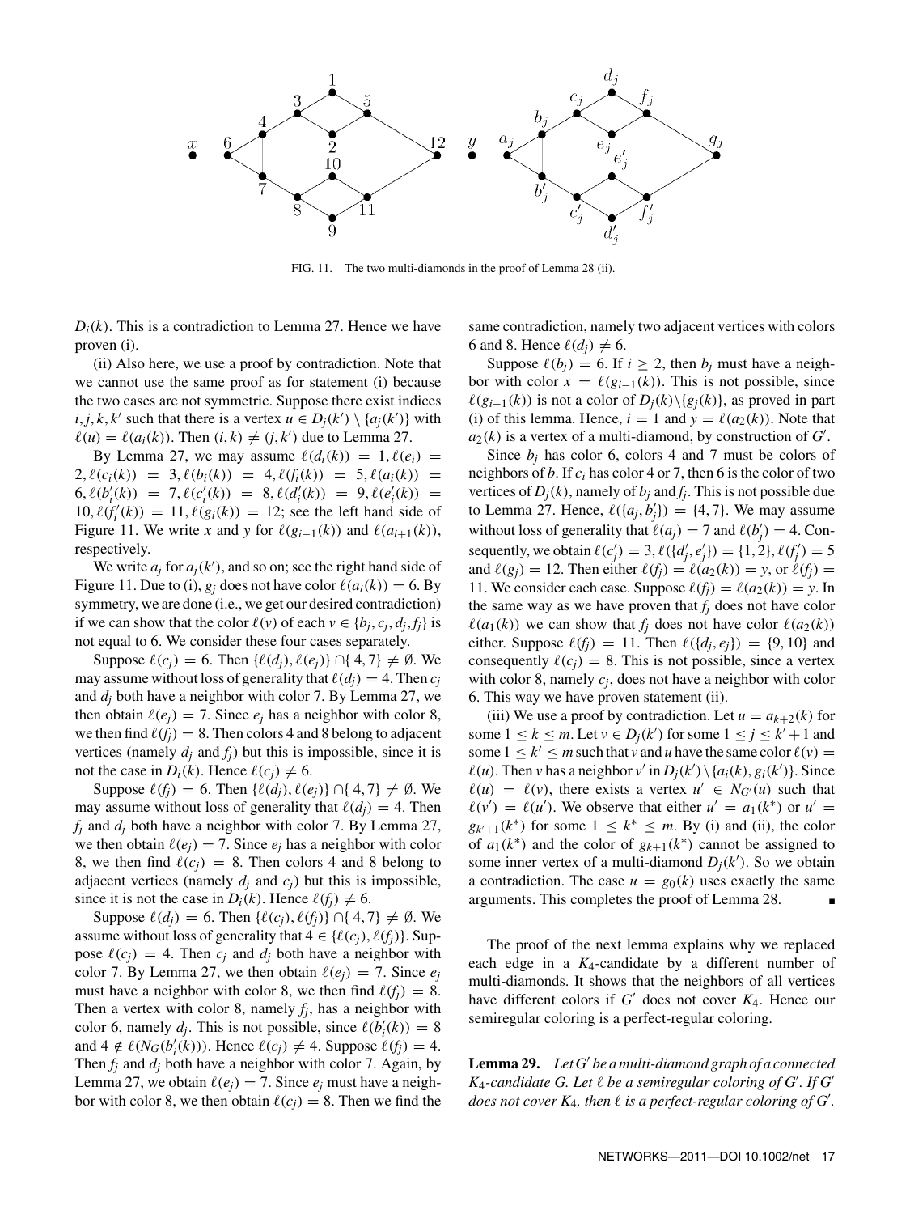FIG. 11. The two multi-diamonds in the proof of Lemma 28 (ii).

$D_i(k)$. This is a contradiction to Lemma 27. Hence we have proven (i).

(ii) Also here, we use a proof by contradiction. Note that we cannot use the same proof as for statement (i) because the two cases are not symmetric. Suppose there exist indices $i, j, k, k'$ such that there is a vertex $u \in D_j(k') \setminus \{a_j(k')\}$ with $\ell(u) = \ell(a_i(k))$. Then $(i, k) \neq (j, k')$ due to Lemma 27.

By Lemma 27, we may assume $\ell(d_i(k)) = 1, \ell(e_i) = 2, \ell(c_i(k)) = 3, \ell(b_i(k)) = 4, \ell(f_i(k)) = 5, \ell(a_i(k)) = 6, \ell(b_i'(k)) = 7, \ell(c_i'(k)) = 8, \ell(d_i'(k)) = 9, \ell(e_i'(k)) = 10, \ell(f_i'(k)) = 11, \ell(g_i(k)) = 12$; see the left hand side of Figure 11. We write $x$ and $y$ for $\ell(g_{i-1}(k))$ and $\ell(a_{i+1}(k))$, respectively.

We write $a_j$ for $a_j(k')$, and so on; see the right hand side of Figure 11. Due to (i), $g_j$ does not have color $\ell(a_i(k)) = 6$. By symmetry, we are done (i.e., we get our desired contradiction) if we can show that the color $\ell(v)$ of each $v \in \{b_j, c_j, d_j, f_j\}$ is not equal to 6. We consider these four cases separately.

Suppose $\ell(c_j) = 6$. Then $\{\ell(d_j), \ell(e_j)\} \cap \{4, 7\} \neq \emptyset$. We may assume without loss of generality that $\ell(d_j) = 4$. Then $c_j$ and $d_j$ both have a neighbor with color 7. By Lemma 27, we then obtain $\ell(e_j) = 7$. Since $e_j$ has a neighbor with color 8, we then find $\ell(f_j) = 8$. Then colors 4 and 8 belong to adjacent vertices (namely $d_j$ and $f_j$) but this is impossible, since it is not the case in $D_i(k)$. Hence $\ell(c_j) \neq 6$.

Suppose $\ell(f_j) = 6$. Then $\{\ell(d_j), \ell(e_j)\} \cap \{4, 7\} \neq \emptyset$. We may assume without loss of generality that $\ell(d_j) = 4$. Then $f_j$ and $d_j$ both have a neighbor with color 7. By Lemma 27, we then obtain $\ell(e_j) = 7$. Since $e_j$ has a neighbor with color 8, we then find $\ell(c_j) = 8$. Then colors 4 and 8 belong to adjacent vertices (namely $d_j$ and $c_j$) but this is impossible, since it is not the case in $D_i(k)$. Hence $\ell(f_j) \neq 6$.

Suppose $\ell(d_j) = 6$. Then $\{\ell(c_j), \ell(f_j)\} \cap \{4, 7\} \neq \emptyset$. We assume without loss of generality that $4 \in \{\ell(c_j), \ell(f_j)\}$. Suppose $\ell(c_j) = 4$. Then $c_j$ and $d_j$ both have a neighbor with color 7. By Lemma 27, we then obtain $\ell(e_j) = 7$. Since $e_j$ must have a neighbor with color 8, we then find $\ell(f_j) = 8$. Then a vertex with color 8, namely $f_j$, has a neighbor with color 6, namely $d_j$. This is not possible, since $\ell(b_i'(k)) = 8$ and $4 \notin \ell(N_G(b_i'(k)))$. Hence $\ell(c_j) \neq 4$. Suppose $\ell(f_j) = 4$. Then $f_j$ and $d_j$ both have a neighbor with color 7. Again, by Lemma 27, we obtain $\ell(e_j) = 7$. Since $e_j$ must have a neighbor with color 8, we then obtain $\ell(c_j) = 8$. Then we find the same contradiction, namely two adjacent vertices with colors 6 and 8. Hence $\ell(d_j) \neq 6$.

Suppose $\ell(b_j) = 6$. If $i \geq 2$, then $b_j$ must have a neighbor with color $x = \ell(g_{i-1}(k))$. This is not possible, since $\ell(g_{i-1}(k))$ is not a color of $D_j(k) \backslash \{g_j(k)\}$, as proved in part (i) of this lemma. Hence, $i = 1$ and $y = \ell(a_2(k))$. Note that $a_2(k)$ is a vertex of a multi-diamond, by construction of $G'$.

Since $b_j$ has color 6, colors 4 and 7 must be colors of neighbors of $b$. If $c_i$ has color 4 or 7, then 6 is the color of two vertices of $D_j(k)$, namely of $b_j$ and $f_j$. This is not possible due to Lemma 27. Hence, $\ell(\{a_j, b_j'\}) = \{4, 7\}$. We may assume without loss of generality that $\ell(a_j) = 7$ and $\ell(b_j') = 4$. Consequently, we obtain $\ell(c_j') = 3, \ell(\{d_j', e_j'\}) = \{1, 2\}, \ell(f_j') = 5$ and $\ell(g_j) = 12$. Then either $\ell(f_j) = \ell(a_2(k)) = y$, or $\ell(f_j) = 11$. We consider each case. Suppose $\ell(f_j) = \ell(a_2(k)) = y$. In the same way as we have proven that $f_j$ does not have color $\ell(a_1(k))$ we can show that $f_j$ does not have color $\ell(a_2(k))$ either. Suppose $\ell(f_j) = 11$. Then $\ell(\{d_j, e_j\}) = \{9, 10\}$ and consequently $\ell(c_j) = 8$. This is not possible, since a vertex with color 8, namely $c_j$, does not have a neighbor with color 6. This way we have proven statement (ii).

(iii) We use a proof by contradiction. Let $u = a_{k+2}(k)$ for some $1 \leq k \leq m$. Let $v \in D_j(k')$ for some $1 \leq j \leq k' + 1$ and some $1 \leq k' \leq m$ such that $v$ and $u$ have the same color $\ell(v) = \ell(u)$. Then $v$ has a neighbor $v'$ in $D_j(k') \setminus \{a_i(k), g_i(k')\}$. Since $\ell(u) = \ell(v)$, there exists a vertex $u' \in N_{G'}(u)$ such that $\ell(v') = \ell(u')$. We observe that either $u' = a_1(k^*)$ or $u' = g_{k'+1}(k^*)$ for some $1 \leq k^* \leq m$. By (i) and (ii), the color of $a_1(k^*)$ and the color of $g_{k+1}(k^*)$ cannot be assigned to some inner vertex of a multi-diamond $D_j(k')$. So we obtain a contradiction. The case $u = g_0(k)$ uses exactly the same arguments. This completes the proof of Lemma 28. ∎

The proof of the next lemma explains why we replaced each edge in a $K_4$-candidate by a different number of multi-diamonds. It shows that the neighbors of all vertices have different colors if $G'$ does not cover $K_4$. Hence our semiregular coloring is a perfect-regular coloring.

**Lemma 29.** *Let $G'$ be a multi-diamond graph of a connected $K_4$-candidate $G$. Let $\ell$ be a semiregular coloring of $G'$. If $G'$ does not cover $K_4$, then $\ell$ is a perfect-regular coloring of $G'$.*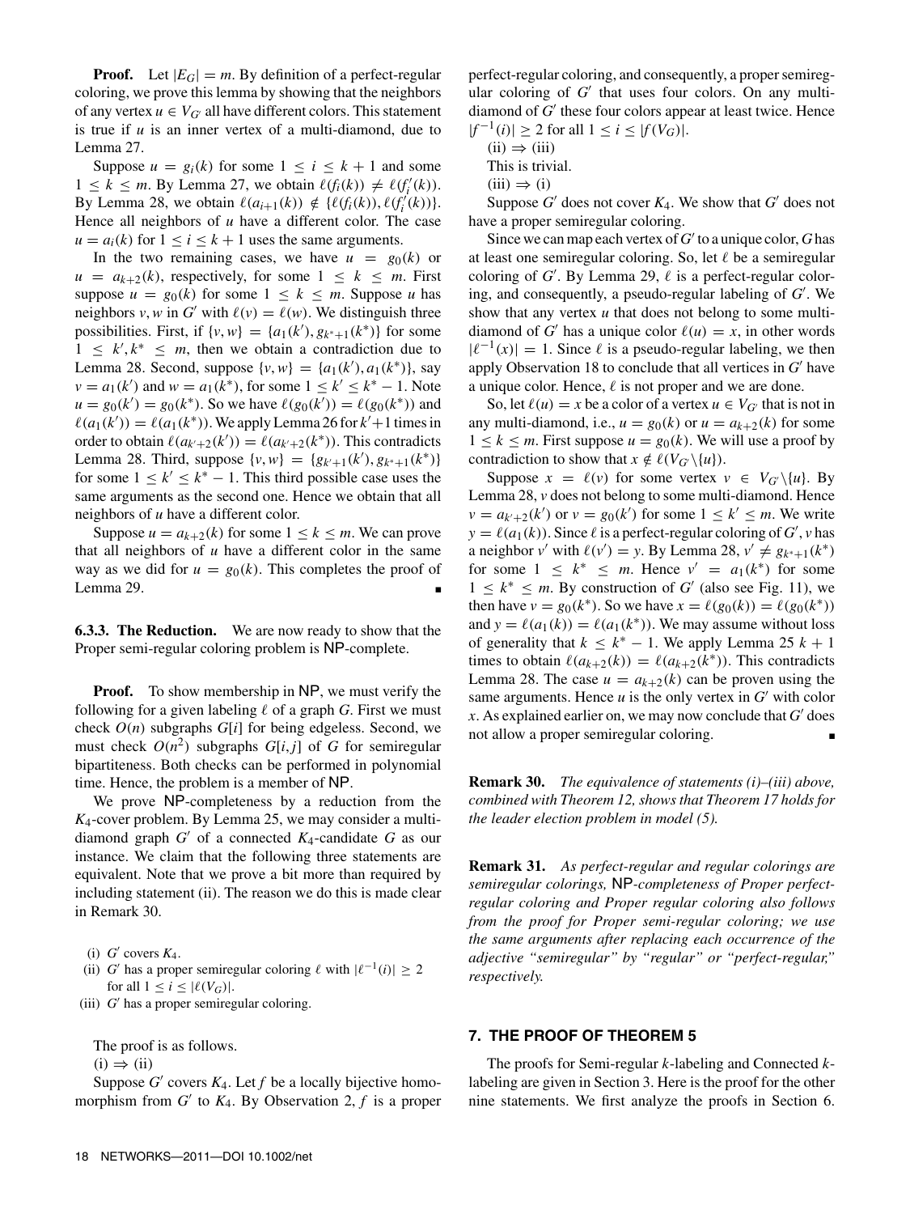**Proof.** Let $|E_G| = m$. By definition of a perfect-regular coloring, we prove this lemma by showing that the neighbors of any vertex $u \in V_{G'}$ all have different colors. This statement is true if $u$ is an inner vertex of a multi-diamond, due to Lemma 27.

Suppose $u = g_i(k)$ for some $1 \leq i \leq k+1$ and some $1 \leq k \leq m$. By Lemma 27, we obtain $\ell(f_i(k)) \neq \ell(f_i'(k))$. By Lemma 28, we obtain $\ell(a_{i+1}(k)) \notin \{\ell(f_i(k)), \ell(f_i'(k))\}$. Hence all neighbors of $u$ have a different color. The case $u = a_i(k)$ for $1 \leq i \leq k+1$ uses the same arguments.

In the two remaining cases, we have $u = g_0(k)$ or $u = a_{k+2}(k)$, respectively, for some $1 \leq k \leq m$. First suppose $u = g_0(k)$ for some $1 \leq k \leq m$. Suppose $u$ has neighbors $v, w$ in $G'$ with $\ell(v) = \ell(w)$. We distinguish three possibilities. First, if $\{v, w\} = \{a_1(k'), g_{k^*+1}(k^*)\}$ for some $1 \leq k', k^* \leq m$, then we obtain a contradiction due to Lemma 28. Second, suppose $\{v, w\} = \{a_1(k'), a_1(k^*)\}$, say $v = a_1(k')$ and $w = a_1(k^*)$, for some $1 \leq k' \leq k^* - 1$. Note $u = g_0(k') = g_0(k^*)$. So we have $\ell(g_0(k')) = \ell(g_0(k^*))$ and $\ell(a_1(k')) = \ell(a_1(k^*))$. We apply Lemma 26 for $k'+1$ times in order to obtain $\ell(a_{k'+2}(k')) = \ell(a_{k'+2}(k^*))$. This contradicts Lemma 28. Third, suppose $\{v, w\} = \{g_{k'+1}(k'), g_{k^*+1}(k^*)\}$ for some $1 \leq k' \leq k^* - 1$. This third possible case uses the same arguments as the second one. Hence we obtain that all neighbors of $u$ have a different color.

Suppose $u = a_{k+2}(k)$ for some $1 \leq k \leq m$. We can prove that all neighbors of $u$ have a different color in the same way as we did for $u = g_0(k)$. This completes the proof of Lemma 29. ∎

### 6.3.3. The Reduction.

We are now ready to show that the Proper semi-regular coloring problem is NP-complete.

**Proof.** To show membership in NP, we must verify the following for a given labeling $\ell$ of a graph $G$. First we must check $O(n)$ subgraphs $G[i]$ for being edgeless. Second, we must check $O(n^2)$ subgraphs $G[i,j]$ of $G$ for semiregular bipartiteness. Both checks can be performed in polynomial time. Hence, the problem is a member of NP.

We prove NP-completeness by a reduction from the $K_4$-cover problem. By Lemma 25, we may consider a multi-diamond graph $G'$ of a connected $K_4$-candidate $G$ as our instance. We claim that the following three statements are equivalent. Note that we prove a bit more than required by including statement (ii). The reason we do this is made clear in Remark 30.

- (i) $G'$ covers $K_4$.
- (ii) $G'$ has a proper semiregular coloring $\ell$ with $|\ell^{-1}(i)| \geq 2$ for all $1 \leq i \leq |\ell(V_G)|$.
- (iii) $G'$ has a proper semiregular coloring.

The proof is as follows.

(i) $\Rightarrow$ (ii)

Suppose $G'$ covers $K_4$. Let $f$ be a locally bijective homomorphism from $G'$ to $K_4$. By Observation 2, $f$ is a proper perfect-regular coloring, and consequently, a proper semiregular coloring of $G'$ that uses four colors. On any multi-diamond of $G'$ these four colors appear at least twice. Hence $|f^{-1}(i)| \geq 2$ for all $1 \leq i \leq |f(V_G)|$.

(ii) $\Rightarrow$ (iii)

This is trivial.

(iii) $\Rightarrow$ (i)

Suppose $G'$ does not cover $K_4$. We show that $G'$ does not have a proper semiregular coloring.

Since we can map each vertex of $G'$ to a unique color, $G$ has at least one semiregular coloring. So, let $\ell$ be a semiregular coloring of $G'$. By Lemma 29, $\ell$ is a perfect-regular coloring, and consequently, a pseudo-regular labeling of $G'$. We show that any vertex $u$ that does not belong to some multi-diamond of $G'$ has a unique color $\ell(u) = x$, in other words $|\ell^{-1}(x)| = 1$. Since $\ell$ is a pseudo-regular labeling, we then apply Observation 18 to conclude that all vertices in $G'$ have a unique color. Hence, $\ell$ is not proper and we are done.

So, let $\ell(u) = x$ be a color of a vertex $u \in V_{G'}$ that is not in any multi-diamond, i.e., $u = g_0(k)$ or $u = a_{k+2}(k)$ for some $1 \leq k \leq m$. First suppose $u = g_0(k)$. We will use a proof by contradiction to show that $x \notin \ell(V_{G'} \backslash \{u\})$.

Suppose $x = \ell(v)$ for some vertex $v \in V_{G'} \backslash \{u\}$. By Lemma 28, $v$ does not belong to some multi-diamond. Hence $v = a_{k'+2}(k')$ or $v = g_0(k')$ for some $1 \leq k' \leq m$. We write $y = \ell(a_1(k))$. Since $\ell$ is a perfect-regular coloring of $G'$, $v$ has a neighbor $v'$ with $\ell(v') = y$. By Lemma 28, $v' \neq g_{k^*+1}(k^*)$ for some $1 \leq k^* \leq m$. Hence $v' = a_1(k^*)$ for some $1 \leq k^* \leq m$. By construction of $G'$ (also see Fig. 11), we then have $v = g_0(k^*)$. So we have $x = \ell(g_0(k)) = \ell(g_0(k^*))$ and $y = \ell(a_1(k)) = \ell(a_1(k^*))$. We may assume without loss of generality that $k \leq k^* - 1$. We apply Lemma 25 $k+1$ times to obtain $\ell(a_{k+2}(k)) = \ell(a_{k+2}(k^*))$. This contradicts Lemma 28. The case $u = a_{k+2}(k)$ can be proven using the same arguments. Hence $u$ is the only vertex in $G'$ with color $x$. As explained earlier on, we may now conclude that $G'$ does not allow a proper semiregular coloring. ∎

**Remark 30.** *The equivalence of statements (i)–(iii) above, combined with Theorem 12, shows that Theorem 17 holds for the leader election problem in model (5).*

**Remark 31.** *As perfect-regular and regular colorings are semiregular colorings,* NP*-completeness of Proper perfect-regular coloring and Proper regular coloring also follows from the proof for Proper semi-regular coloring; we use the same arguments after replacing each occurrence of the adjective "semiregular" by "regular" or "perfect-regular," respectively.*

## 7. THE PROOF OF THEOREM 5

The proofs for Semi-regular $k$-labeling and Connected $k$-labeling are given in Section 3. Here is the proof for the other nine statements. We first analyze the proofs in Section 6.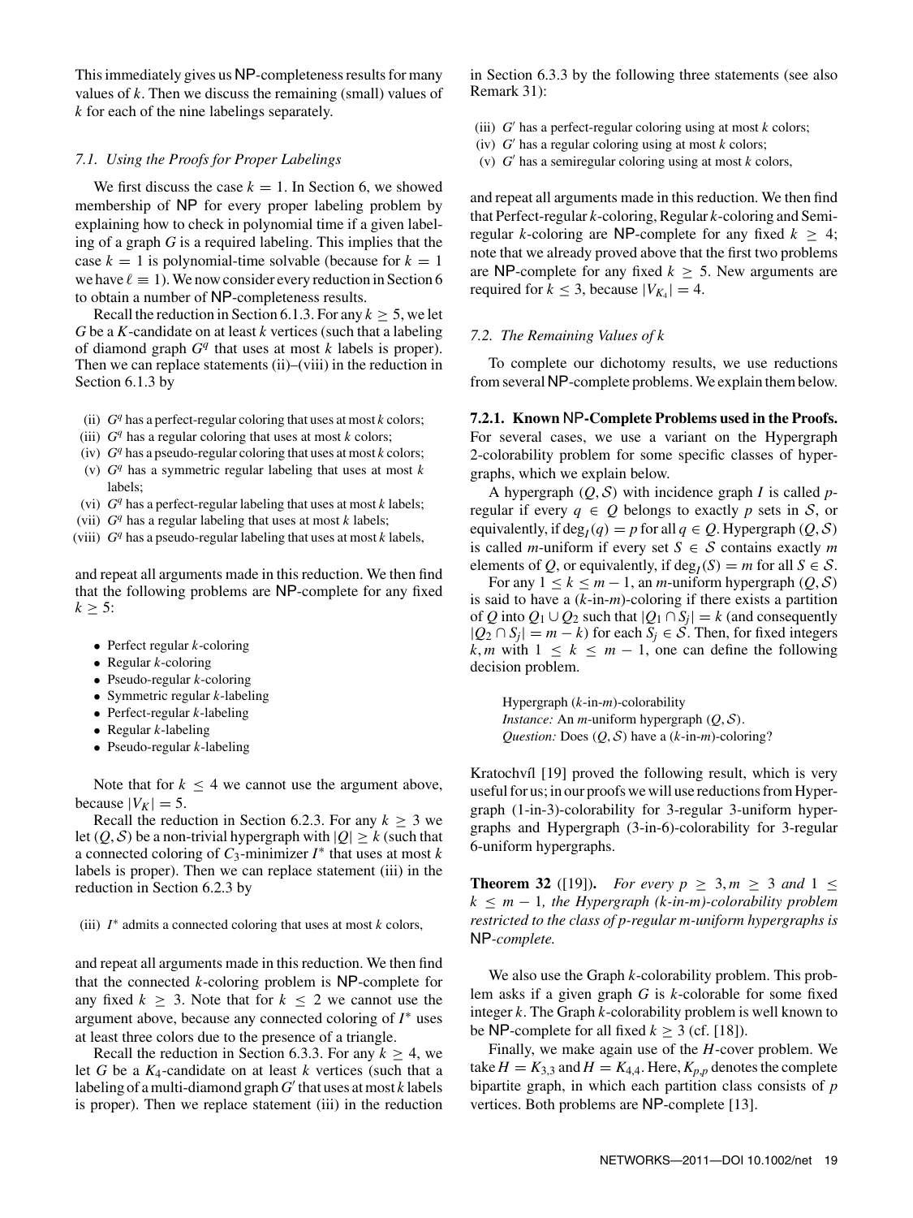This immediately gives us NP-completeness results for many values of $k$. Then we discuss the remaining (small) values of $k$ for each of the nine labelings separately.

### 7.1. Using the Proofs for Proper Labelings

We first discuss the case $k = 1$. In Section 6, we showed membership of NP for every proper labeling problem by explaining how to check in polynomial time if a given labeling of a graph $G$ is a required labeling. This implies that the case $k = 1$ is polynomial-time solvable (because for $k = 1$ we have $\ell \equiv 1$). We now consider every reduction in Section 6 to obtain a number of NP-completeness results.

Recall the reduction in Section 6.1.3. For any $k \geq 5$, we let $G$ be a $K$-candidate on at least $k$ vertices (such that a labeling of diamond graph $G^q$ that uses at most $k$ labels is proper). Then we can replace statements (ii)–(viii) in the reduction in Section 6.1.3 by

- (ii) $G^q$ has a perfect-regular coloring that uses at most $k$ colors;
- (iii) $G^q$ has a regular coloring that uses at most $k$ colors;
- (iv) $G^q$ has a pseudo-regular coloring that uses at most $k$ colors;
- (v) $G^q$ has a symmetric regular labeling that uses at most $k$ labels;
- (vi) $G^q$ has a perfect-regular labeling that uses at most $k$ labels;
- (vii) $G^q$ has a regular labeling that uses at most $k$ labels;
- (viii) $G^q$ has a pseudo-regular labeling that uses at most $k$ labels,

and repeat all arguments made in this reduction. We then find that the following problems are NP-complete for any fixed $k \geq 5$:

- Perfect regular $k$-coloring
- Regular $k$-coloring
- Pseudo-regular $k$-coloring
- Symmetric regular $k$-labeling
- Perfect-regular $k$-labeling
- Regular $k$-labeling
- Pseudo-regular $k$-labeling

Note that for $k \leq 4$ we cannot use the argument above, because $|V_K| = 5$.

Recall the reduction in Section 6.2.3. For any $k \geq 3$ we let $(Q, \mathcal{S})$ be a non-trivial hypergraph with $|Q| \geq k$ (such that a connected coloring of $C_3$-minimizer $I^*$ that uses at most $k$ labels is proper). Then we can replace statement (iii) in the reduction in Section 6.2.3 by

(iii) $I^*$ admits a connected coloring that uses at most $k$ colors,

and repeat all arguments made in this reduction. We then find that the connected $k$-coloring problem is NP-complete for any fixed $k \geq 3$. Note that for $k \leq 2$ we cannot use the argument above, because any connected coloring of $I^*$ uses at least three colors due to the presence of a triangle.

Recall the reduction in Section 6.3.3. For any $k \geq 4$, we let $G$ be a $K_4$-candidate on at least $k$ vertices (such that a labeling of a multi-diamond graph $G'$ that uses at most $k$ labels is proper). Then we replace statement (iii) in the reduction in Section 6.3.3 by the following three statements (see also Remark 31):

- (iii) $G'$ has a perfect-regular coloring using at most $k$ colors;
- (iv) $G'$ has a regular coloring using at most $k$ colors;
- (v) $G'$ has a semiregular coloring using at most $k$ colors,

and repeat all arguments made in this reduction. We then find that Perfect-regular $k$-coloring, Regular $k$-coloring and Semiregular $k$-coloring are NP-complete for any fixed $k \geq 4$; note that we already proved above that the first two problems are NP-complete for any fixed $k \geq 5$. New arguments are required for $k \leq 3$, because $|V_{K_4}| = 4$.

### 7.2. The Remaining Values of $k$

To complete our dichotomy results, we use reductions from several NP-complete problems. We explain them below.

**7.2.1. Known NP-Complete Problems used in the Proofs.** For several cases, we use a variant on the Hypergraph 2-colorability problem for some specific classes of hypergraphs, which we explain below.

A hypergraph $(Q, \mathcal{S})$ with incidence graph $I$ is called $p$-regular if every $q \in Q$ belongs to exactly $p$ sets in $\mathcal{S}$, or equivalently, if $\deg_I(q) = p$ for all $q \in Q$. Hypergraph $(Q, \mathcal{S})$ is called $m$-uniform if every set $S \in \mathcal{S}$ contains exactly $m$ elements of $Q$, or equivalently, if $\deg_I(S) = m$ for all $S \in \mathcal{S}$.

For any $1 \leq k \leq m - 1$, an $m$-uniform hypergraph $(Q, \mathcal{S})$ is said to have a ($k$-in-$m$)-coloring if there exists a partition of $Q$ into $Q_1 \cup Q_2$ such that $|Q_1 \cap S_j| = k$ (and consequently $|Q_2 \cap S_j| = m - k$) for each $S_j \in \mathcal{S}$. Then, for fixed integers $k, m$ with $1 \leq k \leq m - 1$, one can define the following decision problem.

> Hypergraph ($k$-in-$m$)-colorability
> *Instance:* An $m$-uniform hypergraph $(Q, \mathcal{S})$.
> *Question:* Does $(Q, \mathcal{S})$ have a ($k$-in-$m$)-coloring?

Kratochvíl [19] proved the following result, which is very useful for us; in our proofs we will use reductions from Hypergraph (1-in-3)-colorability for 3-regular 3-uniform hypergraphs and Hypergraph (3-in-6)-colorability for 3-regular 6-uniform hypergraphs.

**Theorem 32** ([19]). *For every $p \geq 3$, $m \geq 3$ and $1 \leq k \leq m - 1$, the Hypergraph ($k$-in-$m$)-colorability problem restricted to the class of $p$-regular $m$-uniform hypergraphs is* NP*-complete.*

We also use the Graph $k$-colorability problem. This problem asks if a given graph $G$ is $k$-colorable for some fixed integer $k$. The Graph $k$-colorability problem is well known to be NP-complete for all fixed $k \geq 3$ (cf. [18]).

Finally, we make again use of the $H$-cover problem. We take $H = K_{3,3}$ and $H = K_{4,4}$. Here, $K_{p,p}$ denotes the complete bipartite graph, in which each partition class consists of $p$ vertices. Both problems are NP-complete [13].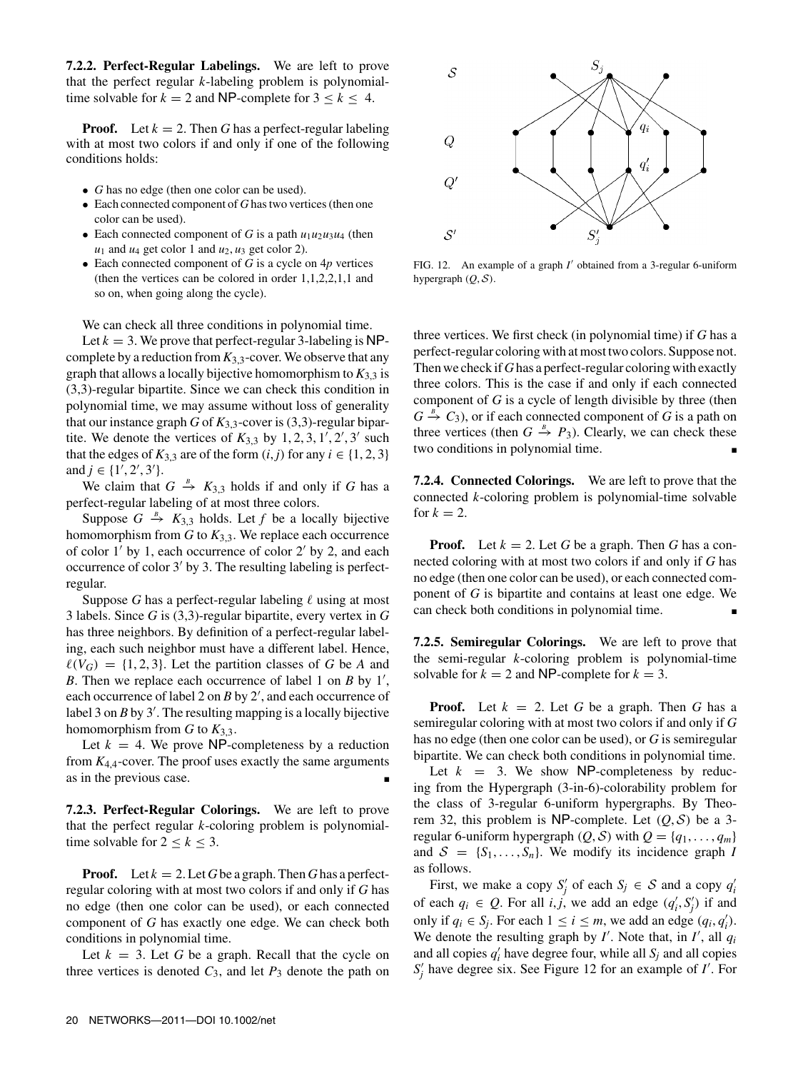**7.2.2. Perfect-Regular Labelings.** We are left to prove that the perfect regular $k$-labeling problem is polynomial-time solvable for $k = 2$ and NP-complete for $3 \leq k \leq 4$.

**Proof.** Let $k = 2$. Then $G$ has a perfect-regular labeling with at most two colors if and only if one of the following conditions holds:

- $G$ has no edge (then one color can be used).
- Each connected component of $G$ has two vertices (then one color can be used).
- Each connected component of $G$ is a path $u_1u_2u_3u_4$ (then $u_1$ and $u_4$ get color 1 and $u_2, u_3$ get color 2).
- Each connected component of $G$ is a cycle on $4p$ vertices (then the vertices can be colored in order 1,1,2,2,1,1 and so on, when going along the cycle).

We can check all three conditions in polynomial time.

Let $k = 3$. We prove that perfect-regular 3-labeling is NP-complete by a reduction from $K_{3,3}$-cover. We observe that any graph that allows a locally bijective homomorphism to $K_{3,3}$ is (3,3)-regular bipartite. Since we can check this condition in polynomial time, we may assume without loss of generality that our instance graph $G$ of $K_{3,3}$-cover is (3,3)-regular bipartite. We denote the vertices of $K_{3,3}$ by $1, 2, 3, 1', 2', 3'$ such that the edges of $K_{3,3}$ are of the form $(i, j)$ for any $i \in \{1, 2, 3\}$ and $j \in \{1', 2', 3'\}$.

We claim that $G \xrightarrow{B} K_{3,3}$ holds if and only if $G$ has a perfect-regular labeling of at most three colors.

Suppose $G \xrightarrow{B} K_{3,3}$ holds. Let $f$ be a locally bijective homomorphism from $G$ to $K_{3,3}$. We replace each occurrence of color $1'$ by 1, each occurrence of color $2'$ by 2, and each occurrence of color $3'$ by 3. The resulting labeling is perfect-regular.

Suppose $G$ has a perfect-regular labeling $\ell$ using at most 3 labels. Since $G$ is (3,3)-regular bipartite, every vertex in $G$ has three neighbors. By definition of a perfect-regular labeling, each such neighbor must have a different label. Hence, $\ell(V_G) = \{1, 2, 3\}$. Let the partition classes of $G$ be $A$ and $B$. Then we replace each occurrence of label 1 on $B$ by $1'$, each occurrence of label 2 on $B$ by $2'$, and each occurrence of label 3 on $B$ by $3'$. The resulting mapping is a locally bijective homomorphism from $G$ to $K_{3,3}$.

Let $k = 4$. We prove NP-completeness by a reduction from $K_{4,4}$-cover. The proof uses exactly the same arguments as in the previous case. ∎

**7.2.3. Perfect-Regular Colorings.** We are left to prove that the perfect regular $k$-coloring problem is polynomial-time solvable for $2 \leq k \leq 3$.

**Proof.** Let $k = 2$. Let $G$ be a graph. Then $G$ has a perfect-regular coloring with at most two colors if and only if $G$ has no edge (then one color can be used), or each connected component of $G$ has exactly one edge. We can check both conditions in polynomial time.

Let $k = 3$. Let $G$ be a graph. Recall that the cycle on three vertices is denoted $C_3$, and let $P_3$ denote the path on three vertices. We first check (in polynomial time) if $G$ has a perfect-regular coloring with at most two colors. Suppose not. Then we check if $G$ has a perfect-regular coloring with exactly three colors. This is the case if and only if each connected component of $G$ is a cycle of length divisible by three (then $G \xrightarrow{B} C_3$), or if each connected component of $G$ is a path on three vertices (then $G \xrightarrow{B} P_3$). Clearly, we can check these two conditions in polynomial time. ∎

**7.2.4. Connected Colorings.** We are left to prove that the connected $k$-coloring problem is polynomial-time solvable for $k = 2$.

**Proof.** Let $k = 2$. Let $G$ be a graph. Then $G$ has a connected coloring with at most two colors if and only if $G$ has no edge (then one color can be used), or each connected component of $G$ is bipartite and contains at least one edge. We can check both conditions in polynomial time. ∎

**7.2.5. Semiregular Colorings.** We are left to prove that the semi-regular $k$-coloring problem is polynomial-time solvable for $k = 2$ and NP-complete for $k = 3$.

**Proof.** Let $k = 2$. Let $G$ be a graph. Then $G$ has a semiregular coloring with at most two colors if and only if $G$ has no edge (then one color can be used), or $G$ is semiregular bipartite. We can check both conditions in polynomial time.

Let $k = 3$. We show NP-completeness by reducing from the Hypergraph (3-in-6)-colorability problem for the class of 3-regular 6-uniform hypergraphs. By Theorem 32, this problem is NP-complete. Let $(Q, \mathcal{S})$ be a 3-regular 6-uniform hypergraph $(Q, \mathcal{S})$ with $Q = \{q_1, \ldots, q_m\}$ and $\mathcal{S} = \{S_1, \ldots, S_n\}$. We modify its incidence graph $I$ as follows.

First, we make a copy $S'_j$ of each $S_j \in \mathcal{S}$ and a copy $q'_i$ of each $q_i \in Q$. For all $i, j$, we add an edge $(q'_i, S'_j)$ if and only if $q_i \in S_j$. For each $1 \leq i \leq m$, we add an edge $(q_i, q'_i)$. We denote the resulting graph by $I'$. Note that, in $I'$, all $q_i$ and all copies $q'_i$ have degree four, while all $S_j$ and all copies $S'_j$ have degree six. See Figure 12 for an example of $I'$. For

FIG. 12. An example of a graph $I'$ obtained from a 3-regular 6-uniform hypergraph $(Q, \mathcal{S})$.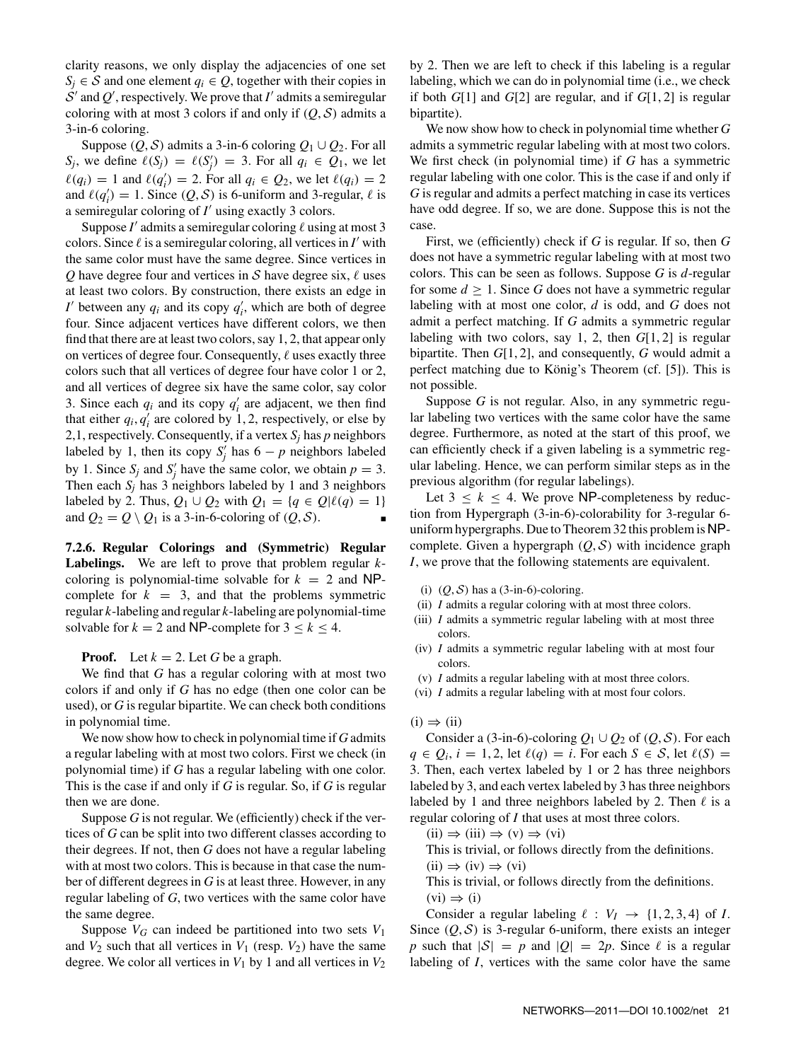clarity reasons, we only display the adjacencies of one set $S_j \in \mathcal{S}$ and one element $q_i \in Q$, together with their copies in $\mathcal{S}'$ and $Q'$, respectively. We prove that $I'$ admits a semiregular coloring with at most 3 colors if and only if $(Q, \mathcal{S})$ admits a 3-in-6 coloring.

Suppose $(Q, \mathcal{S})$ admits a 3-in-6 coloring $Q_1 \cup Q_2$. For all $S_j$, we define $\ell(S_j) = \ell(S'_j) = 3$. For all $q_i \in Q_1$, we let $\ell(q_i) = 1$ and $\ell(q'_i) = 2$. For all $q_i \in Q_2$, we let $\ell(q_i) = 2$ and $\ell(q'_i) = 1$. Since $(Q, \mathcal{S})$ is 6-uniform and 3-regular, $\ell$ is a semiregular coloring of $I'$ using exactly 3 colors.

Suppose $I'$ admits a semiregular coloring $\ell$ using at most 3 colors. Since $\ell$ is a semiregular coloring, all vertices in $I'$ with the same color must have the same degree. Since vertices in $Q$ have degree four and vertices in $\mathcal{S}$ have degree six, $\ell$ uses at least two colors. By construction, there exists an edge in $I'$ between any $q_i$ and its copy $q'_i$, which are both of degree four. Since adjacent vertices have different colors, we then find that there are at least two colors, say 1, 2, that appear only on vertices of degree four. Consequently, $\ell$ uses exactly three colors such that all vertices of degree four have color 1 or 2, and all vertices of degree six have the same color, say color 3. Since each $q_i$ and its copy $q'_i$ are adjacent, we then find that either $q_i, q'_i$ are colored by 1, 2, respectively, or else by 2,1, respectively. Consequently, if a vertex $S_j$ has $p$ neighbors labeled by 1, then its copy $S'_j$ has $6 - p$ neighbors labeled by 1. Since $S_j$ and $S'_j$ have the same color, we obtain $p = 3$. Then each $S_j$ has 3 neighbors labeled by 1 and 3 neighbors labeled by 2. Thus, $Q_1 \cup Q_2$ with $Q_1 = \{q \in Q | \ell(q) = 1\}$ and $Q_2 = Q \setminus Q_1$ is a 3-in-6-coloring of $(Q, \mathcal{S})$. ∎

#### 7.2.6. Regular Colorings and (Symmetric) Regular Labelings.

We are left to prove that problem regular $k$-coloring is polynomial-time solvable for $k = 2$ and NP-complete for $k = 3$, and that the problems symmetric regular $k$-labeling and regular $k$-labeling are polynomial-time solvable for $k = 2$ and NP-complete for $3 \leq k \leq 4$.

**Proof.** Let $k = 2$. Let $G$ be a graph.

We find that $G$ has a regular coloring with at most two colors if and only if $G$ has no edge (then one color can be used), or $G$ is regular bipartite. We can check both conditions in polynomial time.

We now show how to check in polynomial time if $G$ admits a regular labeling with at most two colors. First we check (in polynomial time) if $G$ has a regular labeling with one color. This is the case if and only if $G$ is regular. So, if $G$ is regular then we are done.

Suppose $G$ is not regular. We (efficiently) check if the vertices of $G$ can be split into two different classes according to their degrees. If not, then $G$ does not have a regular labeling with at most two colors. This is because in that case the number of different degrees in $G$ is at least three. However, in any regular labeling of $G$, two vertices with the same color have the same degree.

Suppose $V_G$ can indeed be partitioned into two sets $V_1$ and $V_2$ such that all vertices in $V_1$ (resp. $V_2$) have the same degree. We color all vertices in $V_1$ by 1 and all vertices in $V_2$ by 2. Then we are left to check if this labeling is a regular labeling, which we can do in polynomial time (i.e., we check if both $G[1]$ and $G[2]$ are regular, and if $G[1, 2]$ is regular bipartite).

We now show how to check in polynomial time whether $G$ admits a symmetric regular labeling with at most two colors. We first check (in polynomial time) if $G$ has a symmetric regular labeling with one color. This is the case if and only if $G$ is regular and admits a perfect matching in case its vertices have odd degree. If so, we are done. Suppose this is not the case.

First, we (efficiently) check if $G$ is regular. If so, then $G$ does not have a symmetric regular labeling with at most two colors. This can be seen as follows. Suppose $G$ is $d$-regular for some $d \geq 1$. Since $G$ does not have a symmetric regular labeling with at most one color, $d$ is odd, and $G$ does not admit a perfect matching. If $G$ admits a symmetric regular labeling with two colors, say 1, 2, then $G[1, 2]$ is regular bipartite. Then $G[1, 2]$, and consequently, $G$ would admit a perfect matching due to König's Theorem (cf. [5]). This is not possible.

Suppose $G$ is not regular. Also, in any symmetric regular labeling two vertices with the same color have the same degree. Furthermore, as noted at the start of this proof, we can efficiently check if a given labeling is a symmetric regular labeling. Hence, we can perform similar steps as in the previous algorithm (for regular labelings).

Let $3 \leq k \leq 4$. We prove NP-completeness by reduction from Hypergraph (3-in-6)-colorability for 3-regular 6-uniform hypergraphs. Due to Theorem 32 this problem is NP-complete. Given a hypergraph $(Q, \mathcal{S})$ with incidence graph $I$, we prove that the following statements are equivalent.

- (i) $(Q, \mathcal{S})$ has a (3-in-6)-coloring.
- (ii) $I$ admits a regular coloring with at most three colors.
- (iii) $I$ admits a symmetric regular labeling with at most three colors.
- (iv) $I$ admits a symmetric regular labeling with at most four colors.
- (v) $I$ admits a regular labeling with at most three colors.
- (vi) $I$ admits a regular labeling with at most four colors.

(i) $\Rightarrow$ (ii)

Consider a (3-in-6)-coloring $Q_1 \cup Q_2$ of $(Q, \mathcal{S})$. For each $q \in Q_i$, $i = 1, 2$, let $\ell(q) = i$. For each $S \in \mathcal{S}$, let $\ell(S) = 3$. Then, each vertex labeled by 1 or 2 has three neighbors labeled by 3, and each vertex labeled by 3 has three neighbors labeled by 1 and three neighbors labeled by 2. Then $\ell$ is a regular coloring of $I$ that uses at most three colors.

(ii) $\Rightarrow$ (iii) $\Rightarrow$ (v) $\Rightarrow$ (vi)

This is trivial, or follows directly from the definitions.

(ii) $\Rightarrow$ (iv) $\Rightarrow$ (vi)

This is trivial, or follows directly from the definitions.

(vi) $\Rightarrow$ (i)

Consider a regular labeling $\ell : V_I \rightarrow \{1, 2, 3, 4\}$ of $I$. Since $(Q, \mathcal{S})$ is 3-regular 6-uniform, there exists an integer $p$ such that $|\mathcal{S}| = p$ and $|Q| = 2p$. Since $\ell$ is a regular labeling of $I$, vertices with the same color have the same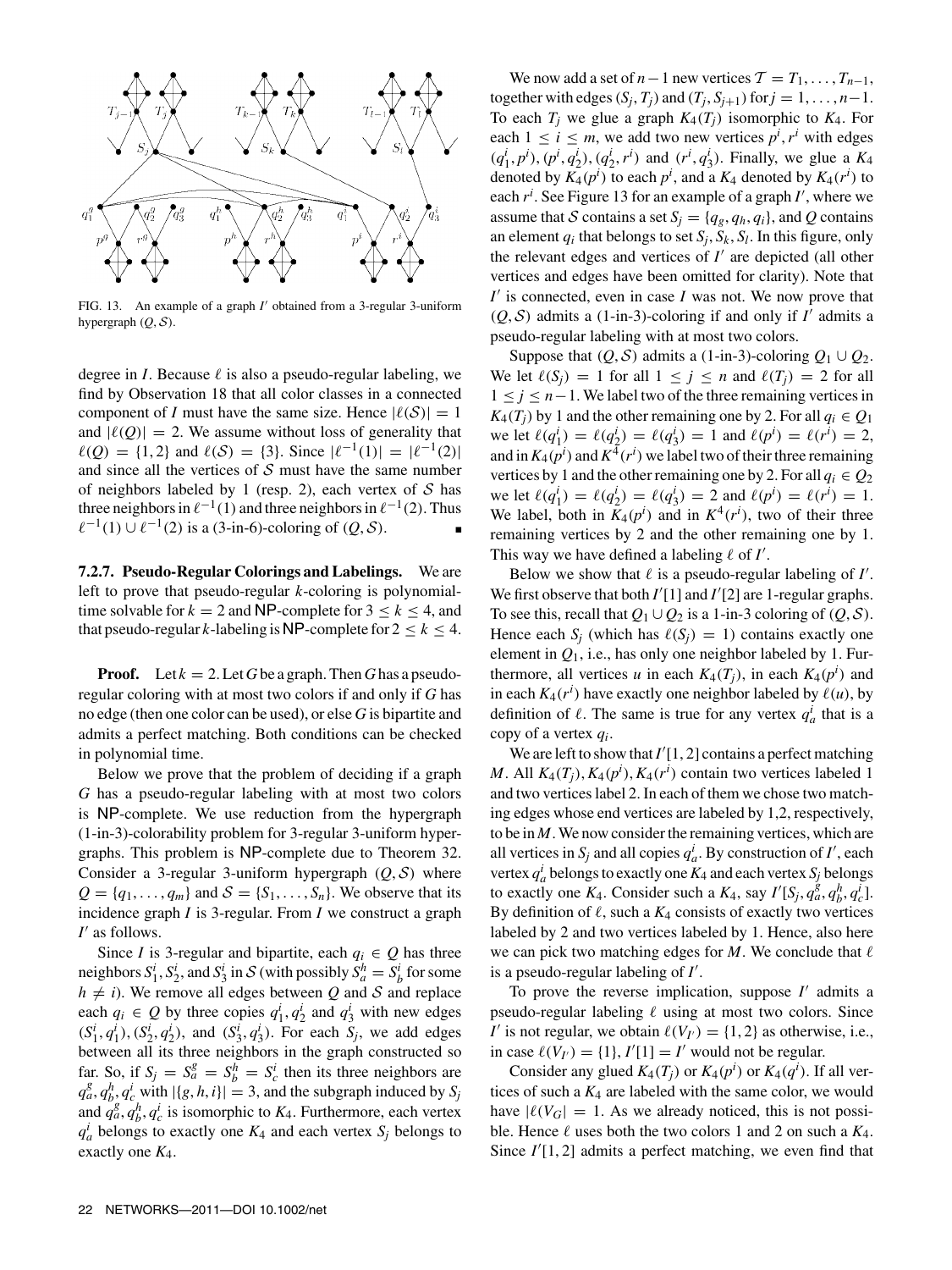FIG. 13. An example of a graph $I'$ obtained from a 3-regular 3-uniform hypergraph $(Q, \mathcal{S})$.

degree in $I$. Because $\ell$ is also a pseudo-regular labeling, we find by Observation 18 that all color classes in a connected component of $I$ must have the same size. Hence $|\ell(\mathcal{S})| = 1$ and $|\ell(Q)| = 2$. We assume without loss of generality that $\ell(Q) = \{1,2\}$ and $\ell(\mathcal{S}) = \{3\}$. Since $|\ell^{-1}(1)| = |\ell^{-1}(2)|$ and since all the vertices of $\mathcal{S}$ must have the same number of neighbors labeled by 1 (resp. 2), each vertex of $\mathcal{S}$ has three neighbors in $\ell^{-1}(1)$ and three neighbors in $\ell^{-1}(2)$. Thus $\ell^{-1}(1) \cup \ell^{-1}(2)$ is a (3-in-6)-coloring of $(Q, \mathcal{S})$. ∎

**7.2.7. Pseudo-Regular Colorings and Labelings.** We are left to prove that pseudo-regular $k$-coloring is polynomial-time solvable for $k = 2$ and NP-complete for $3 \le k \le 4$, and that pseudo-regular $k$-labeling is NP-complete for $2 \le k \le 4$.

**Proof.** Let $k = 2$. Let $G$ be a graph. Then $G$ has a pseudo-regular coloring with at most two colors if and only if $G$ has no edge (then one color can be used), or else $G$ is bipartite and admits a perfect matching. Both conditions can be checked in polynomial time.

Below we prove that the problem of deciding if a graph $G$ has a pseudo-regular labeling with at most two colors is NP-complete. We use reduction from the hypergraph (1-in-3)-colorability problem for 3-regular 3-uniform hypergraphs. This problem is NP-complete due to Theorem 32. Consider a 3-regular 3-uniform hypergraph $(Q, \mathcal{S})$ where $Q = \{q_1, \ldots, q_m\}$ and $\mathcal{S} = \{S_1, \ldots, S_n\}$. We observe that its incidence graph $I$ is 3-regular. From $I$ we construct a graph $I'$ as follows.

Since $I$ is 3-regular and bipartite, each $q_i \in Q$ has three neighbors $S_1^i, S_2^i$, and $S_3^i$ in $\mathcal{S}$ (with possibly $S_a^h = S_b^i$ for some $h \neq i$). We remove all edges between $Q$ and $\mathcal{S}$ and replace each $q_i \in Q$ by three copies $q_1^i, q_2^i$ and $q_3^i$ with new edges $(S_1^i, q_1^i), (S_2^i, q_2^i)$, and $(S_3^i, q_3^i)$. For each $S_j$, we add edges between all its three neighbors in the graph constructed so far. So, if $S_j = S_a^g = S_b^h = S_c^i$ then its three neighbors are $q_a^g, q_b^h, q_c^i$ with $|\{g,h,i\}| = 3$, and the subgraph induced by $S_j$ and $q_a^g, q_b^h, q_c^i$ is isomorphic to $K_4$. Furthermore, each vertex $q_a^i$ belongs to exactly one $K_4$ and each vertex $S_j$ belongs to exactly one $K_4$.

We now add a set of $n-1$ new vertices $\mathcal{T} = T_1, \ldots, T_{n-1}$, together with edges $(S_j, T_j)$ and $(T_j, S_{j+1})$ for $j = 1, \ldots, n-1$. To each $T_j$ we glue a graph $K_4(T_j)$ isomorphic to $K_4$. For each $1 \le i \le m$, we add two new vertices $p^i, r^i$ with edges $(q_1^i, p^i), (p^i, q_2^i), (q_2^i, r^i)$ and $(r^i, q_3^i)$. Finally, we glue a $K_4$ denoted by $K_4(p^i)$ to each $p^i$, and a $K_4$ denoted by $K_4(r^i)$ to each $r^i$. See Figure 13 for an example of a graph $I'$, where we assume that $\mathcal{S}$ contains a set $S_j = \{q_g, q_h, q_i\}$, and $Q$ contains an element $q_i$ that belongs to set $S_j, S_k, S_l$. In this figure, only the relevant edges and vertices of $I'$ are depicted (all other vertices and edges have been omitted for clarity). Note that $I'$ is connected, even in case $I$ was not. We now prove that $(Q, \mathcal{S})$ admits a (1-in-3)-coloring if and only if $I'$ admits a pseudo-regular labeling with at most two colors.

Suppose that $(Q, \mathcal{S})$ admits a (1-in-3)-coloring $Q_1 \cup Q_2$. We let $\ell(S_j) = 1$ for all $1 \le j \le n$ and $\ell(T_j) = 2$ for all $1 \le j \le n-1$. We label two of the three remaining vertices in $K_4(T_j)$ by 1 and the other remaining one by 2. For all $q_i \in Q_1$ we let $\ell(q_1^i) = \ell(q_2^i) = \ell(q_3^i) = 1$ and $\ell(p^i) = \ell(r^i) = 2$, and in $K_4(p^i)$ and $K^4(r^i)$ we label two of their three remaining vertices by 1 and the other remaining one by 2. For all $q_i \in Q_2$ we let $\ell(q_1^i) = \ell(q_2^i) = \ell(q_3^i) = 2$ and $\ell(p^i) = \ell(r^i) = 1$. We label, both in $K_4(p^i)$ and in $K^4(r^i)$, two of their three remaining vertices by 2 and the other remaining one by 1. This way we have defined a labeling $\ell$ of $I'$.

Below we show that $\ell$ is a pseudo-regular labeling of $I'$. We first observe that both $I'[1]$ and $I'[2]$ are 1-regular graphs. To see this, recall that $Q_1 \cup Q_2$ is a 1-in-3 coloring of $(Q, \mathcal{S})$. Hence each $S_j$ (which has $\ell(S_j) = 1$) contains exactly one element in $Q_1$, i.e., has only one neighbor labeled by 1. Furthermore, all vertices $u$ in each $K_4(T_j)$, in each $K_4(p^i)$ and in each $K_4(r^i)$ have exactly one neighbor labeled by $\ell(u)$, by definition of $\ell$. The same is true for any vertex $q_a^i$ that is a copy of a vertex $q_i$.

We are left to show that $I'[1,2]$ contains a perfect matching $M$. All $K_4(T_j), K_4(p^i), K_4(r^i)$ contain two vertices labeled 1 and two vertices label 2. In each of them we chose two matching edges whose end vertices are labeled by 1,2, respectively, to be in $M$. We now consider the remaining vertices, which are all vertices in $S_j$ and all copies $q_a^i$. By construction of $I'$, each vertex $q_a^i$ belongs to exactly one $K_4$ and each vertex $S_j$ belongs to exactly one $K_4$. Consider such a $K_4$, say $I'[S_j, q_a^g, q_b^h, q_c^i]$. By definition of $\ell$, such a $K_4$ consists of exactly two vertices labeled by 2 and two vertices labeled by 1. Hence, also here we can pick two matching edges for $M$. We conclude that $\ell$ is a pseudo-regular labeling of $I'$.

To prove the reverse implication, suppose $I'$ admits a pseudo-regular labeling $\ell$ using at most two colors. Since $I'$ is not regular, we obtain $\ell(V_{I'}) = \{1,2\}$ as otherwise, i.e., in case $\ell(V_{I'}) = \{1\}$, $I'[1] = I'$ would not be regular.

Consider any glued $K_4(T_j)$ or $K_4(p^i)$ or $K_4(q^i)$. If all vertices of such a $K_4$ are labeled with the same color, we would have $|\ell(V_G| = 1$. As we already noticed, this is not possible. Hence $\ell$ uses both the two colors 1 and 2 on such a $K_4$. Since $I'[1,2]$ admits a perfect matching, we even find that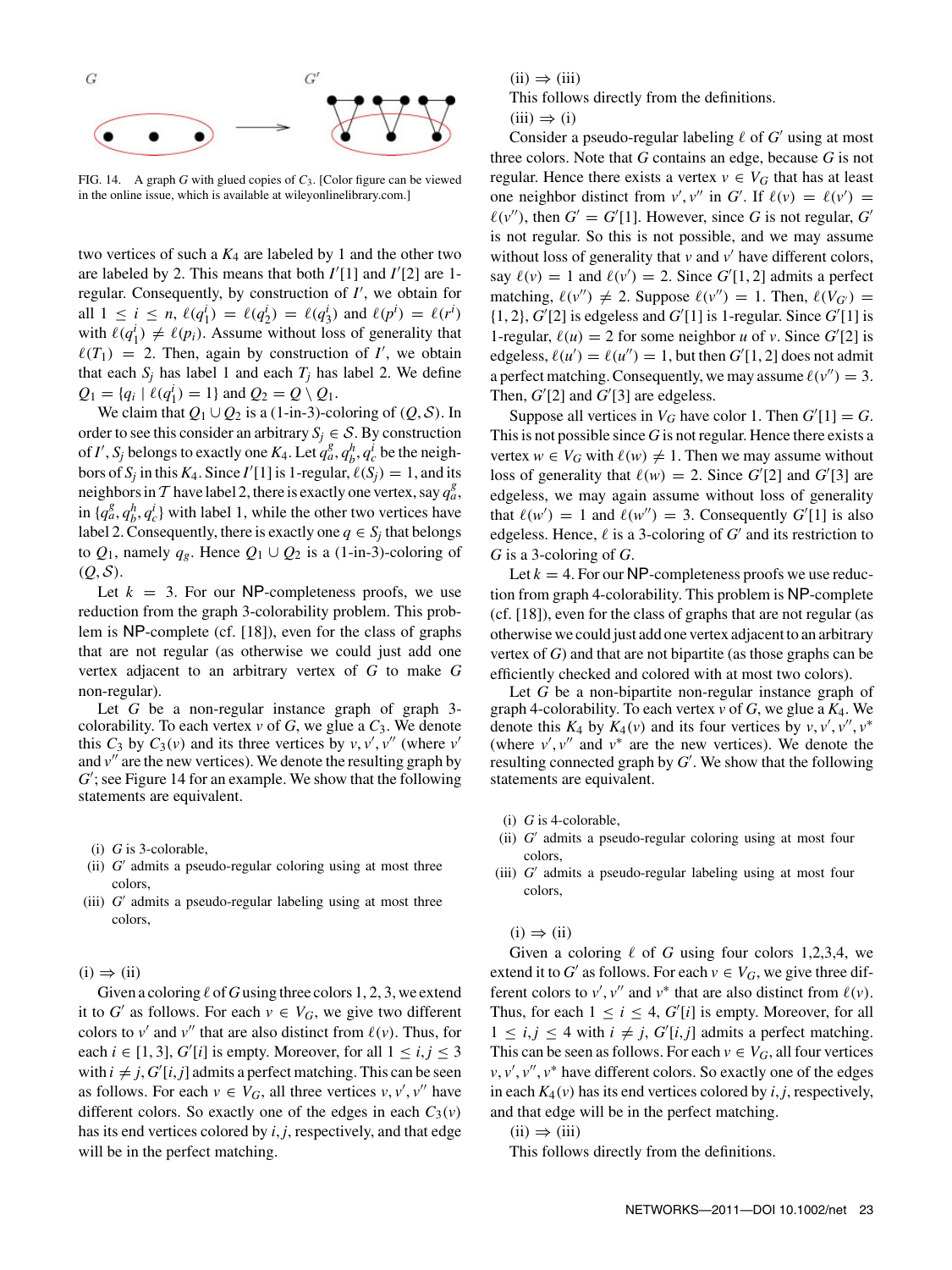FIG. 14. A graph $G$ with glued copies of $C_3$. [Color figure can be viewed in the online issue, which is available at wileyonlinelibrary.com.]

two vertices of such a $K_4$ are labeled by 1 and the other two are labeled by 2. This means that both $I'[1]$ and $I'[2]$ are 1-regular. Consequently, by construction of $I'$, we obtain for all $1 \leq i \leq n$, $\ell(q_1^i) = \ell(q_2^i) = \ell(q_3^i)$ and $\ell(p^i) = \ell(r^i)$ with $\ell(q_1^i) \neq \ell(p_i)$. Assume without loss of generality that $\ell(T_1) = 2$. Then, again by construction of $I'$, we obtain that each $S_j$ has label 1 and each $T_j$ has label 2. We define $Q_1 = \{q_i \mid \ell(q_1^i) = 1\}$ and $Q_2 = Q \setminus Q_1$.

We claim that $Q_1 \cup Q_2$ is a (1-in-3)-coloring of $(Q, \mathcal{S})$. In order to see this consider an arbitrary $S_j \in \mathcal{S}$. By construction of $I'$, $S_j$ belongs to exactly one $K_4$. Let $q_a^g, q_b^h, q_c^i$ be the neighbors of $S_j$ in this $K_4$. Since $I'[1]$ is 1-regular, $\ell(S_j) = 1$, and its neighbors in $\mathcal{T}$ have label 2, there is exactly one vertex, say $q_a^g$, in $\{q_a^g, q_b^h, q_c^i\}$ with label 1, while the other two vertices have label 2. Consequently, there is exactly one $q \in S_j$ that belongs to $Q_1$, namely $q_g$. Hence $Q_1 \cup Q_2$ is a (1-in-3)-coloring of $(Q, \mathcal{S})$.

Let $k = 3$. For our NP-completeness proofs, we use reduction from the graph 3-colorability problem. This problem is NP-complete (cf. [18]), even for the class of graphs that are not regular (as otherwise we could just add one vertex adjacent to an arbitrary vertex of $G$ to make $G$ non-regular).

Let $G$ be a non-regular instance graph of graph 3-colorability. To each vertex $v$ of $G$, we glue a $C_3$. We denote this $C_3$ by $C_3(v)$ and its three vertices by $v, v', v''$ (where $v'$ and $v''$ are the new vertices). We denote the resulting graph by $G'$; see Figure 14 for an example. We show that the following statements are equivalent.

(i) $G$ is 3-colorable,
(ii) $G'$ admits a pseudo-regular coloring using at most three colors,
(iii) $G'$ admits a pseudo-regular labeling using at most three colors,

(i) ⇒ (ii)

Given a coloring $\ell$ of $G$ using three colors 1, 2, 3, we extend it to $G'$ as follows. For each $v \in V_G$, we give two different colors to $v'$ and $v''$ that are also distinct from $\ell(v)$. Thus, for each $i \in [1, 3]$, $G'[i]$ is empty. Moreover, for all $1 \leq i, j \leq 3$ with $i \neq j$, $G'[i, j]$ admits a perfect matching. This can be seen as follows. For each $v \in V_G$, all three vertices $v, v', v''$ have different colors. So exactly one of the edges in each $C_3(v)$ has its end vertices colored by $i, j$, respectively, and that edge will be in the perfect matching.

(ii) ⇒ (iii)

This follows directly from the definitions.

(iii) ⇒ (i)

Consider a pseudo-regular labeling $\ell$ of $G'$ using at most three colors. Note that $G$ contains an edge, because $G$ is not regular. Hence there exists a vertex $v \in V_G$ that has at least one neighbor distinct from $v', v''$ in $G'$. If $\ell(v) = \ell(v') = \ell(v'')$, then $G' = G'[1]$. However, since $G$ is not regular, $G'$ is not regular. So this is not possible, and we may assume without loss of generality that $v$ and $v'$ have different colors, say $\ell(v) = 1$ and $\ell(v') = 2$. Since $G'[1, 2]$ admits a perfect matching, $\ell(v'') \neq 2$. Suppose $\ell(v'') = 1$. Then, $\ell(V_{G'}) = \{1, 2\}$, $G'[2]$ is edgeless and $G'[1]$ is 1-regular. Since $G'[1]$ is 1-regular, $\ell(u) = 2$ for some neighbor $u$ of $v$. Since $G'[2]$ is edgeless, $\ell(u') = \ell(u'') = 1$, but then $G'[1, 2]$ does not admit a perfect matching. Consequently, we may assume $\ell(v'') = 3$. Then, $G'[2]$ and $G'[3]$ are edgeless.

Suppose all vertices in $V_G$ have color 1. Then $G'[1] = G$. This is not possible since $G$ is not regular. Hence there exists a vertex $w \in V_G$ with $\ell(w) \neq 1$. Then we may assume without loss of generality that $\ell(w) = 2$. Since $G'[2]$ and $G'[3]$ are edgeless, we may again assume without loss of generality that $\ell(w') = 1$ and $\ell(w'') = 3$. Consequently $G'[1]$ is also edgeless. Hence, $\ell$ is a 3-coloring of $G'$ and its restriction to $G$ is a 3-coloring of $G$.

Let $k = 4$. For our NP-completeness proofs we use reduction from graph 4-colorability. This problem is NP-complete (cf. [18]), even for the class of graphs that are not regular (as otherwise we could just add one vertex adjacent to an arbitrary vertex of $G$) and that are not bipartite (as those graphs can be efficiently checked and colored with at most two colors).

Let $G$ be a non-bipartite non-regular instance graph of graph 4-colorability. To each vertex $v$ of $G$, we glue a $K_4$. We denote this $K_4$ by $K_4(v)$ and its four vertices by $v, v', v'', v^*$ (where $v', v''$ and $v^*$ are the new vertices). We denote the resulting connected graph by $G'$. We show that the following statements are equivalent.

(i) $G$ is 4-colorable,
(ii) $G'$ admits a pseudo-regular coloring using at most four colors,
(iii) $G'$ admits a pseudo-regular labeling using at most four colors,

(i) ⇒ (ii)

Given a coloring $\ell$ of $G$ using four colors 1,2,3,4, we extend it to $G'$ as follows. For each $v \in V_G$, we give three different colors to $v', v''$ and $v^*$ that are also distinct from $\ell(v)$. Thus, for each $1 \leq i \leq 4$, $G'[i]$ is empty. Moreover, for all $1 \leq i, j \leq 4$ with $i \neq j$, $G'[i, j]$ admits a perfect matching. This can be seen as follows. For each $v \in V_G$, all four vertices $v, v', v'', v^*$ have different colors. So exactly one of the edges in each $K_4(v)$ has its end vertices colored by $i, j$, respectively, and that edge will be in the perfect matching.

(ii) ⇒ (iii)

This follows directly from the definitions.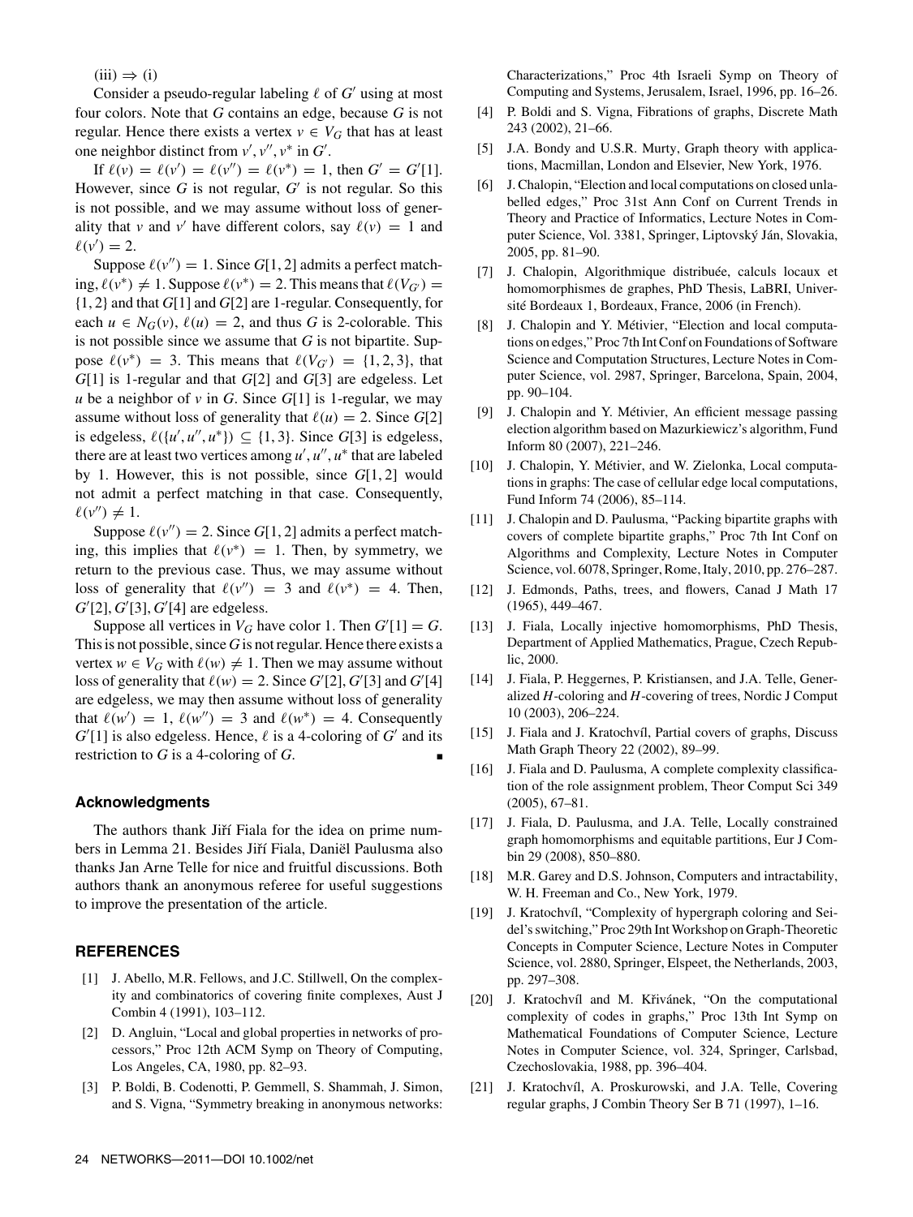(iii) $\Rightarrow$ (i)

Consider a pseudo-regular labeling $\ell$ of $G'$ using at most four colors. Note that $G$ contains an edge, because $G$ is not regular. Hence there exists a vertex $v \in V_G$ that has at least one neighbor distinct from $v', v'', v^*$ in $G'$.

If $\ell(v) = \ell(v') = \ell(v'') = \ell(v^*) = 1$, then $G' = G'[1]$. However, since $G$ is not regular, $G'$ is not regular. So this is not possible, and we may assume without loss of generality that $v$ and $v'$ have different colors, say $\ell(v) = 1$ and $\ell(v') = 2$.

Suppose $\ell(v'') = 1$. Since $G[1,2]$ admits a perfect matching, $\ell(v^*) \neq 1$. Suppose $\ell(v^*) = 2$. This means that $\ell(V_{G'}) = \{1,2\}$ and that $G[1]$ and $G[2]$ are 1-regular. Consequently, for each $u \in N_G(v)$, $\ell(u) = 2$, and thus $G$ is 2-colorable. This is not possible since we assume that $G$ is not bipartite. Suppose $\ell(v^*) = 3$. This means that $\ell(V_{G'}) = \{1,2,3\}$, that $G[1]$ is 1-regular and that $G[2]$ and $G[3]$ are edgeless. Let $u$ be a neighbor of $v$ in $G$. Since $G[1]$ is 1-regular, we may assume without loss of generality that $\ell(u) = 2$. Since $G[2]$ is edgeless, $\ell(\{u', u'', u^*\}) \subseteq \{1,3\}$. Since $G[3]$ is edgeless, there are at least two vertices among $u', u'', u^*$ that are labeled by 1. However, this is not possible, since $G[1,2]$ would not admit a perfect matching in that case. Consequently, $\ell(v'') \neq 1$.

Suppose $\ell(v'') = 2$. Since $G[1,2]$ admits a perfect matching, this implies that $\ell(v^*) = 1$. Then, by symmetry, we return to the previous case. Thus, we may assume without loss of generality that $\ell(v'') = 3$ and $\ell(v^*) = 4$. Then, $G'[2], G'[3], G'[4]$ are edgeless.

Suppose all vertices in $V_G$ have color 1. Then $G'[1] = G$. This is not possible, since $G$ is not regular. Hence there exists a vertex $w \in V_G$ with $\ell(w) \neq 1$. Then we may assume without loss of generality that $\ell(w) = 2$. Since $G'[2], G'[3]$ and $G'[4]$ are edgeless, we may then assume without loss of generality that $\ell(w') = 1$, $\ell(w'') = 3$ and $\ell(w^*) = 4$. Consequently $G'[1]$ is also edgeless. Hence, $\ell$ is a 4-coloring of $G'$ and its restriction to $G$ is a 4-coloring of $G$. ∎

## Acknowledgments

The authors thank Jiří Fiala for the idea on prime numbers in Lemma 21. Besides Jiří Fiala, Daniël Paulusma also thanks Jan Arne Telle for nice and fruitful discussions. Both authors thank an anonymous referee for useful suggestions to improve the presentation of the article.

## REFERENCES

[1] J. Abello, M.R. Fellows, and J.C. Stillwell, On the complexity and combinatorics of covering finite complexes, Aust J Combin 4 (1991), 103–112.

[2] D. Angluin, "Local and global properties in networks of processors," Proc 12th ACM Symp on Theory of Computing, Los Angeles, CA, 1980, pp. 82–93.

[3] P. Boldi, B. Codenotti, P. Gemmell, S. Shammah, J. Simon, and S. Vigna, "Symmetry breaking in anonymous networks: Characterizations," Proc 4th Israeli Symp on Theory of Computing and Systems, Jerusalem, Israel, 1996, pp. 16–26.

[4] P. Boldi and S. Vigna, Fibrations of graphs, Discrete Math 243 (2002), 21–66.

[5] J.A. Bondy and U.S.R. Murty, Graph theory with applications, Macmillan, London and Elsevier, New York, 1976.

[6] J. Chalopin, "Election and local computations on closed unlabelled edges," Proc 31st Ann Conf on Current Trends in Theory and Practice of Informatics, Lecture Notes in Computer Science, Vol. 3381, Springer, Liptovský Ján, Slovakia, 2005, pp. 81–90.

[7] J. Chalopin, Algorithmique distribuée, calculs locaux et homomorphismes de graphes, PhD Thesis, LaBRI, Université Bordeaux 1, Bordeaux, France, 2006 (in French).

[8] J. Chalopin and Y. Métivier, "Election and local computations on edges," Proc 7th Int Conf on Foundations of Software Science and Computation Structures, Lecture Notes in Computer Science, vol. 2987, Springer, Barcelona, Spain, 2004, pp. 90–104.

[9] J. Chalopin and Y. Métivier, An efficient message passing election algorithm based on Mazurkiewicz's algorithm, Fund Inform 80 (2007), 221–246.

[10] J. Chalopin, Y. Métivier, and W. Zielonka, Local computations in graphs: The case of cellular edge local computations, Fund Inform 74 (2006), 85–114.

[11] J. Chalopin and D. Paulusma, "Packing bipartite graphs with covers of complete bipartite graphs," Proc 7th Int Conf on Algorithms and Complexity, Lecture Notes in Computer Science, vol. 6078, Springer, Rome, Italy, 2010, pp. 276–287.

[12] J. Edmonds, Paths, trees, and flowers, Canad J Math 17 (1965), 449–467.

[13] J. Fiala, Locally injective homomorphisms, PhD Thesis, Department of Applied Mathematics, Prague, Czech Republic, 2000.

[14] J. Fiala, P. Heggernes, P. Kristiansen, and J.A. Telle, Generalized $H$-coloring and $H$-covering of trees, Nordic J Comput 10 (2003), 206–224.

[15] J. Fiala and J. Kratochvíl, Partial covers of graphs, Discuss Math Graph Theory 22 (2002), 89–99.

[16] J. Fiala and D. Paulusma, A complete complexity classification of the role assignment problem, Theor Comput Sci 349 (2005), 67–81.

[17] J. Fiala, D. Paulusma, and J.A. Telle, Locally constrained graph homomorphisms and equitable partitions, Eur J Combin 29 (2008), 850–880.

[18] M.R. Garey and D.S. Johnson, Computers and intractability, W. H. Freeman and Co., New York, 1979.

[19] J. Kratochvíl, "Complexity of hypergraph coloring and Seidel's switching," Proc 29th Int Workshop on Graph-Theoretic Concepts in Computer Science, Lecture Notes in Computer Science, vol. 2880, Springer, Elspeet, the Netherlands, 2003, pp. 297–308.

[20] J. Kratochvíl and M. Křivánek, "On the computational complexity of codes in graphs," Proc 13th Int Symp on Mathematical Foundations of Computer Science, Lecture Notes in Computer Science, vol. 324, Springer, Carlsbad, Czechoslovakia, 1988, pp. 396–404.

[21] J. Kratochvíl, A. Proskurowski, and J.A. Telle, Covering regular graphs, J Combin Theory Ser B 71 (1997), 1–16.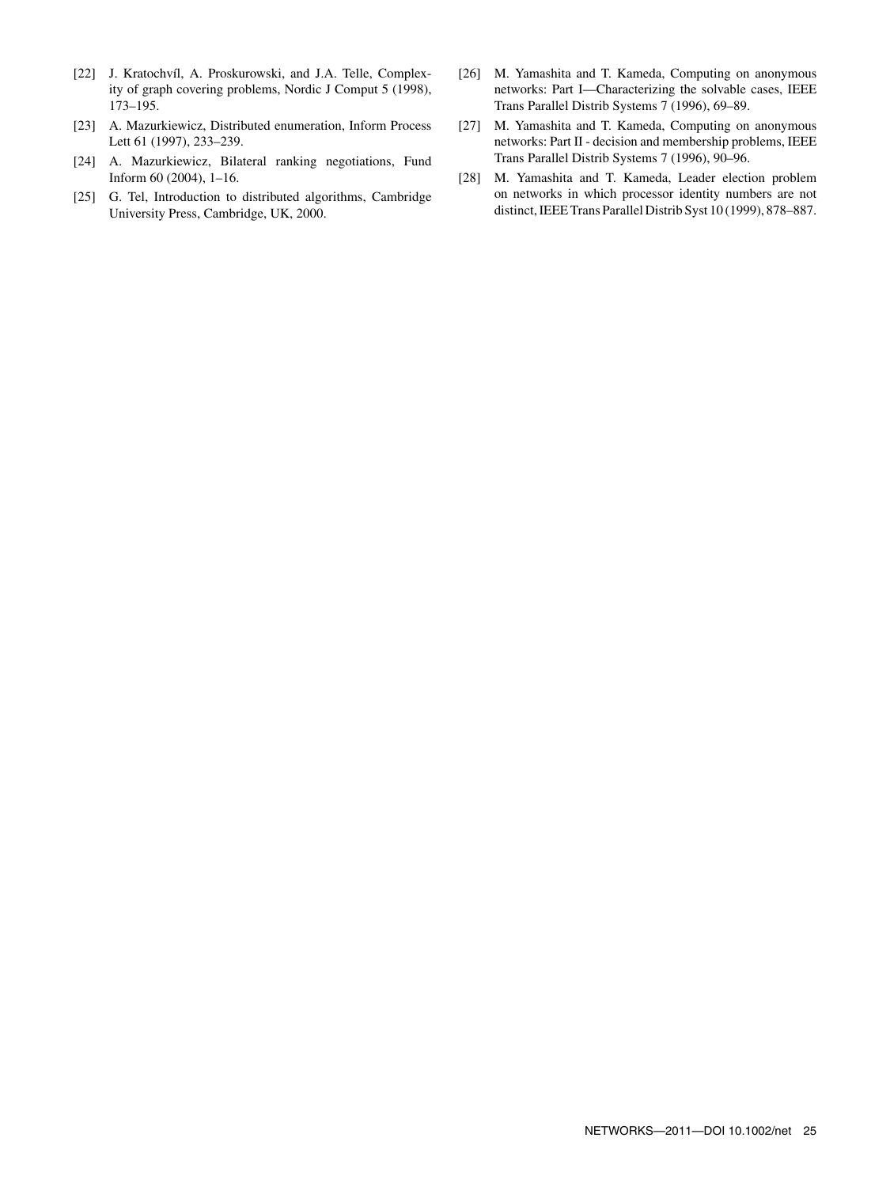[22] J. Kratochvíl, A. Proskurowski, and J.A. Telle, Complexity of graph covering problems, Nordic J Comput 5 (1998), 173–195.

[23] A. Mazurkiewicz, Distributed enumeration, Inform Process Lett 61 (1997), 233–239.

[24] A. Mazurkiewicz, Bilateral ranking negotiations, Fund Inform 60 (2004), 1–16.

[25] G. Tel, Introduction to distributed algorithms, Cambridge University Press, Cambridge, UK, 2000.

[26] M. Yamashita and T. Kameda, Computing on anonymous networks: Part I—Characterizing the solvable cases, IEEE Trans Parallel Distrib Systems 7 (1996), 69–89.

[27] M. Yamashita and T. Kameda, Computing on anonymous networks: Part II - decision and membership problems, IEEE Trans Parallel Distrib Systems 7 (1996), 90–96.

[28] M. Yamashita and T. Kameda, Leader election problem on networks in which processor identity numbers are not distinct, IEEE Trans Parallel Distrib Syst 10 (1999), 878–887.